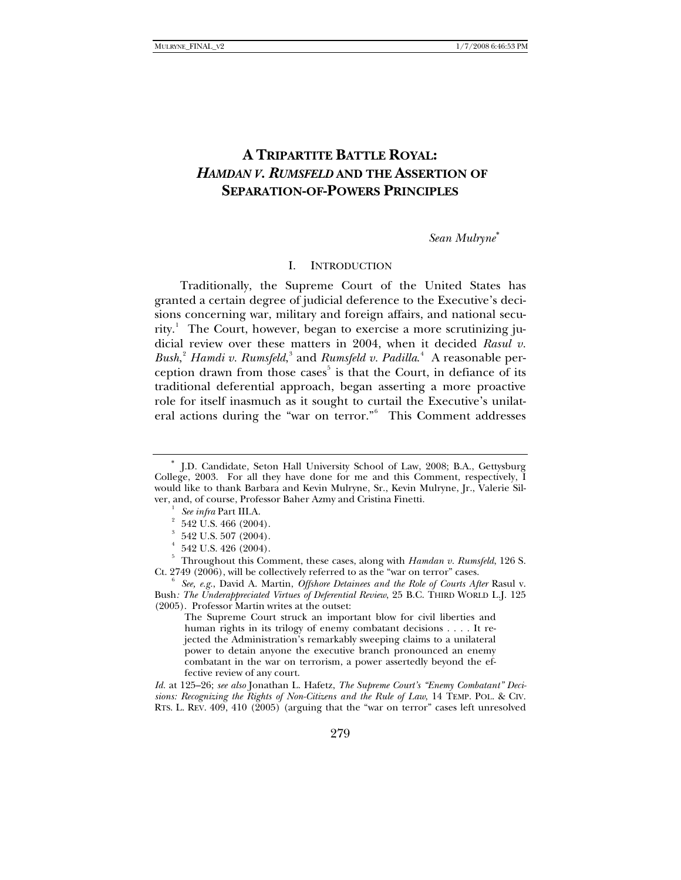# A TRIPARTITE BATTLE ROYAL: *HAMDAN V. RUMSFELD* AND THE ASSERTION OF SEPARATION-OF-POWERS PRINCIPLES

*Sean Mulryne*[*]

## I. INTRODUCTION

Traditionally, the Supreme Court of the United States has granted a certain degree of judicial deference to the Executive's decisions concerning war, military and foreign affairs, and national security.[1] The Court, however, began to exercise a more scrutinizing judicial review over these matters in 2004, when it decided *Rasul v. Bush*,[2] *Hamdi v. Rumsfeld*,[3] and *Rumsfeld v. Padilla*.[4] A reasonable perception drawn from those cases[5] is that the Court, in defiance of its traditional deferential approach, began asserting a more proactive role for itself inasmuch as it sought to curtail the Executive's unilateral actions during the "war on terror."[6] This Comment addresses

---

[*] J.D. Candidate, Seton Hall University School of Law, 2008; B.A., Gettysburg College, 2003. For all they have done for me and this Comment, respectively, I would like to thank Barbara and Kevin Mulryne, Sr., Kevin Mulryne, Jr., Valerie Silver, and, of course, Professor Baher Azmy and Cristina Finetti.

[1] *See infra* Part III.A.

[2] 542 U.S. 466 (2004).

[3] 542 U.S. 507 (2004).

[4] 542 U.S. 426 (2004).

[5] Throughout this Comment, these cases, along with *Hamdan v. Rumsfeld*, 126 S. Ct. 2749 (2006), will be collectively referred to as the "war on terror" cases.

[6] *See, e.g.*, David A. Martin, *Offshore Detainees and the Role of Courts After* Rasul v. Bush*: The Underappreciated Virtues of Deferential Review*, 25 B.C. THIRD WORLD L.J. 125 (2005). Professor Martin writes at the outset:

> The Supreme Court struck an important blow for civil liberties and human rights in its trilogy of enemy combatant decisions . . . . It rejected the Administration's remarkably sweeping claims to a unilateral power to detain anyone the executive branch pronounced an enemy combatant in the war on terrorism, a power assertedly beyond the effective review of any court.

*Id.* at 125–26; *see also* Jonathan L. Hafetz, *The Supreme Court's "Enemy Combatant" Decisions: Recognizing the Rights of Non-Citizens and the Rule of Law*, 14 TEMP. POL. & CIV. RTS. L. REV. 409, 410 (2005) (arguing that the "war on terror" cases left unresolved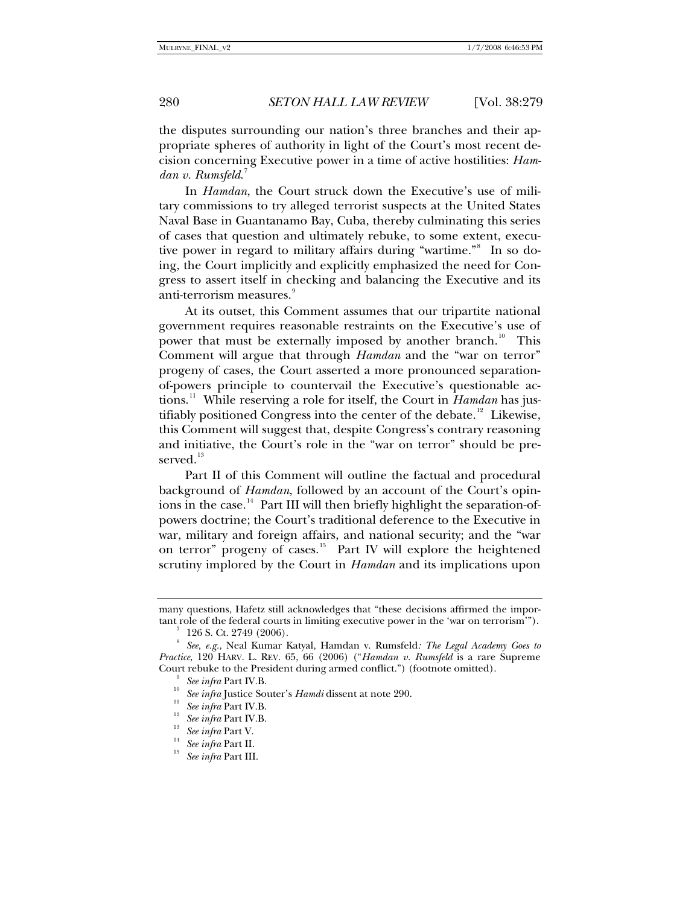the disputes surrounding our nation's three branches and their appropriate spheres of authority in light of the Court's most recent decision concerning Executive power in a time of active hostilities: *Hamdan v. Rumsfeld*.[7]

In *Hamdan*, the Court struck down the Executive's use of military commissions to try alleged terrorist suspects at the United States Naval Base in Guantanamo Bay, Cuba, thereby culminating this series of cases that question and ultimately rebuke, to some extent, executive power in regard to military affairs during "wartime."[8] In so doing, the Court implicitly and explicitly emphasized the need for Congress to assert itself in checking and balancing the Executive and its anti-terrorism measures.[9]

At its outset, this Comment assumes that our tripartite national government requires reasonable restraints on the Executive's use of power that must be externally imposed by another branch.[10] This Comment will argue that through *Hamdan* and the "war on terror" progeny of cases, the Court asserted a more pronounced separation-of-powers principle to countervail the Executive's questionable actions.[11] While reserving a role for itself, the Court in *Hamdan* has justifiably positioned Congress into the center of the debate.[12] Likewise, this Comment will suggest that, despite Congress's contrary reasoning and initiative, the Court's role in the "war on terror" should be preserved.[13]

Part II of this Comment will outline the factual and procedural background of *Hamdan*, followed by an account of the Court's opinions in the case.[14] Part III will then briefly highlight the separation-of-powers doctrine; the Court's traditional deference to the Executive in war, military and foreign affairs, and national security; and the "war on terror" progeny of cases.[15] Part IV will explore the heightened scrutiny implored by the Court in *Hamdan* and its implications upon

---

many questions, Hafetz still acknowledges that "these decisions affirmed the important role of the federal courts in limiting executive power in the 'war on terrorism'").

[7] 126 S. Ct. 2749 (2006).

[8] *See, e.g.*, Neal Kumar Katyal, Hamdan v. Rumsfeld*: The Legal Academy Goes to Practice*, 120 HARV. L. REV. 65, 66 (2006) ("*Hamdan v. Rumsfeld* is a rare Supreme Court rebuke to the President during armed conflict.") (footnote omitted).

[9] *See infra* Part IV.B.

[10] *See infra* Justice Souter's *Hamdi* dissent at note 290.

[11] *See infra* Part IV.B.

[12] *See infra* Part IV.B.

[13] *See infra* Part V.

[14] *See infra* Part II.

[15] *See infra* Part III.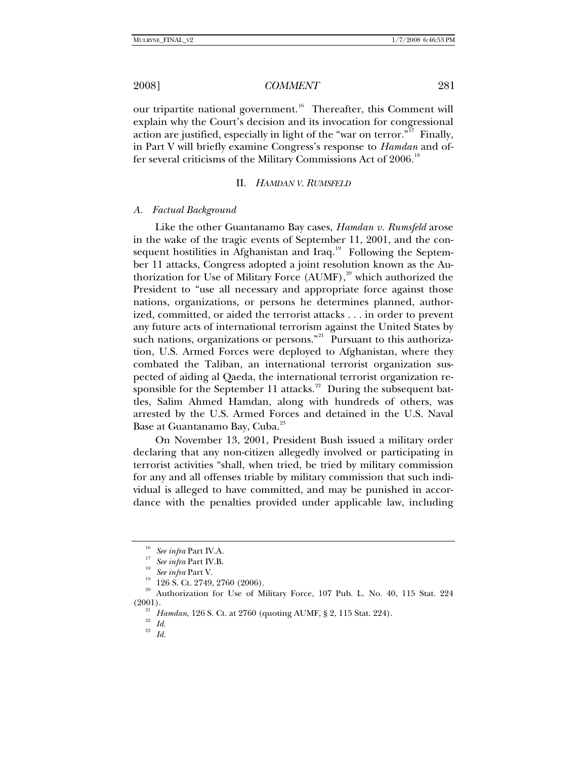our tripartite national government.[16] Thereafter, this Comment will explain why the Court's decision and its invocation for congressional action are justified, especially in light of the "war on terror."[17] Finally, in Part V will briefly examine Congress's response to *Hamdan* and offer several criticisms of the Military Commissions Act of 2006.[18]

## II. *HAMDAN V. RUMSFELD*

### *A. Factual Background*

Like the other Guantanamo Bay cases, *Hamdan v. Rumsfeld* arose in the wake of the tragic events of September 11, 2001, and the consequent hostilities in Afghanistan and Iraq.[19] Following the September 11 attacks, Congress adopted a joint resolution known as the Authorization for Use of Military Force (AUMF),[20] which authorized the President to "use all necessary and appropriate force against those nations, organizations, or persons he determines planned, authorized, committed, or aided the terrorist attacks . . . in order to prevent any future acts of international terrorism against the United States by such nations, organizations or persons."[21] Pursuant to this authorization, U.S. Armed Forces were deployed to Afghanistan, where they combated the Taliban, an international terrorist organization suspected of aiding al Qaeda, the international terrorist organization responsible for the September 11 attacks.[22] During the subsequent battles, Salim Ahmed Hamdan, along with hundreds of others, was arrested by the U.S. Armed Forces and detained in the U.S. Naval Base at Guantanamo Bay, Cuba.[23]

On November 13, 2001, President Bush issued a military order declaring that any non-citizen allegedly involved or participating in terrorist activities "shall, when tried, be tried by military commission for any and all offenses triable by military commission that such individual is alleged to have committed, and may be punished in accordance with the penalties provided under applicable law, including

---

[16] *See infra* Part IV.A.

[17] *See infra* Part IV.B.

[18] *See infra* Part V.

[19] 126 S. Ct. 2749, 2760 (2006).

[20] Authorization for Use of Military Force, 107 Pub. L. No. 40, 115 Stat. 224 (2001).

[21] *Hamdan*, 126 S. Ct. at 2760 (quoting AUMF, § 2, 115 Stat. 224).

[22] *Id.*

[23] *Id.*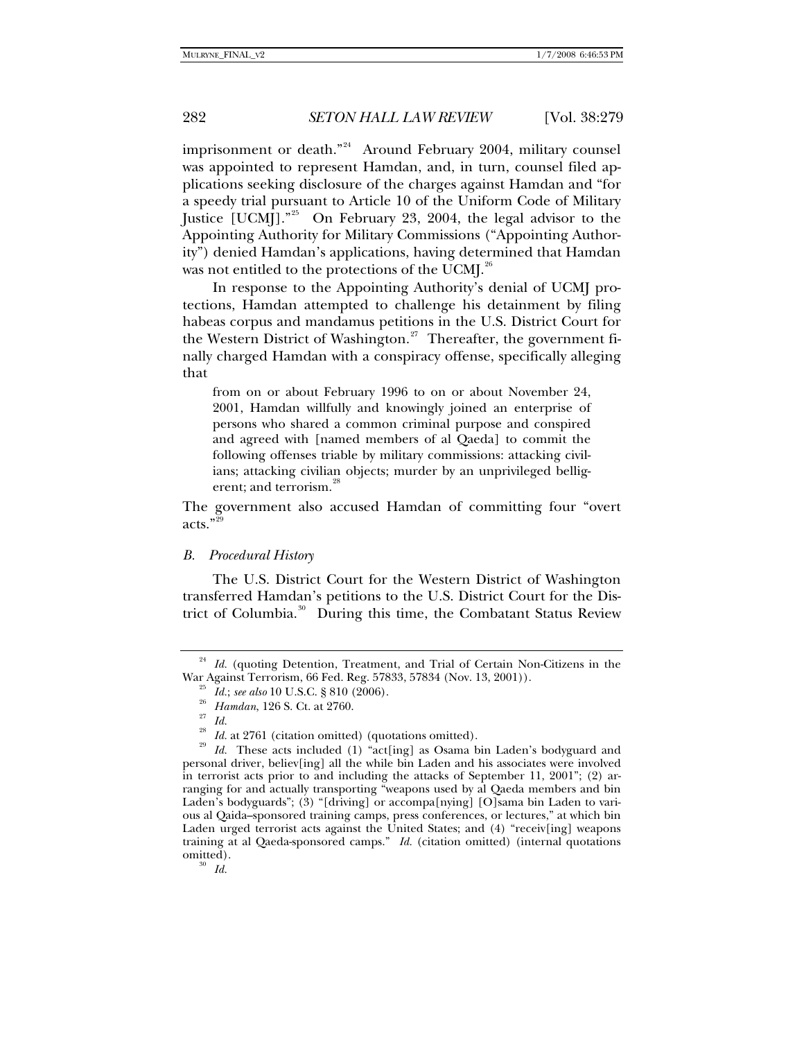imprisonment or death."[24] Around February 2004, military counsel was appointed to represent Hamdan, and, in turn, counsel filed applications seeking disclosure of the charges against Hamdan and "for a speedy trial pursuant to Article 10 of the Uniform Code of Military Justice [UCMJ]."[25] On February 23, 2004, the legal advisor to the Appointing Authority for Military Commissions ("Appointing Authority") denied Hamdan's applications, having determined that Hamdan was not entitled to the protections of the UCMJ.[26]

In response to the Appointing Authority's denial of UCMJ protections, Hamdan attempted to challenge his detainment by filing habeas corpus and mandamus petitions in the U.S. District Court for the Western District of Washington.[27] Thereafter, the government finally charged Hamdan with a conspiracy offense, specifically alleging that

> from on or about February 1996 to on or about November 24, 2001, Hamdan willfully and knowingly joined an enterprise of persons who shared a common criminal purpose and conspired and agreed with [named members of al Qaeda] to commit the following offenses triable by military commissions: attacking civilians; attacking civilian objects; murder by an unprivileged belligerent; and terrorism.[28]

The government also accused Hamdan of committing four "overt acts."[29]

### *B. Procedural History*

The U.S. District Court for the Western District of Washington transferred Hamdan's petitions to the U.S. District Court for the District of Columbia.[30] During this time, the Combatant Status Review

---

[24] *Id.* (quoting Detention, Treatment, and Trial of Certain Non-Citizens in the War Against Terrorism, 66 Fed. Reg. 57833, 57834 (Nov. 13, 2001)).

[25] *Id.*; *see also* 10 U.S.C. § 810 (2006).

[26] *Hamdan*, 126 S. Ct. at 2760.

[27] *Id.*

[28] *Id.* at 2761 (citation omitted) (quotations omitted).

[29] *Id.* These acts included (1) "act[ing] as Osama bin Laden's bodyguard and personal driver, believ[ing] all the while bin Laden and his associates were involved in terrorist acts prior to and including the attacks of September 11, 2001"; (2) arranging for and actually transporting "weapons used by al Qaeda members and bin Laden's bodyguards"; (3) "[driving] or accompa[nying] [O]sama bin Laden to various al Qaida–sponsored training camps, press conferences, or lectures," at which bin Laden urged terrorist acts against the United States; and (4) "receiv[ing] weapons training at al Qaeda-sponsored camps." *Id.* (citation omitted) (internal quotations omitted).

[30] *Id.*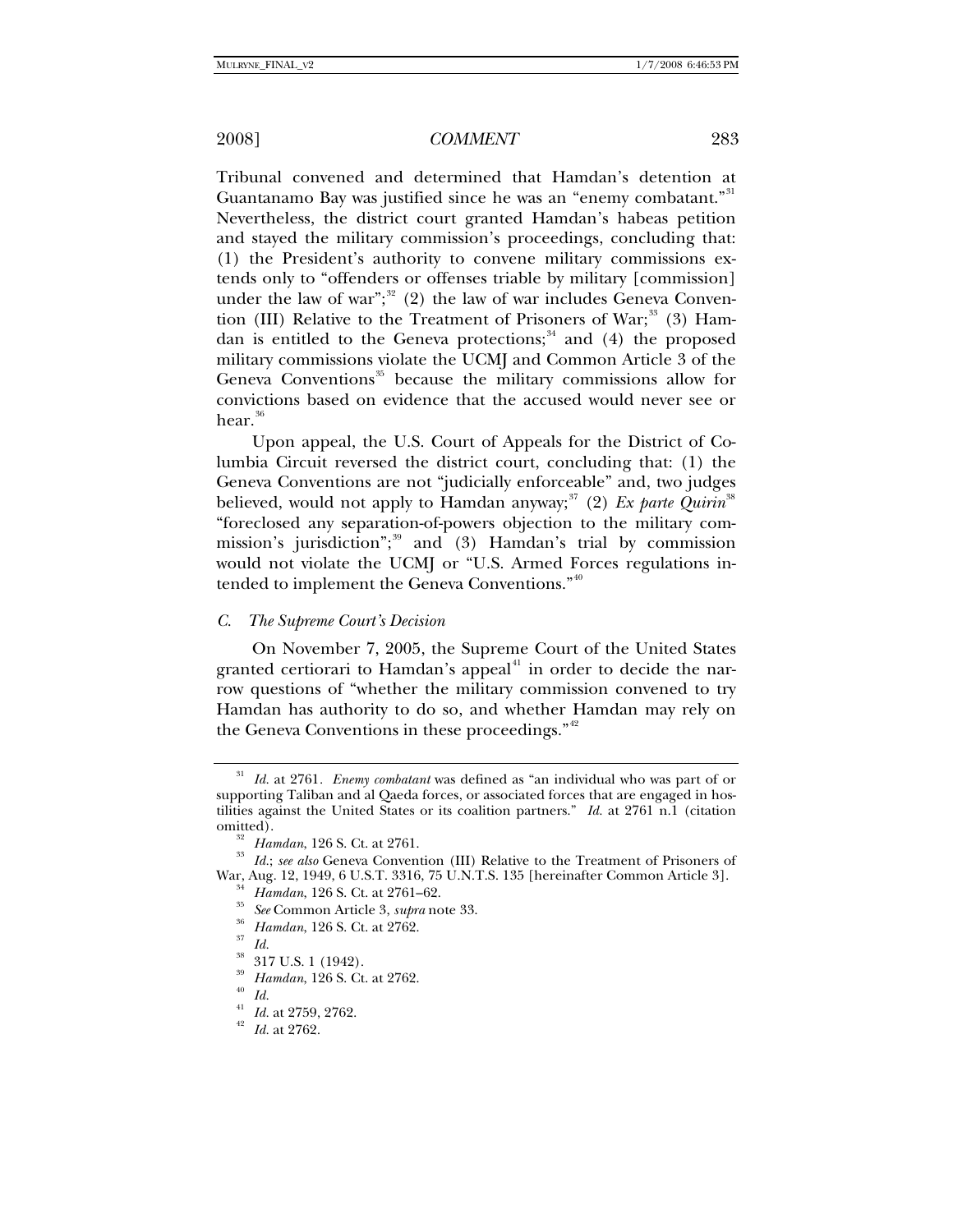Tribunal convened and determined that Hamdan's detention at Guantanamo Bay was justified since he was an "enemy combatant."[31] Nevertheless, the district court granted Hamdan's habeas petition and stayed the military commission's proceedings, concluding that: (1) the President's authority to convene military commissions extends only to "offenders or offenses triable by military [commission] under the law of war";[32] (2) the law of war includes Geneva Convention (III) Relative to the Treatment of Prisoners of War;[33] (3) Hamdan is entitled to the Geneva protections;[34] and (4) the proposed military commissions violate the UCMJ and Common Article 3 of the Geneva Conventions[35] because the military commissions allow for convictions based on evidence that the accused would never see or hear.[36]

Upon appeal, the U.S. Court of Appeals for the District of Columbia Circuit reversed the district court, concluding that: (1) the Geneva Conventions are not "judicially enforceable" and, two judges believed, would not apply to Hamdan anyway;[37] (2) *Ex parte Quirin*[38] "foreclosed any separation-of-powers objection to the military commission's jurisdiction";[39] and (3) Hamdan's trial by commission would not violate the UCMJ or "U.S. Armed Forces regulations intended to implement the Geneva Conventions."[40]

### C. *The Supreme Court's Decision*

On November 7, 2005, the Supreme Court of the United States granted certiorari to Hamdan's appeal[41] in order to decide the narrow questions of "whether the military commission convened to try Hamdan has authority to do so, and whether Hamdan may rely on the Geneva Conventions in these proceedings."[42]

---

[31] *Id.* at 2761. *Enemy combatant* was defined as "an individual who was part of or supporting Taliban and al Qaeda forces, or associated forces that are engaged in hostilities against the United States or its coalition partners." *Id.* at 2761 n.1 (citation omitted).

[32] *Hamdan*, 126 S. Ct. at 2761.

[33] *Id.*; *see also* Geneva Convention (III) Relative to the Treatment of Prisoners of War, Aug. 12, 1949, 6 U.S.T. 3316, 75 U.N.T.S. 135 [hereinafter Common Article 3].

[34] *Hamdan*, 126 S. Ct. at 2761–62.

[35] *See* Common Article 3, *supra* note 33.

[36] *Hamdan*, 126 S. Ct. at 2762.

[37] *Id.*

[38] 317 U.S. 1 (1942).

[39] *Hamdan*, 126 S. Ct. at 2762.

[40] *Id.*

[41] *Id.* at 2759, 2762.

[42] *Id.* at 2762.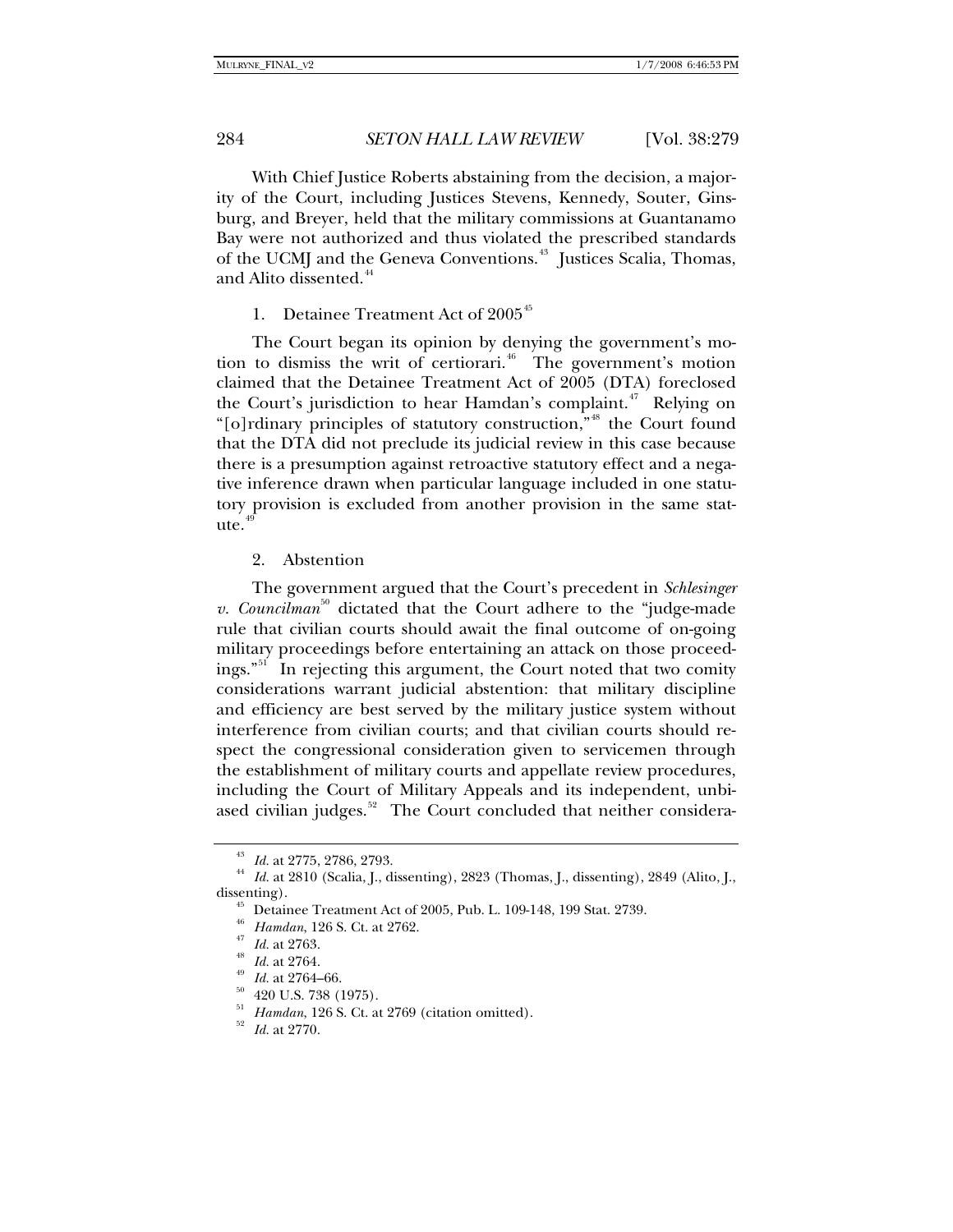With Chief Justice Roberts abstaining from the decision, a majority of the Court, including Justices Stevens, Kennedy, Souter, Ginsburg, and Breyer, held that the military commissions at Guantanamo Bay were not authorized and thus violated the prescribed standards of the UCMJ and the Geneva Conventions.[43] Justices Scalia, Thomas, and Alito dissented.[44]

### 1. Detainee Treatment Act of 2005[45]

The Court began its opinion by denying the government's motion to dismiss the writ of certiorari.[46] The government's motion claimed that the Detainee Treatment Act of 2005 (DTA) foreclosed the Court's jurisdiction to hear Hamdan's complaint.[47] Relying on "[o]rdinary principles of statutory construction,"[48] the Court found that the DTA did not preclude its judicial review in this case because there is a presumption against retroactive statutory effect and a negative inference drawn when particular language included in one statutory provision is excluded from another provision in the same statute.[49]

### 2. Abstention

The government argued that the Court's precedent in *Schlesinger v. Councilman*[50] dictated that the Court adhere to the "judge-made rule that civilian courts should await the final outcome of on-going military proceedings before entertaining an attack on those proceedings."[51] In rejecting this argument, the Court noted that two comity considerations warrant judicial abstention: that military discipline and efficiency are best served by the military justice system without interference from civilian courts; and that civilian courts should respect the congressional consideration given to servicemen through the establishment of military courts and appellate review procedures, including the Court of Military Appeals and its independent, unbiased civilian judges.[52] The Court concluded that neither considera-

---

[43] *Id.* at 2775, 2786, 2793.

[44] *Id.* at 2810 (Scalia, J., dissenting), 2823 (Thomas, J., dissenting), 2849 (Alito, J., dissenting).

[45] Detainee Treatment Act of 2005, Pub. L. 109-148, 199 Stat. 2739.

[46] *Hamdan*, 126 S. Ct. at 2762.

[47] *Id.* at 2763.

[48] *Id.* at 2764.

[49] *Id.* at 2764–66.

[50] 420 U.S. 738 (1975).

[51] *Hamdan*, 126 S. Ct. at 2769 (citation omitted).

[52] *Id.* at 2770.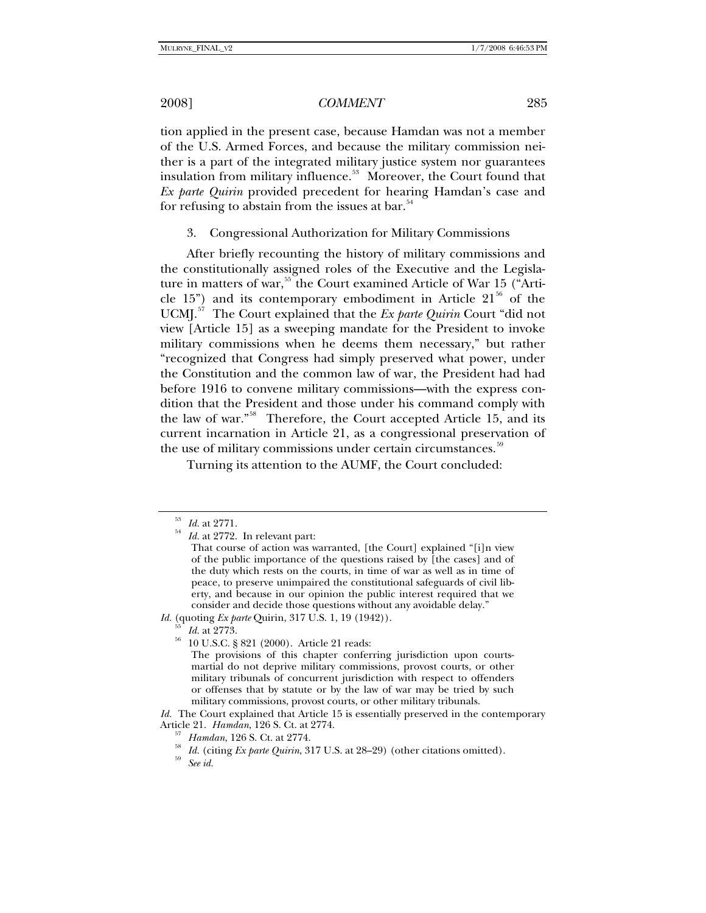tion applied in the present case, because Hamdan was not a member of the U.S. Armed Forces, and because the military commission neither is a part of the integrated military justice system nor guarantees insulation from military influence.[53] Moreover, the Court found that *Ex parte Quirin* provided precedent for hearing Hamdan's case and for refusing to abstain from the issues at bar.[54]

### 3. Congressional Authorization for Military Commissions

After briefly recounting the history of military commissions and the constitutionally assigned roles of the Executive and the Legislature in matters of war,[55] the Court examined Article of War 15 ("Article 15") and its contemporary embodiment in Article 21[56] of the UCMJ.[57] The Court explained that the *Ex parte Quirin* Court "did not view [Article 15] as a sweeping mandate for the President to invoke military commissions when he deems them necessary," but rather "recognized that Congress had simply preserved what power, under the Constitution and the common law of war, the President had had before 1916 to convene military commissions—with the express condition that the President and those under his command comply with the law of war."[58] Therefore, the Court accepted Article 15, and its current incarnation in Article 21, as a congressional preservation of the use of military commissions under certain circumstances.[59]

Turning its attention to the AUMF, the Court concluded:

---

[53] *Id.* at 2771.

[54] *Id.* at 2772. In relevant part:

> That course of action was warranted, [the Court] explained "[i]n view of the public importance of the questions raised by [the cases] and of the duty which rests on the courts, in time of war as well as in time of peace, to preserve unimpaired the constitutional safeguards of civil liberty, and because in our opinion the public interest required that we consider and decide those questions without any avoidable delay."

*Id.* (quoting *Ex parte* Quirin, 317 U.S. 1, 19 (1942)).

[55] *Id.* at 2773.

[56] 10 U.S.C. § 821 (2000). Article 21 reads:

> The provisions of this chapter conferring jurisdiction upon courts-martial do not deprive military commissions, provost courts, or other military tribunals of concurrent jurisdiction with respect to offenders or offenses that by statute or by the law of war may be tried by such military commissions, provost courts, or other military tribunals.

*Id.* The Court explained that Article 15 is essentially preserved in the contemporary Article 21. *Hamdan*, 126 S. Ct. at 2774.

[57] *Hamdan*, 126 S. Ct. at 2774.

[58] *Id.* (citing *Ex parte Quirin*, 317 U.S. at 28–29) (other citations omitted).

[59] *See id.*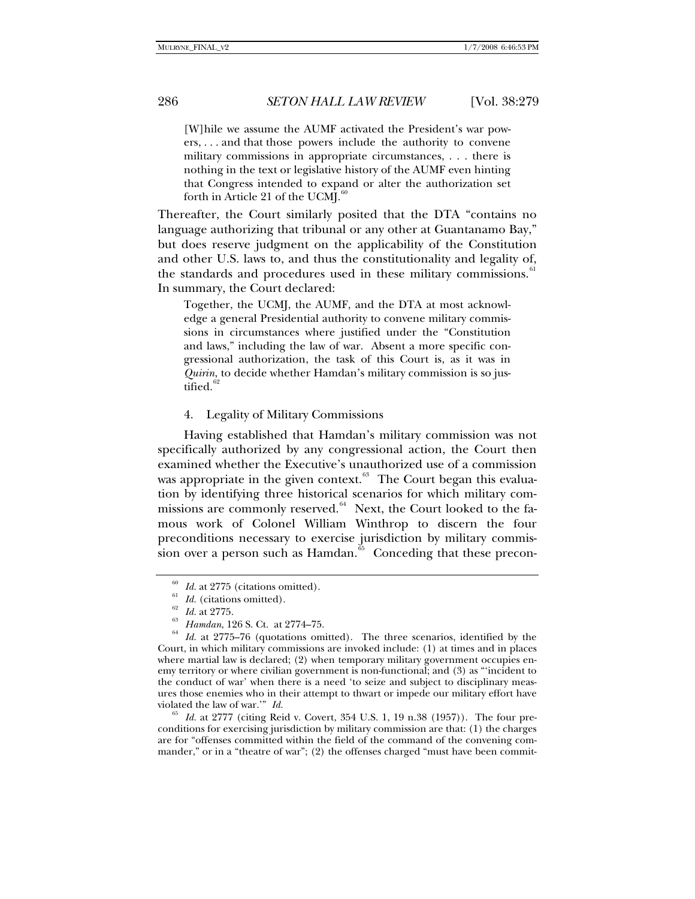> [W]hile we assume the AUMF activated the President's war powers, . . . and that those powers include the authority to convene military commissions in appropriate circumstances, . . . there is nothing in the text or legislative history of the AUMF even hinting that Congress intended to expand or alter the authorization set forth in Article 21 of the UCMJ.[60]

Thereafter, the Court similarly posited that the DTA "contains no language authorizing that tribunal or any other at Guantanamo Bay," but does reserve judgment on the applicability of the Constitution and other U.S. laws to, and thus the constitutionality and legality of, the standards and procedures used in these military commissions.[61] In summary, the Court declared:

> Together, the UCMJ, the AUMF, and the DTA at most acknowledge a general Presidential authority to convene military commissions in circumstances where justified under the "Constitution and laws," including the law of war. Absent a more specific congressional authorization, the task of this Court is, as it was in *Quirin*, to decide whether Hamdan's military commission is so justified.[62]

#### 4. Legality of Military Commissions

Having established that Hamdan's military commission was not specifically authorized by any congressional action, the Court then examined whether the Executive's unauthorized use of a commission was appropriate in the given context.[63] The Court began this evaluation by identifying three historical scenarios for which military commissions are commonly reserved.[64] Next, the Court looked to the famous work of Colonel William Winthrop to discern the four preconditions necessary to exercise jurisdiction by military commission over a person such as Hamdan.[65] Conceding that these precon-

---

[60] *Id.* at 2775 (citations omitted).

[61] *Id.* (citations omitted).

[62] *Id.* at 2775.

[63] *Hamdan*, 126 S. Ct. at 2774–75.

[64] *Id.* at 2775–76 (quotations omitted). The three scenarios, identified by the Court, in which military commissions are invoked include: (1) at times and in places where martial law is declared; (2) when temporary military government occupies enemy territory or where civilian government is non-functional; and (3) as "'incident to the conduct of war' when there is a need 'to seize and subject to disciplinary measures those enemies who in their attempt to thwart or impede our military effort have violated the law of war.'" *Id.*

[65] *Id.* at 2777 (citing Reid v. Covert, 354 U.S. 1, 19 n.38 (1957)). The four preconditions for exercising jurisdiction by military commission are that: (1) the charges are for "offenses committed within the field of the command of the convening commander," or in a "theatre of war"; (2) the offenses charged "must have been commit-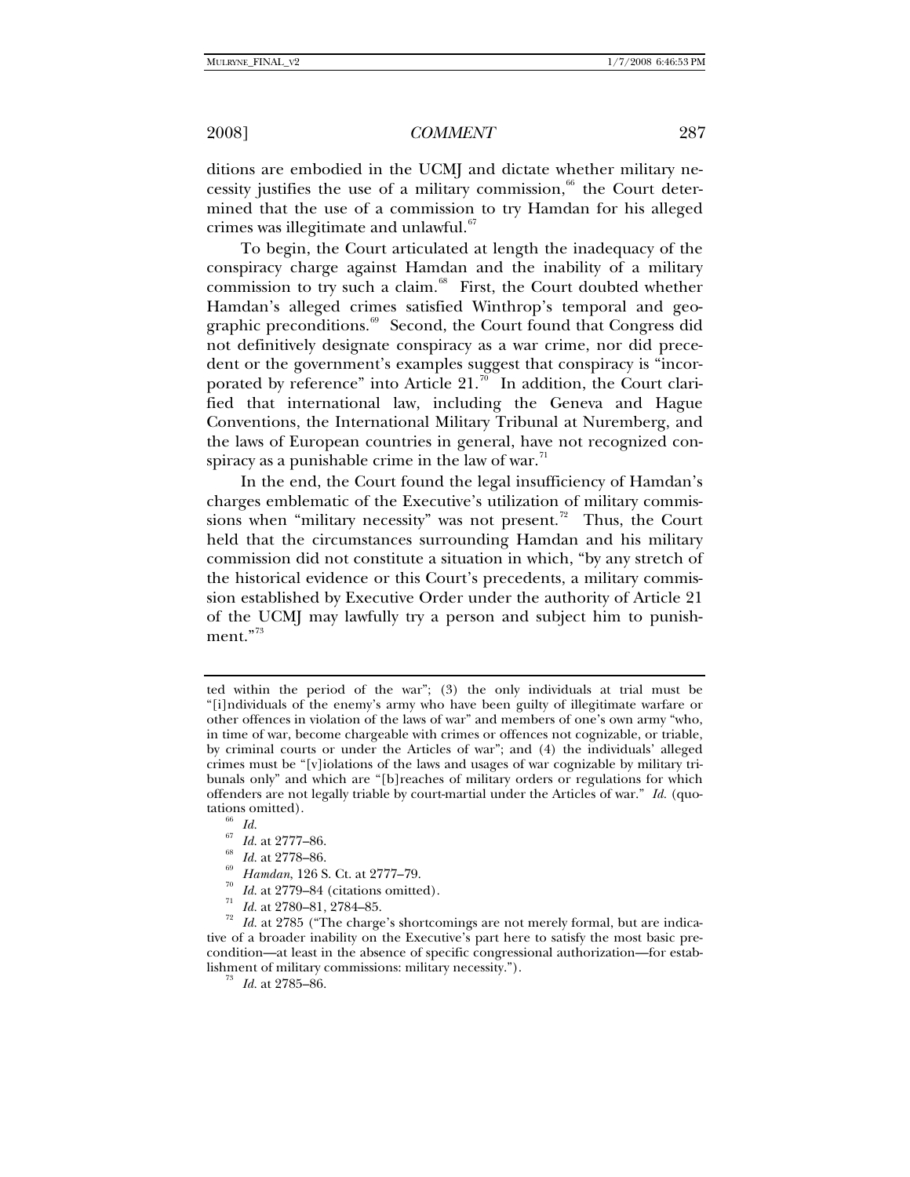ditions are embodied in the UCMJ and dictate whether military necessity justifies the use of a military commission,[66] the Court determined that the use of a commission to try Hamdan for his alleged crimes was illegitimate and unlawful.[67]

To begin, the Court articulated at length the inadequacy of the conspiracy charge against Hamdan and the inability of a military commission to try such a claim.[68] First, the Court doubted whether Hamdan's alleged crimes satisfied Winthrop's temporal and geographic preconditions.[69] Second, the Court found that Congress did not definitively designate conspiracy as a war crime, nor did precedent or the government's examples suggest that conspiracy is "incorporated by reference" into Article 21.[70] In addition, the Court clarified that international law, including the Geneva and Hague Conventions, the International Military Tribunal at Nuremberg, and the laws of European countries in general, have not recognized conspiracy as a punishable crime in the law of war.[71]

In the end, the Court found the legal insufficiency of Hamdan's charges emblematic of the Executive's utilization of military commissions when "military necessity" was not present.[72] Thus, the Court held that the circumstances surrounding Hamdan and his military commission did not constitute a situation in which, "by any stretch of the historical evidence or this Court's precedents, a military commission established by Executive Order under the authority of Article 21 of the UCMJ may lawfully try a person and subject him to punishment."[73]

---

ted within the period of the war"; (3) the only individuals at trial must be "[i]ndividuals of the enemy's army who have been guilty of illegitimate warfare or other offences in violation of the laws of war" and members of one's own army "who, in time of war, become chargeable with crimes or offences not cognizable, or triable, by criminal courts or under the Articles of war"; and (4) the individuals' alleged crimes must be "[v]iolations of the laws and usages of war cognizable by military tribunals only" and which are "[b]reaches of military orders or regulations for which offenders are not legally triable by court-martial under the Articles of war." *Id.* (quotations omitted).

[66] *Id.*

[67] *Id.* at 2777–86.

[68] *Id.* at 2778–86.

[69] *Hamdan*, 126 S. Ct. at 2777–79.

[70] *Id.* at 2779–84 (citations omitted).

[71] *Id.* at 2780–81, 2784–85.

[72] *Id.* at 2785 ("The charge's shortcomings are not merely formal, but are indicative of a broader inability on the Executive's part here to satisfy the most basic precondition—at least in the absence of specific congressional authorization—for establishment of military commissions: military necessity.").

[73] *Id.* at 2785–86.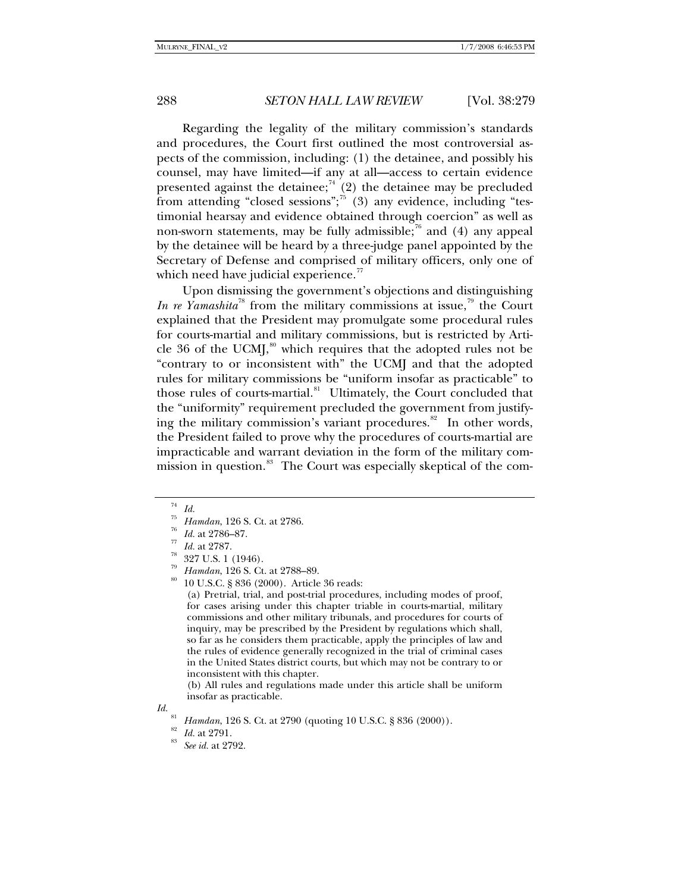Regarding the legality of the military commission's standards and procedures, the Court first outlined the most controversial aspects of the commission, including: (1) the detainee, and possibly his counsel, may have limited—if any at all—access to certain evidence presented against the detainee;[74] (2) the detainee may be precluded from attending "closed sessions";[75] (3) any evidence, including "testimonial hearsay and evidence obtained through coercion" as well as non-sworn statements, may be fully admissible;[76] and (4) any appeal by the detainee will be heard by a three-judge panel appointed by the Secretary of Defense and comprised of military officers, only one of which need have judicial experience.[77]

Upon dismissing the government's objections and distinguishing *In re Yamashita*[78] from the military commissions at issue,[79] the Court explained that the President may promulgate some procedural rules for courts-martial and military commissions, but is restricted by Article 36 of the UCMJ,[80] which requires that the adopted rules not be "contrary to or inconsistent with" the UCMJ and that the adopted rules for military commissions be "uniform insofar as practicable" to those rules of courts-martial.[81] Ultimately, the Court concluded that the "uniformity" requirement precluded the government from justifying the military commission's variant procedures.[82] In other words, the President failed to prove why the procedures of courts-martial are impracticable and warrant deviation in the form of the military commission in question.[83] The Court was especially skeptical of the com-

---

[74] *Id.*

[75] *Hamdan*, 126 S. Ct. at 2786.

[76] *Id.* at 2786–87.

[77] *Id.* at 2787.

[78] 327 U.S. 1 (1946).

[79] *Hamdan*, 126 S. Ct. at 2788–89.

[80] 10 U.S.C. § 836 (2000). Article 36 reads:

> (a) Pretrial, trial, and post-trial procedures, including modes of proof, for cases arising under this chapter triable in courts-martial, military commissions and other military tribunals, and procedures for courts of inquiry, may be prescribed by the President by regulations which shall, so far as he considers them practicable, apply the principles of law and the rules of evidence generally recognized in the trial of criminal cases in the United States district courts, but which may not be contrary to or inconsistent with this chapter.
>
> (b) All rules and regulations made under this article shall be uniform insofar as practicable.

*Id.*

[81] *Hamdan*, 126 S. Ct. at 2790 (quoting 10 U.S.C. § 836 (2000)).

[82] *Id.* at 2791.

[83] *See id.* at 2792.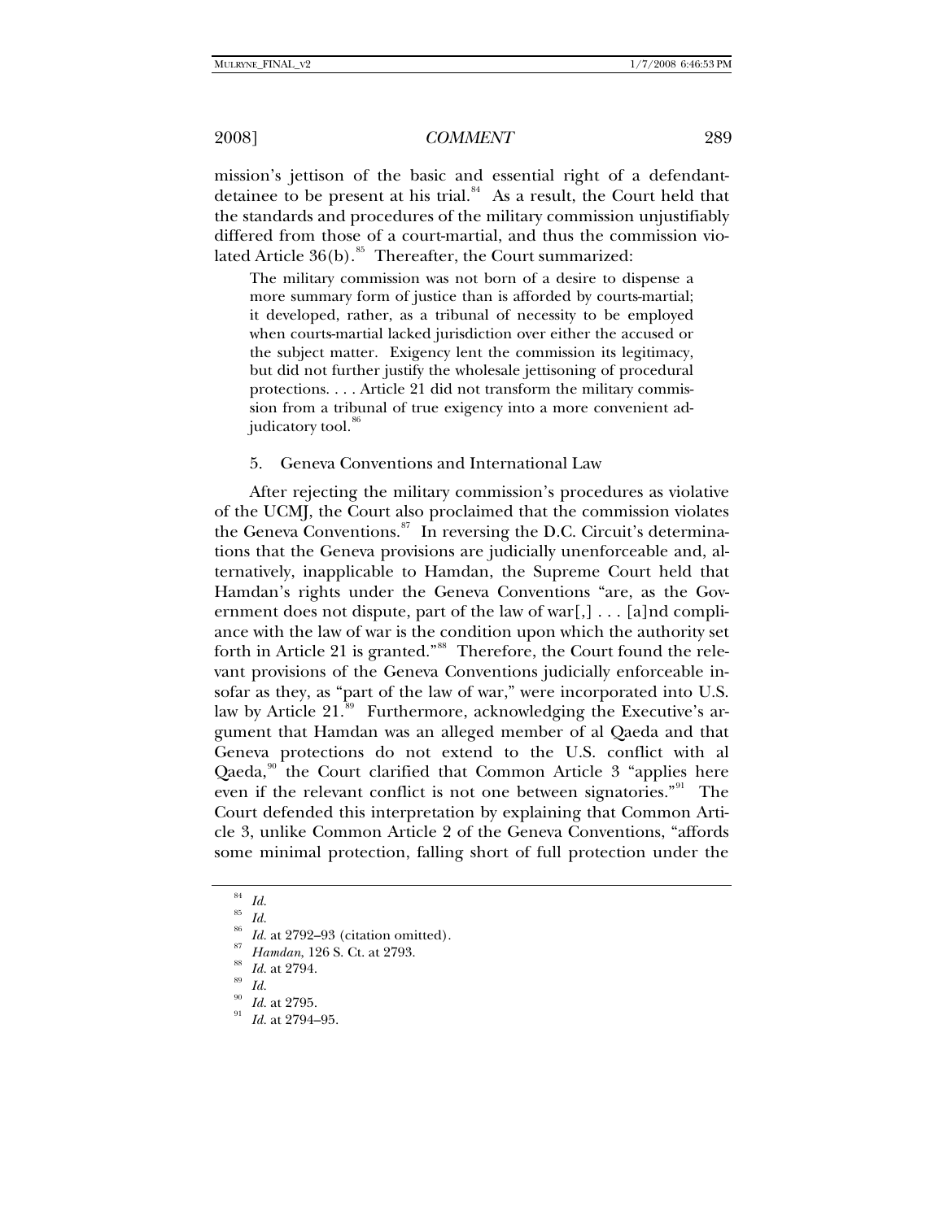mission's jettison of the basic and essential right of a defendant-detainee to be present at his trial.[84] As a result, the Court held that the standards and procedures of the military commission unjustifiably differed from those of a court-martial, and thus the commission violated Article 36(b).[85] Thereafter, the Court summarized:

> The military commission was not born of a desire to dispense a more summary form of justice than is afforded by courts-martial; it developed, rather, as a tribunal of necessity to be employed when courts-martial lacked jurisdiction over either the accused or the subject matter. Exigency lent the commission its legitimacy, but did not further justify the wholesale jettisoning of procedural protections. . . . Article 21 did not transform the military commission from a tribunal of true exigency into a more convenient adjudicatory tool.[86]

### 5. Geneva Conventions and International Law

After rejecting the military commission's procedures as violative of the UCMJ, the Court also proclaimed that the commission violates the Geneva Conventions.[87] In reversing the D.C. Circuit's determinations that the Geneva provisions are judicially unenforceable and, alternatively, inapplicable to Hamdan, the Supreme Court held that Hamdan's rights under the Geneva Conventions "are, as the Government does not dispute, part of the law of war[,] . . . [a]nd compliance with the law of war is the condition upon which the authority set forth in Article 21 is granted."[88] Therefore, the Court found the relevant provisions of the Geneva Conventions judicially enforceable insofar as they, as "part of the law of war," were incorporated into U.S. law by Article 21.[89] Furthermore, acknowledging the Executive's argument that Hamdan was an alleged member of al Qaeda and that Geneva protections do not extend to the U.S. conflict with al Qaeda,[90] the Court clarified that Common Article 3 "applies here even if the relevant conflict is not one between signatories."[91] The Court defended this interpretation by explaining that Common Article 3, unlike Common Article 2 of the Geneva Conventions, "affords some minimal protection, falling short of full protection under the

---

[84] *Id.*

[85] *Id.*

[86] *Id.* at 2792–93 (citation omitted).

[87] *Hamdan*, 126 S. Ct. at 2793.

[88] *Id.* at 2794.

[89] *Id.*

[90] *Id.* at 2795.

[91] *Id.* at 2794–95.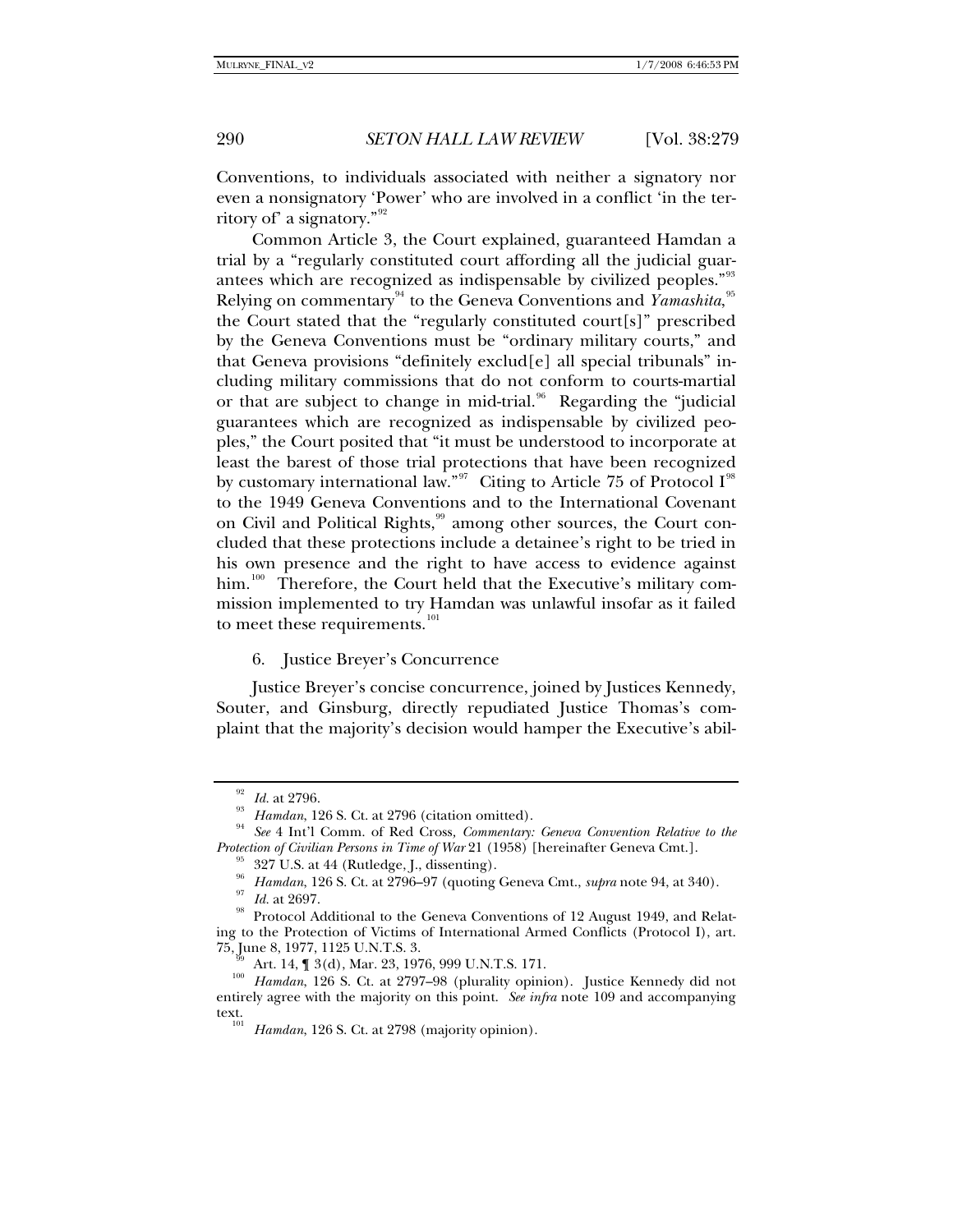Conventions, to individuals associated with neither a signatory nor even a nonsignatory 'Power' who are involved in a conflict 'in the territory of' a signatory."[92]

Common Article 3, the Court explained, guaranteed Hamdan a trial by a "regularly constituted court affording all the judicial guarantees which are recognized as indispensable by civilized peoples."[93] Relying on commentary[94] to the Geneva Conventions and *Yamashita*,[95] the Court stated that the "regularly constituted court[s]" prescribed by the Geneva Conventions must be "ordinary military courts," and that Geneva provisions "definitely exclud[e] all special tribunals" including military commissions that do not conform to courts-martial or that are subject to change in mid-trial.[96] Regarding the "judicial guarantees which are recognized as indispensable by civilized peoples," the Court posited that "it must be understood to incorporate at least the barest of those trial protections that have been recognized by customary international law."[97] Citing to Article 75 of Protocol I[98] to the 1949 Geneva Conventions and to the International Covenant on Civil and Political Rights,[99] among other sources, the Court concluded that these protections include a detainee's right to be tried in his own presence and the right to have access to evidence against him.[100] Therefore, the Court held that the Executive's military commission implemented to try Hamdan was unlawful insofar as it failed to meet these requirements.[101]

6. Justice Breyer's Concurrence

Justice Breyer's concise concurrence, joined by Justices Kennedy, Souter, and Ginsburg, directly repudiated Justice Thomas's complaint that the majority's decision would hamper the Executive's abil-

---

[92] *Id.* at 2796.

[93] *Hamdan*, 126 S. Ct. at 2796 (citation omitted).

[94] *See* 4 Int'l Comm. of Red Cross, *Commentary: Geneva Convention Relative to the Protection of Civilian Persons in Time of War* 21 (1958) [hereinafter Geneva Cmt.].

[95] 327 U.S. at 44 (Rutledge, J., dissenting).

[96] *Hamdan*, 126 S. Ct. at 2796–97 (quoting Geneva Cmt., *supra* note 94, at 340).

[97] *Id.* at 2697.

[98] Protocol Additional to the Geneva Conventions of 12 August 1949, and Relating to the Protection of Victims of International Armed Conflicts (Protocol I), art. 75, June 8, 1977, 1125 U.N.T.S. 3.

[99] Art. 14, ¶ 3(d), Mar. 23, 1976, 999 U.N.T.S. 171.

[100] *Hamdan*, 126 S. Ct. at 2797–98 (plurality opinion). Justice Kennedy did not entirely agree with the majority on this point. *See infra* note 109 and accompanying text.

[101] *Hamdan*, 126 S. Ct. at 2798 (majority opinion).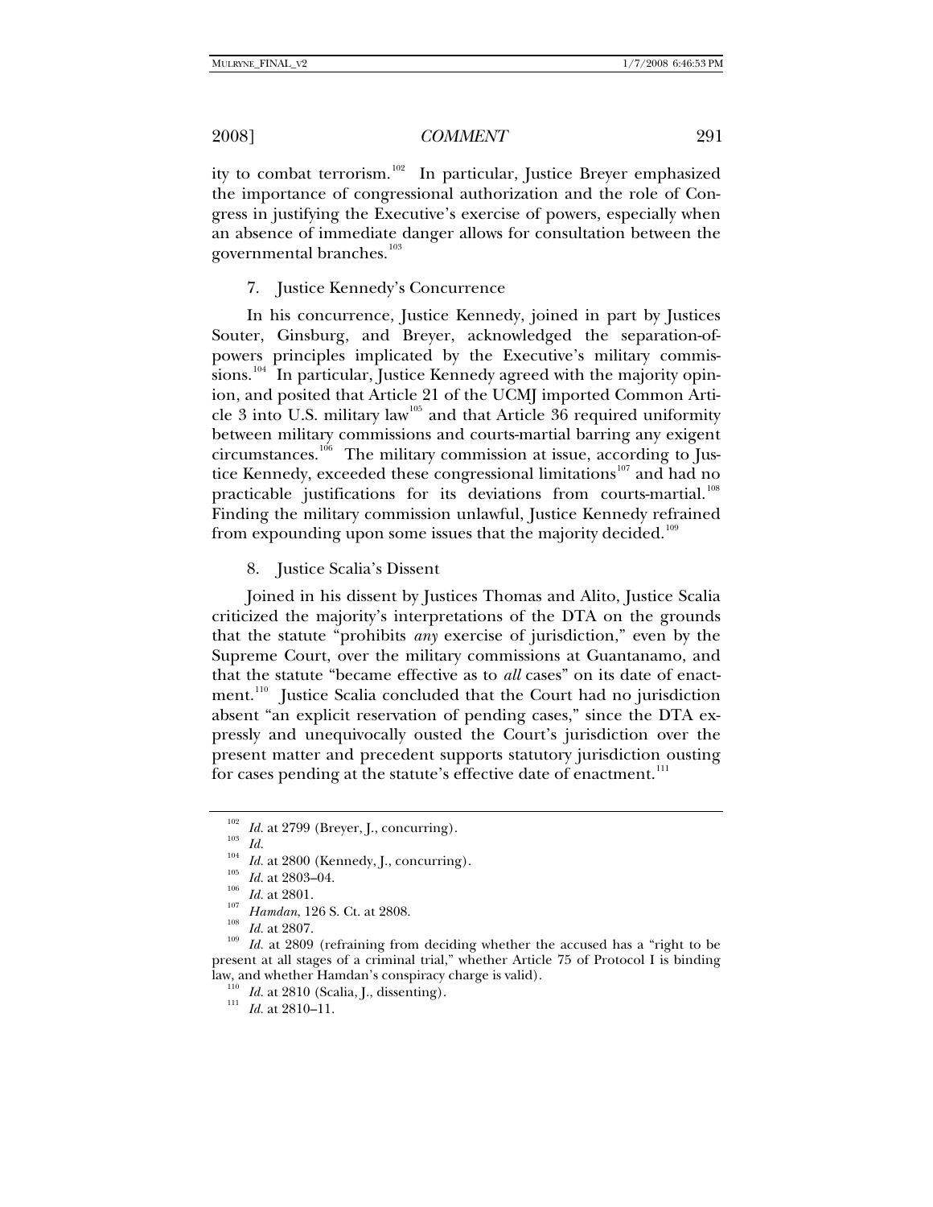ity to combat terrorism.[102] In particular, Justice Breyer emphasized the importance of congressional authorization and the role of Congress in justifying the Executive's exercise of powers, especially when an absence of immediate danger allows for consultation between the governmental branches.[103]

### 7. Justice Kennedy's Concurrence

In his concurrence, Justice Kennedy, joined in part by Justices Souter, Ginsburg, and Breyer, acknowledged the separation-of-powers principles implicated by the Executive's military commissions.[104] In particular, Justice Kennedy agreed with the majority opinion, and posited that Article 21 of the UCMJ imported Common Article 3 into U.S. military law[105] and that Article 36 required uniformity between military commissions and courts-martial barring any exigent circumstances.[106] The military commission at issue, according to Justice Kennedy, exceeded these congressional limitations[107] and had no practicable justifications for its deviations from courts-martial.[108] Finding the military commission unlawful, Justice Kennedy refrained from expounding upon some issues that the majority decided.[109]

### 8. Justice Scalia's Dissent

Joined in his dissent by Justices Thomas and Alito, Justice Scalia criticized the majority's interpretations of the DTA on the grounds that the statute "prohibits *any* exercise of jurisdiction," even by the Supreme Court, over the military commissions at Guantanamo, and that the statute "became effective as to *all* cases" on its date of enactment.[110] Justice Scalia concluded that the Court had no jurisdiction absent "an explicit reservation of pending cases," since the DTA expressly and unequivocally ousted the Court's jurisdiction over the present matter and precedent supports statutory jurisdiction ousting for cases pending at the statute's effective date of enactment.[111]

---

[102] *Id.* at 2799 (Breyer, J., concurring).

[103] *Id.*

[104] *Id.* at 2800 (Kennedy, J., concurring).

[105] *Id.* at 2803–04.

[106] *Id.* at 2801.

[107] *Hamdan*, 126 S. Ct. at 2808.

[108] *Id.* at 2807.

[109] *Id.* at 2809 (refraining from deciding whether the accused has a "right to be present at all stages of a criminal trial," whether Article 75 of Protocol I is binding law, and whether Hamdan's conspiracy charge is valid).

[110] *Id.* at 2810 (Scalia, J., dissenting).

[111] *Id.* at 2810–11.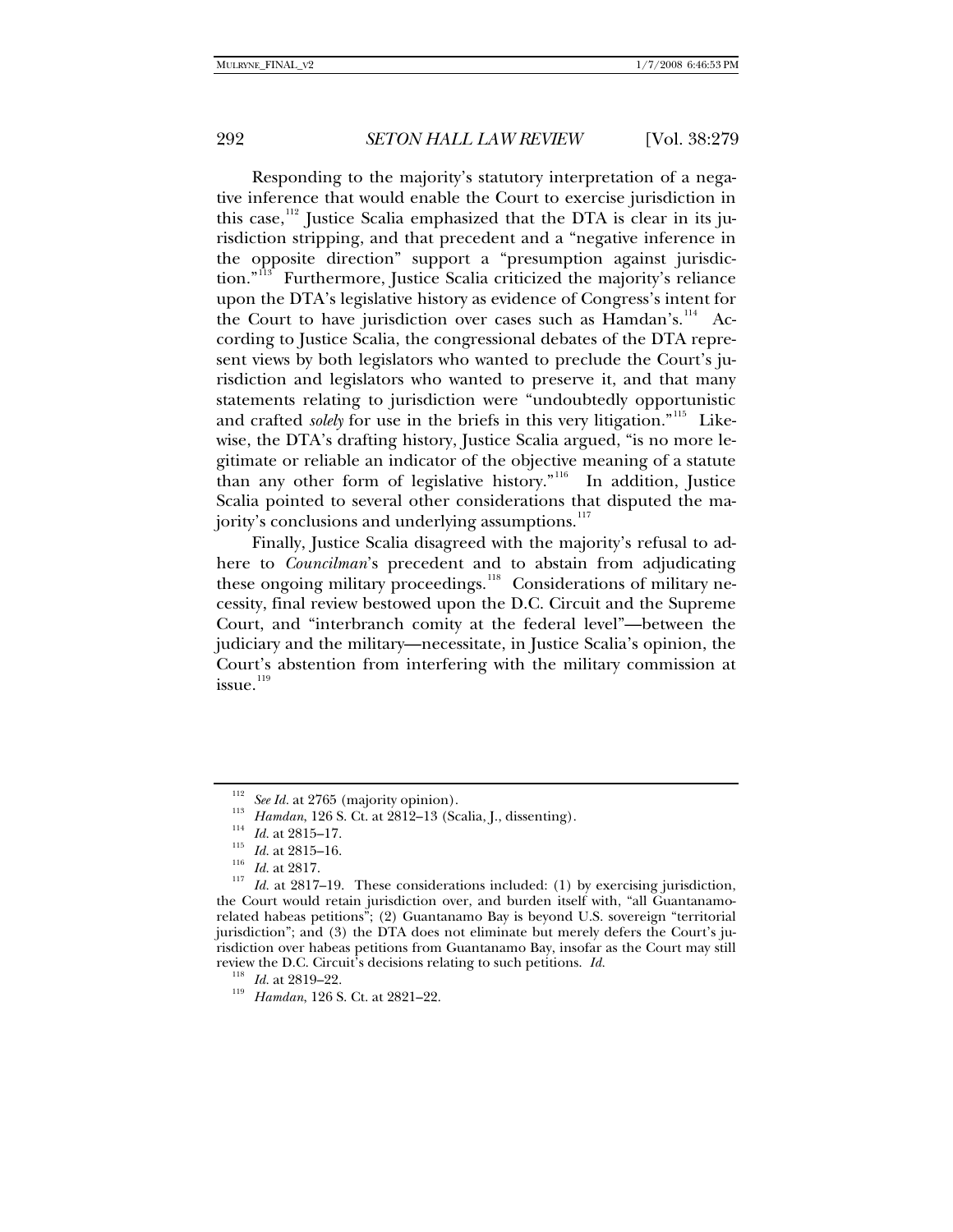Responding to the majority's statutory interpretation of a negative inference that would enable the Court to exercise jurisdiction in this case,[112] Justice Scalia emphasized that the DTA is clear in its jurisdiction stripping, and that precedent and a "negative inference in the opposite direction" support a "presumption against jurisdiction."[113] Furthermore, Justice Scalia criticized the majority's reliance upon the DTA's legislative history as evidence of Congress's intent for the Court to have jurisdiction over cases such as Hamdan's.[114] According to Justice Scalia, the congressional debates of the DTA represent views by both legislators who wanted to preclude the Court's jurisdiction and legislators who wanted to preserve it, and that many statements relating to jurisdiction were "undoubtedly opportunistic and crafted *solely* for use in the briefs in this very litigation."[115] Likewise, the DTA's drafting history, Justice Scalia argued, "is no more legitimate or reliable an indicator of the objective meaning of a statute than any other form of legislative history."[116] In addition, Justice Scalia pointed to several other considerations that disputed the majority's conclusions and underlying assumptions.[117]

Finally, Justice Scalia disagreed with the majority's refusal to adhere to *Councilman*'s precedent and to abstain from adjudicating these ongoing military proceedings.[118] Considerations of military necessity, final review bestowed upon the D.C. Circuit and the Supreme Court, and "interbranch comity at the federal level"—between the judiciary and the military—necessitate, in Justice Scalia's opinion, the Court's abstention from interfering with the military commission at issue.[119]

---

[112] *See Id.* at 2765 (majority opinion).

[113] *Hamdan*, 126 S. Ct. at 2812–13 (Scalia, J., dissenting).

[114] *Id.* at 2815–17.

[115] *Id.* at 2815–16.

[116] *Id.* at 2817.

[117] *Id.* at 2817–19. These considerations included: (1) by exercising jurisdiction, the Court would retain jurisdiction over, and burden itself with, "all Guantanamo-related habeas petitions"; (2) Guantanamo Bay is beyond U.S. sovereign "territorial jurisdiction"; and (3) the DTA does not eliminate but merely defers the Court's jurisdiction over habeas petitions from Guantanamo Bay, insofar as the Court may still review the D.C. Circuit's decisions relating to such petitions. *Id.*

[118] *Id.* at 2819–22.

[119] *Hamdan*, 126 S. Ct. at 2821–22.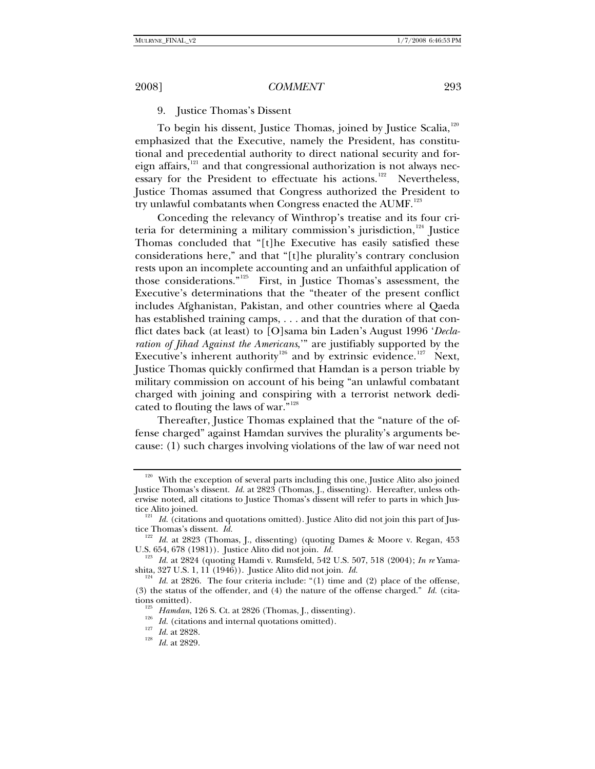### 9. Justice Thomas's Dissent

To begin his dissent, Justice Thomas, joined by Justice Scalia,[120] emphasized that the Executive, namely the President, has constitutional and precedential authority to direct national security and foreign affairs,[121] and that congressional authorization is not always necessary for the President to effectuate his actions.[122] Nevertheless, Justice Thomas assumed that Congress authorized the President to try unlawful combatants when Congress enacted the AUMF.[123]

Conceding the relevancy of Winthrop's treatise and its four criteria for determining a military commission's jurisdiction,[124] Justice Thomas concluded that "[t]he Executive has easily satisfied these considerations here," and that "[t]he plurality's contrary conclusion rests upon an incomplete accounting and an unfaithful application of those considerations."[125] First, in Justice Thomas's assessment, the Executive's determinations that the "theater of the present conflict includes Afghanistan, Pakistan, and other countries where al Qaeda has established training camps, . . . and that the duration of that conflict dates back (at least) to [O]sama bin Laden's August 1996 '*Declaration of Jihad Against the Americans*,'" are justifiably supported by the Executive's inherent authority[126] and by extrinsic evidence.[127] Next, Justice Thomas quickly confirmed that Hamdan is a person triable by military commission on account of his being "an unlawful combatant charged with joining and conspiring with a terrorist network dedicated to flouting the laws of war."[128]

Thereafter, Justice Thomas explained that the "nature of the offense charged" against Hamdan survives the plurality's arguments because: (1) such charges involving violations of the law of war need not

---

[120] With the exception of several parts including this one, Justice Alito also joined Justice Thomas's dissent. *Id.* at 2823 (Thomas, J., dissenting). Hereafter, unless otherwise noted, all citations to Justice Thomas's dissent will refer to parts in which Justice Alito joined.

[121] *Id.* (citations and quotations omitted). Justice Alito did not join this part of Justice Thomas's dissent. *Id.*

[122] *Id.* at 2823 (Thomas, J., dissenting) (quoting Dames & Moore v. Regan, 453 U.S. 654, 678 (1981)). Justice Alito did not join. *Id.*

[123] *Id.* at 2824 (quoting Hamdi v. Rumsfeld, 542 U.S. 507, 518 (2004); *In re* Yamashita, 327 U.S. 1, 11 (1946)). Justice Alito did not join. *Id.*

[124] *Id.* at 2826. The four criteria include: "(1) time and (2) place of the offense, (3) the status of the offender, and (4) the nature of the offense charged." *Id.* (citations omitted).

[125] *Hamdan*, 126 S. Ct. at 2826 (Thomas, J., dissenting).

[126] *Id.* (citations and internal quotations omitted).

[127] *Id.* at 2828.

[128] *Id.* at 2829.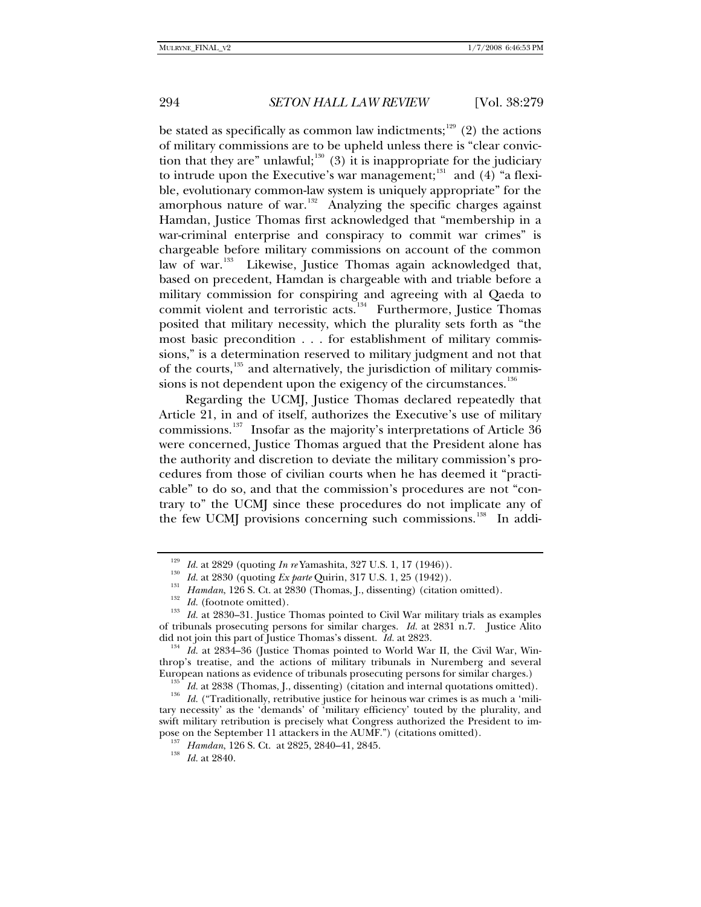be stated as specifically as common law indictments;[129] (2) the actions of military commissions are to be upheld unless there is "clear conviction that they are" unlawful;[130] (3) it is inappropriate for the judiciary to intrude upon the Executive's war management;[131] and (4) "a flexible, evolutionary common-law system is uniquely appropriate" for the amorphous nature of war.[132] Analyzing the specific charges against Hamdan, Justice Thomas first acknowledged that "membership in a war-criminal enterprise and conspiracy to commit war crimes" is chargeable before military commissions on account of the common law of war.[133] Likewise, Justice Thomas again acknowledged that, based on precedent, Hamdan is chargeable with and triable before a military commission for conspiring and agreeing with al Qaeda to commit violent and terroristic acts.[134] Furthermore, Justice Thomas posited that military necessity, which the plurality sets forth as "the most basic precondition . . . for establishment of military commissions," is a determination reserved to military judgment and not that of the courts,[135] and alternatively, the jurisdiction of military commissions is not dependent upon the exigency of the circumstances.[136]

Regarding the UCMJ, Justice Thomas declared repeatedly that Article 21, in and of itself, authorizes the Executive's use of military commissions.[137] Insofar as the majority's interpretations of Article 36 were concerned, Justice Thomas argued that the President alone has the authority and discretion to deviate the military commission's procedures from those of civilian courts when he has deemed it "practicable" to do so, and that the commission's procedures are not "contrary to" the UCMJ since these procedures do not implicate any of the few UCMJ provisions concerning such commissions.[138] In addi-

---

[129] *Id.* at 2829 (quoting *In re* Yamashita, 327 U.S. 1, 17 (1946)).

[130] *Id.* at 2830 (quoting *Ex parte* Quirin, 317 U.S. 1, 25 (1942)).

[131] *Hamdan*, 126 S. Ct. at 2830 (Thomas, J., dissenting) (citation omitted).

[132] *Id.* (footnote omitted).

[133] *Id.* at 2830–31. Justice Thomas pointed to Civil War military trials as examples of tribunals prosecuting persons for similar charges. *Id.* at 2831 n.7. Justice Alito did not join this part of Justice Thomas's dissent. *Id.* at 2823.

[134] *Id.* at 2834–36 (Justice Thomas pointed to World War II, the Civil War, Winthrop's treatise, and the actions of military tribunals in Nuremberg and several European nations as evidence of tribunals prosecuting persons for similar charges.)

[135] *Id.* at 2838 (Thomas, J., dissenting) (citation and internal quotations omitted).

[136] *Id.* ("Traditionally, retributive justice for heinous war crimes is as much a 'military necessity' as the 'demands' of 'military efficiency' touted by the plurality, and swift military retribution is precisely what Congress authorized the President to impose on the September 11 attackers in the AUMF.") (citations omitted).

[137] *Hamdan*, 126 S. Ct. at 2825, 2840–41, 2845.

[138] *Id.* at 2840.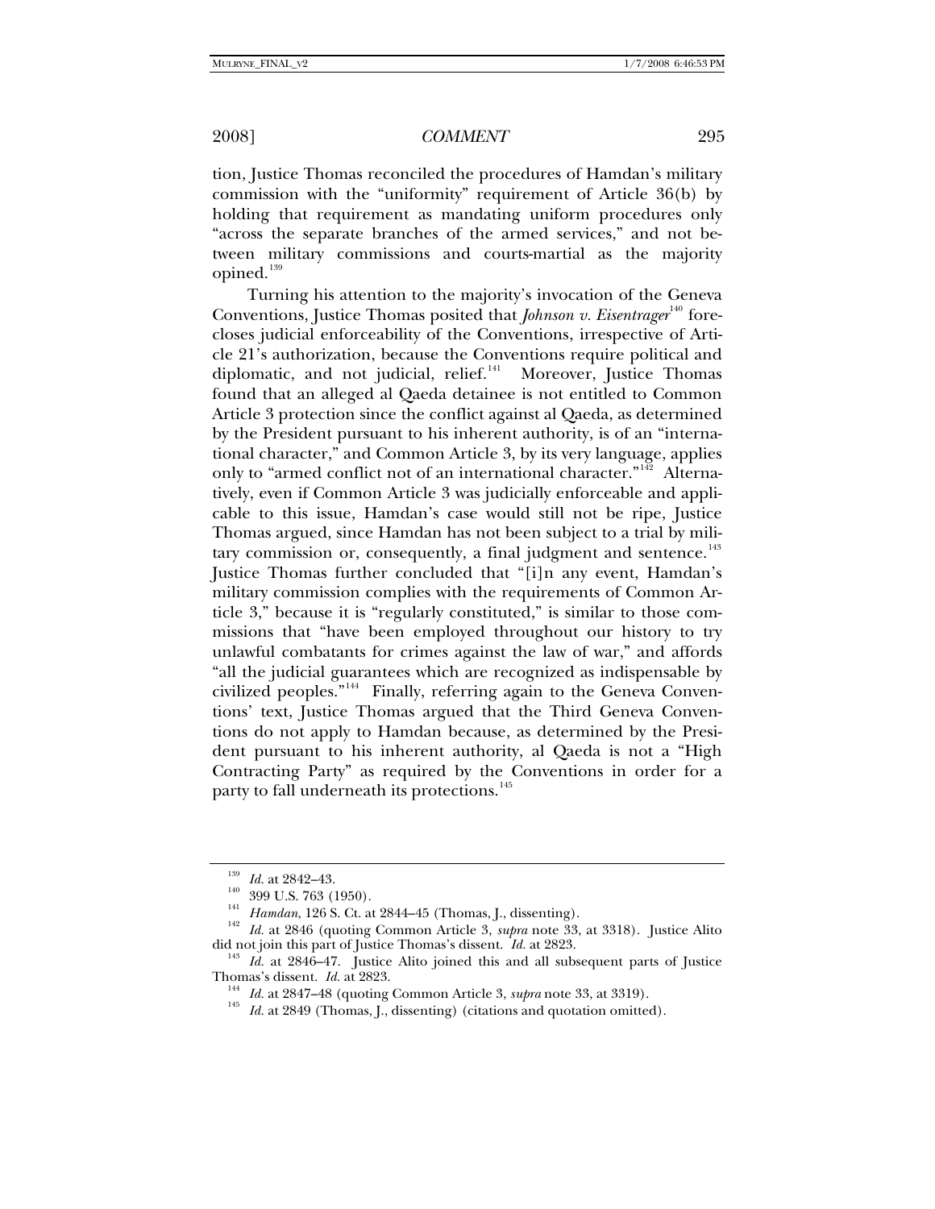tion, Justice Thomas reconciled the procedures of Hamdan's military commission with the "uniformity" requirement of Article 36(b) by holding that requirement as mandating uniform procedures only "across the separate branches of the armed services," and not between military commissions and courts-martial as the majority opined.[139]

Turning his attention to the majority's invocation of the Geneva Conventions, Justice Thomas posited that *Johnson v. Eisentrager*[140] forecloses judicial enforceability of the Conventions, irrespective of Article 21's authorization, because the Conventions require political and diplomatic, and not judicial, relief.[141] Moreover, Justice Thomas found that an alleged al Qaeda detainee is not entitled to Common Article 3 protection since the conflict against al Qaeda, as determined by the President pursuant to his inherent authority, is of an "international character," and Common Article 3, by its very language, applies only to "armed conflict not of an international character."[142] Alternatively, even if Common Article 3 was judicially enforceable and applicable to this issue, Hamdan's case would still not be ripe, Justice Thomas argued, since Hamdan has not been subject to a trial by military commission or, consequently, a final judgment and sentence.[143] Justice Thomas further concluded that "[i]n any event, Hamdan's military commission complies with the requirements of Common Article 3," because it is "regularly constituted," is similar to those commissions that "have been employed throughout our history to try unlawful combatants for crimes against the law of war," and affords "all the judicial guarantees which are recognized as indispensable by civilized peoples."[144] Finally, referring again to the Geneva Conventions' text, Justice Thomas argued that the Third Geneva Conventions do not apply to Hamdan because, as determined by the President pursuant to his inherent authority, al Qaeda is not a "High Contracting Party" as required by the Conventions in order for a party to fall underneath its protections.[145]

---

[139] *Id.* at 2842–43.

[140] 399 U.S. 763 (1950).

[141] *Hamdan*, 126 S. Ct. at 2844–45 (Thomas, J., dissenting).

[142] *Id.* at 2846 (quoting Common Article 3, *supra* note 33, at 3318). Justice Alito did not join this part of Justice Thomas's dissent. *Id.* at 2823.

[143] *Id.* at 2846–47. Justice Alito joined this and all subsequent parts of Justice Thomas's dissent. *Id.* at 2823.

[144] *Id.* at 2847–48 (quoting Common Article 3, *supra* note 33, at 3319).

[145] *Id.* at 2849 (Thomas, J., dissenting) (citations and quotation omitted).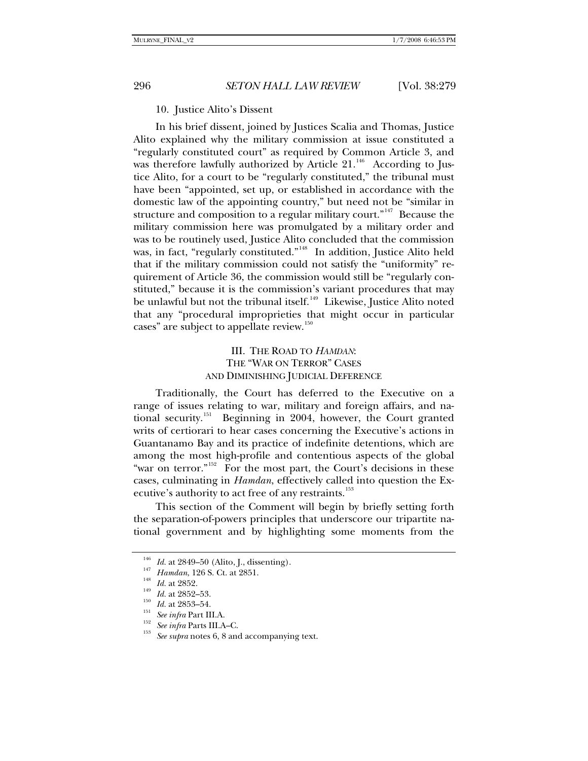### 10. Justice Alito's Dissent

In his brief dissent, joined by Justices Scalia and Thomas, Justice Alito explained why the military commission at issue constituted a "regularly constituted court" as required by Common Article 3, and was therefore lawfully authorized by Article 21.[146] According to Justice Alito, for a court to be "regularly constituted," the tribunal must have been "appointed, set up, or established in accordance with the domestic law of the appointing country," but need not be "similar in structure and composition to a regular military court."[147] Because the military commission here was promulgated by a military order and was to be routinely used, Justice Alito concluded that the commission was, in fact, "regularly constituted."[148] In addition, Justice Alito held that if the military commission could not satisfy the "uniformity" requirement of Article 36, the commission would still be "regularly constituted," because it is the commission's variant procedures that may be unlawful but not the tribunal itself.[149] Likewise, Justice Alito noted that any "procedural improprieties that might occur in particular cases" are subject to appellate review.[150]

## III. THE ROAD TO *HAMDAN*: THE "WAR ON TERROR" CASES AND DIMINISHING JUDICIAL DEFERENCE

Traditionally, the Court has deferred to the Executive on a range of issues relating to war, military and foreign affairs, and national security.[151] Beginning in 2004, however, the Court granted writs of certiorari to hear cases concerning the Executive's actions in Guantanamo Bay and its practice of indefinite detentions, which are among the most high-profile and contentious aspects of the global "war on terror."[152] For the most part, the Court's decisions in these cases, culminating in *Hamdan*, effectively called into question the Executive's authority to act free of any restraints.[153]

This section of the Comment will begin by briefly setting forth the separation-of-powers principles that underscore our tripartite national government and by highlighting some moments from the

---

[146] *Id.* at 2849–50 (Alito, J., dissenting).

[147] *Hamdan*, 126 S. Ct. at 2851.

[148] *Id.* at 2852.

[149] *Id.* at 2852–53.

[150] *Id.* at 2853–54.

[151] *See infra* Part III.A.

[152] *See infra* Parts III.A–C.

[153] *See supra* notes 6, 8 and accompanying text.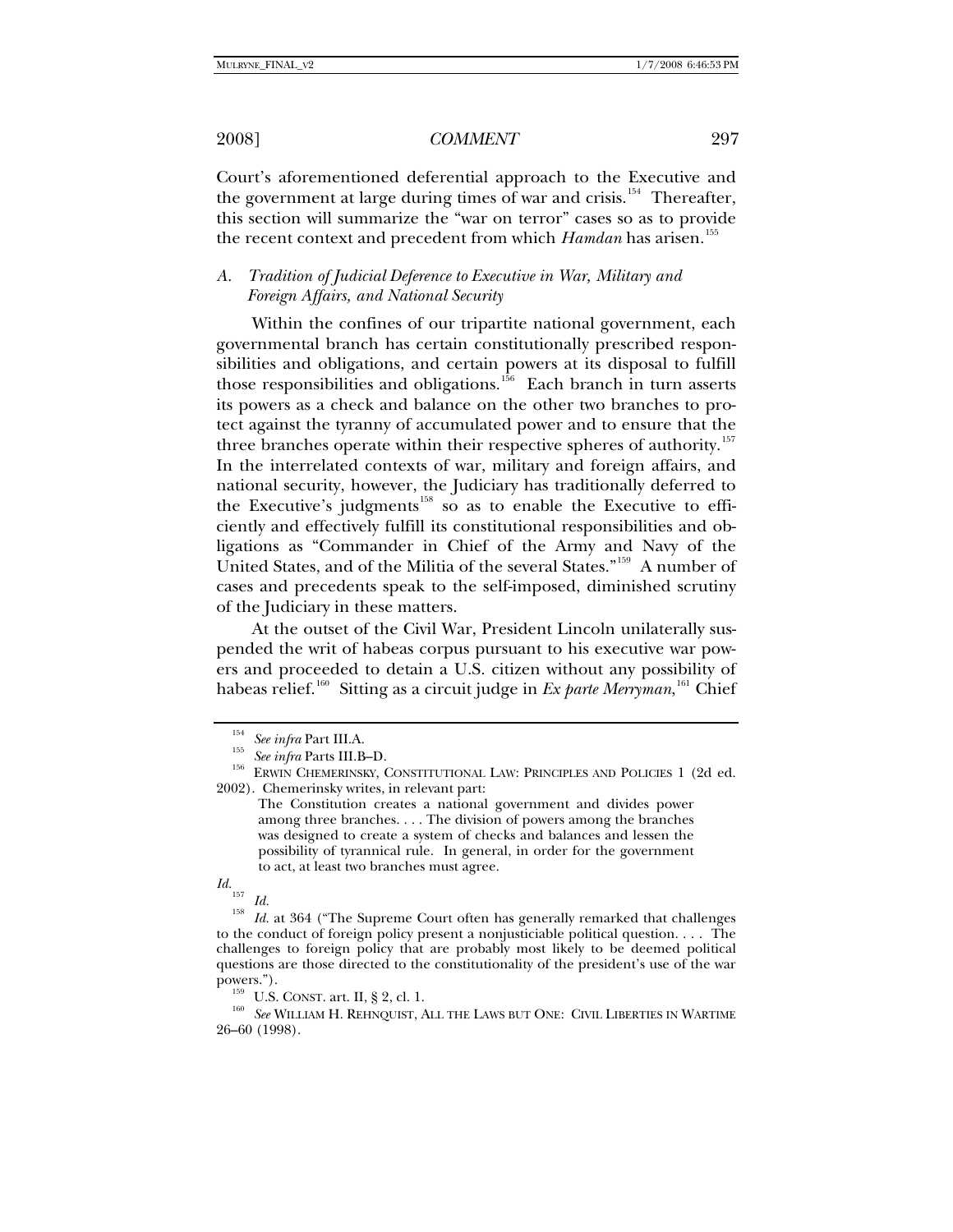Court's aforementioned deferential approach to the Executive and the government at large during times of war and crisis.[154] Thereafter, this section will summarize the "war on terror" cases so as to provide the recent context and precedent from which *Hamdan* has arisen.[155]

### A. *Tradition of Judicial Deference to Executive in War, Military and Foreign Affairs, and National Security*

Within the confines of our tripartite national government, each governmental branch has certain constitutionally prescribed responsibilities and obligations, and certain powers at its disposal to fulfill those responsibilities and obligations.[156] Each branch in turn asserts its powers as a check and balance on the other two branches to protect against the tyranny of accumulated power and to ensure that the three branches operate within their respective spheres of authority.[157] In the interrelated contexts of war, military and foreign affairs, and national security, however, the Judiciary has traditionally deferred to the Executive's judgments[158] so as to enable the Executive to efficiently and effectively fulfill its constitutional responsibilities and obligations as "Commander in Chief of the Army and Navy of the United States, and of the Militia of the several States."[159] A number of cases and precedents speak to the self-imposed, diminished scrutiny of the Judiciary in these matters.

At the outset of the Civil War, President Lincoln unilaterally suspended the writ of habeas corpus pursuant to his executive war powers and proceeded to detain a U.S. citizen without any possibility of habeas relief.[160] Sitting as a circuit judge in *Ex parte Merryman*,[161] Chief

---

[154] *See infra* Part III.A.

[155] *See infra* Parts III.B–D.

[156] ERWIN CHEMERINSKY, CONSTITUTIONAL LAW: PRINCIPLES AND POLICIES 1 (2d ed. 2002). Chemerinsky writes, in relevant part:

> The Constitution creates a national government and divides power among three branches. . . . The division of powers among the branches was designed to create a system of checks and balances and lessen the possibility of tyrannical rule. In general, in order for the government to act, at least two branches must agree.

*Id.*

[157] *Id.*

[158] *Id.* at 364 ("The Supreme Court often has generally remarked that challenges to the conduct of foreign policy present a nonjusticiable political question. . . . The challenges to foreign policy that are probably most likely to be deemed political questions are those directed to the constitutionality of the president's use of the war powers.").

[159] U.S. CONST. art. II, § 2, cl. 1.

[160] *See* WILLIAM H. REHNQUIST, ALL THE LAWS BUT ONE: CIVIL LIBERTIES IN WARTIME 26–60 (1998).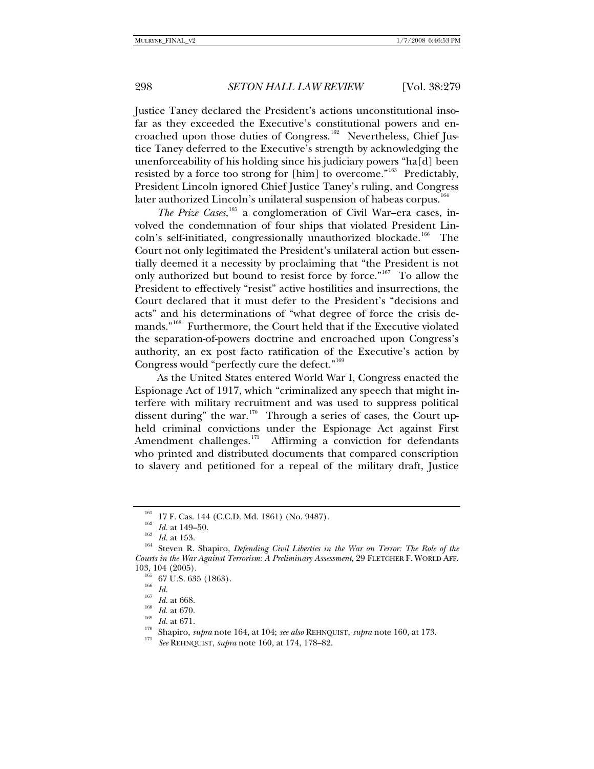Justice Taney declared the President's actions unconstitutional insofar as they exceeded the Executive's constitutional powers and encroached upon those duties of Congress.[162] Nevertheless, Chief Justice Taney deferred to the Executive's strength by acknowledging the unenforceability of his holding since his judiciary powers "ha[d] been resisted by a force too strong for [him] to overcome."[163] Predictably, President Lincoln ignored Chief Justice Taney's ruling, and Congress later authorized Lincoln's unilateral suspension of habeas corpus.[164]

*The Prize Cases*,[165] a conglomeration of Civil War–era cases, involved the condemnation of four ships that violated President Lincoln's self-initiated, congressionally unauthorized blockade.[166] The Court not only legitimated the President's unilateral action but essentially deemed it a necessity by proclaiming that "the President is not only authorized but bound to resist force by force."[167] To allow the President to effectively "resist" active hostilities and insurrections, the Court declared that it must defer to the President's "decisions and acts" and his determinations of "what degree of force the crisis demands."[168] Furthermore, the Court held that if the Executive violated the separation-of-powers doctrine and encroached upon Congress's authority, an ex post facto ratification of the Executive's action by Congress would "perfectly cure the defect."[169]

As the United States entered World War I, Congress enacted the Espionage Act of 1917, which "criminalized any speech that might interfere with military recruitment and was used to suppress political dissent during" the war.[170] Through a series of cases, the Court upheld criminal convictions under the Espionage Act against First Amendment challenges.[171] Affirming a conviction for defendants who printed and distributed documents that compared conscription to slavery and petitioned for a repeal of the military draft, Justice

---

[161] 17 F. Cas. 144 (C.C.D. Md. 1861) (No. 9487).

[162] *Id.* at 149–50.

[163] *Id.* at 153.

[164] Steven R. Shapiro, *Defending Civil Liberties in the War on Terror: The Role of the Courts in the War Against Terrorism: A Preliminary Assessment*, 29 FLETCHER F. WORLD AFF. 103, 104 (2005).

[165] 67 U.S. 635 (1863).

[166] *Id.*

[167] *Id.* at 668.

[168] *Id.* at 670.

[169] *Id.* at 671.

[170] Shapiro, *supra* note 164, at 104; *see also* REHNQUIST, *supra* note 160, at 173.

[171] *See* REHNQUIST, *supra* note 160, at 174, 178–82.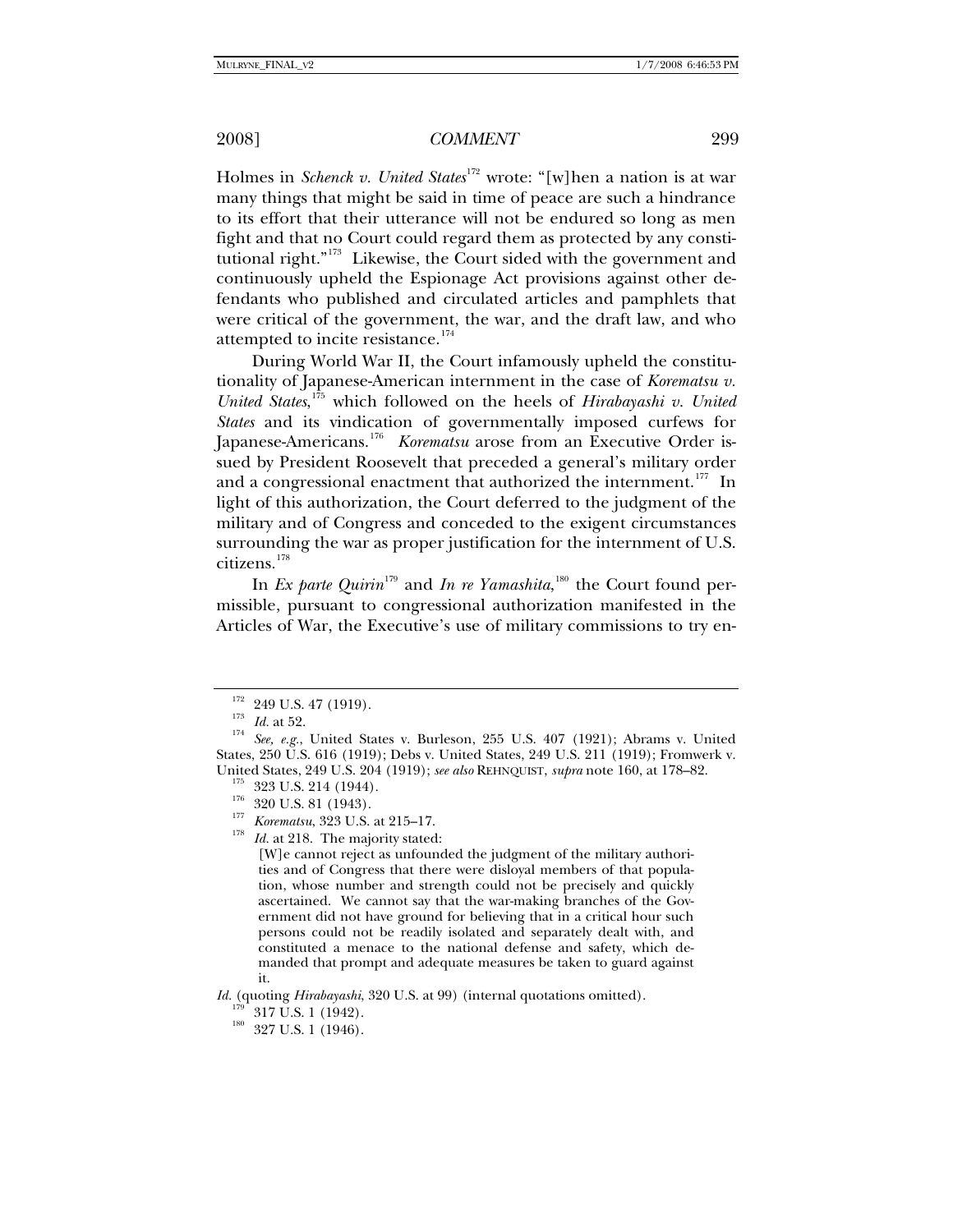Holmes in *Schenck v. United States*[172] wrote: "[w]hen a nation is at war many things that might be said in time of peace are such a hindrance to its effort that their utterance will not be endured so long as men fight and that no Court could regard them as protected by any constitutional right."[173] Likewise, the Court sided with the government and continuously upheld the Espionage Act provisions against other defendants who published and circulated articles and pamphlets that were critical of the government, the war, and the draft law, and who attempted to incite resistance.[174]

During World War II, the Court infamously upheld the constitutionality of Japanese-American internment in the case of *Korematsu v. United States*,[175] which followed on the heels of *Hirabayashi v. United States* and its vindication of governmentally imposed curfews for Japanese-Americans.[176] *Korematsu* arose from an Executive Order issued by President Roosevelt that preceded a general's military order and a congressional enactment that authorized the internment.[177] In light of this authorization, the Court deferred to the judgment of the military and of Congress and conceded to the exigent circumstances surrounding the war as proper justification for the internment of U.S. citizens.[178]

In *Ex parte Quirin*[179] and *In re Yamashita*,[180] the Court found permissible, pursuant to congressional authorization manifested in the Articles of War, the Executive's use of military commissions to try en-

---

[172] 249 U.S. 47 (1919).

[173] *Id.* at 52.

[174] *See, e.g.*, United States v. Burleson, 255 U.S. 407 (1921); Abrams v. United States, 250 U.S. 616 (1919); Debs v. United States, 249 U.S. 211 (1919); Fromwerk v. United States, 249 U.S. 204 (1919); *see also* REHNQUIST, *supra* note 160, at 178–82.

[175] 323 U.S. 214 (1944).

[176] 320 U.S. 81 (1943).

[177] *Korematsu*, 323 U.S. at 215–17.

[178] *Id.* at 218. The majority stated:

> [W]e cannot reject as unfounded the judgment of the military authorities and of Congress that there were disloyal members of that population, whose number and strength could not be precisely and quickly ascertained. We cannot say that the war-making branches of the Government did not have ground for believing that in a critical hour such persons could not be readily isolated and separately dealt with, and constituted a menace to the national defense and safety, which demanded that prompt and adequate measures be taken to guard against it.

*Id.* (quoting *Hirabayashi*, 320 U.S. at 99) (internal quotations omitted).

[179] 317 U.S. 1 (1942).

[180] 327 U.S. 1 (1946).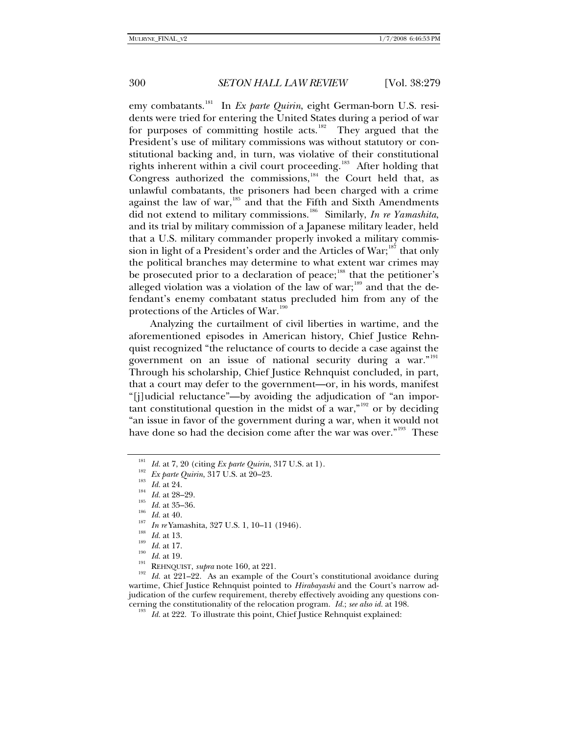emy combatants.[181] In *Ex parte Quirin*, eight German-born U.S. residents were tried for entering the United States during a period of war for purposes of committing hostile acts.[182] They argued that the President's use of military commissions was without statutory or constitutional backing and, in turn, was violative of their constitutional rights inherent within a civil court proceeding.[183] After holding that Congress authorized the commissions,[184] the Court held that, as unlawful combatants, the prisoners had been charged with a crime against the law of war,[185] and that the Fifth and Sixth Amendments did not extend to military commissions.[186] Similarly, *In re Yamashita*, and its trial by military commission of a Japanese military leader, held that a U.S. military commander properly invoked a military commission in light of a President's order and the Articles of War;[187] that only the political branches may determine to what extent war crimes may be prosecuted prior to a declaration of peace;[188] that the petitioner's alleged violation was a violation of the law of war;[189] and that the defendant's enemy combatant status precluded him from any of the protections of the Articles of War.[190]

Analyzing the curtailment of civil liberties in wartime, and the aforementioned episodes in American history, Chief Justice Rehnquist recognized "the reluctance of courts to decide a case against the government on an issue of national security during a war."[191] Through his scholarship, Chief Justice Rehnquist concluded, in part, that a court may defer to the government—or, in his words, manifest "[j]udicial reluctance"—by avoiding the adjudication of "an important constitutional question in the midst of a war,"[192] or by deciding "an issue in favor of the government during a war, when it would not have done so had the decision come after the war was over."[193] These

---

[181] *Id.* at 7, 20 (citing *Ex parte Quirin*, 317 U.S. at 1).

[182] *Ex parte Quirin*, 317 U.S. at 20–23.

[183] *Id.* at 24.

[184] *Id.* at 28–29.

[185] *Id.* at 35–36.

[186] *Id.* at 40.

[187] *In re* Yamashita, 327 U.S. 1, 10–11 (1946).

[188] *Id.* at 13.

[189] *Id.* at 17.

[190] *Id.* at 19.

[191] REHNQUIST, *supra* note 160, at 221.

[192] *Id.* at 221–22. As an example of the Court's constitutional avoidance during wartime, Chief Justice Rehnquist pointed to *Hirabayashi* and the Court's narrow adjudication of the curfew requirement, thereby effectively avoiding any questions concerning the constitutionality of the relocation program. *Id.*; *see also id.* at 198.

[193] *Id.* at 222. To illustrate this point, Chief Justice Rehnquist explained: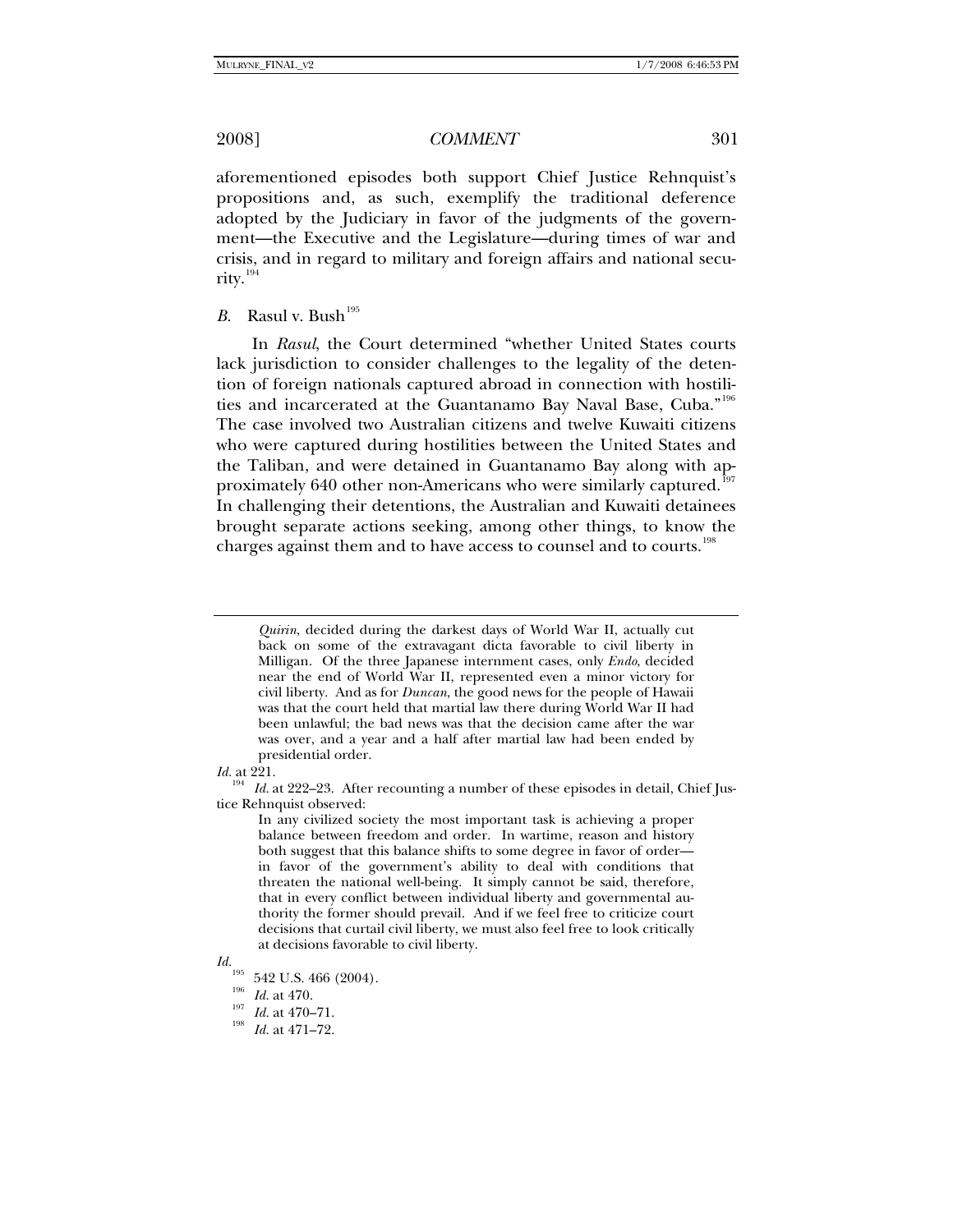aforementioned episodes both support Chief Justice Rehnquist's propositions and, as such, exemplify the traditional deference adopted by the Judiciary in favor of the judgments of the government—the Executive and the Legislature—during times of war and crisis, and in regard to military and foreign affairs and national security.[194]

### *B.* Rasul v. Bush[195]

In *Rasul*, the Court determined "whether United States courts lack jurisdiction to consider challenges to the legality of the detention of foreign nationals captured abroad in connection with hostilities and incarcerated at the Guantanamo Bay Naval Base, Cuba."[196] The case involved two Australian citizens and twelve Kuwaiti citizens who were captured during hostilities between the United States and the Taliban, and were detained in Guantanamo Bay along with approximately 640 other non-Americans who were similarly captured.[197] In challenging their detentions, the Australian and Kuwaiti detainees brought separate actions seeking, among other things, to know the charges against them and to have access to counsel and to courts.[198]

---

> *Quirin*, decided during the darkest days of World War II, actually cut back on some of the extravagant dicta favorable to civil liberty in Milligan. Of the three Japanese internment cases, only *Endo*, decided near the end of World War II, represented even a minor victory for civil liberty. And as for *Duncan*, the good news for the people of Hawaii was that the court held that martial law there during World War II had been unlawful; the bad news was that the decision came after the war was over, and a year and a half after martial law had been ended by presidential order.

*Id.* at 221.

[194] *Id.* at 222–23. After recounting a number of these episodes in detail, Chief Justice Rehnquist observed:

> In any civilized society the most important task is achieving a proper balance between freedom and order. In wartime, reason and history both suggest that this balance shifts to some degree in favor of order—in favor of the government's ability to deal with conditions that threaten the national well-being. It simply cannot be said, therefore, that in every conflict between individual liberty and governmental authority the former should prevail. And if we feel free to criticize court decisions that curtail civil liberty, we must also feel free to look critically at decisions favorable to civil liberty.

*Id.*

[195] 542 U.S. 466 (2004).

[196] *Id.* at 470.

[197] *Id.* at 470–71.

[198] *Id.* at 471–72.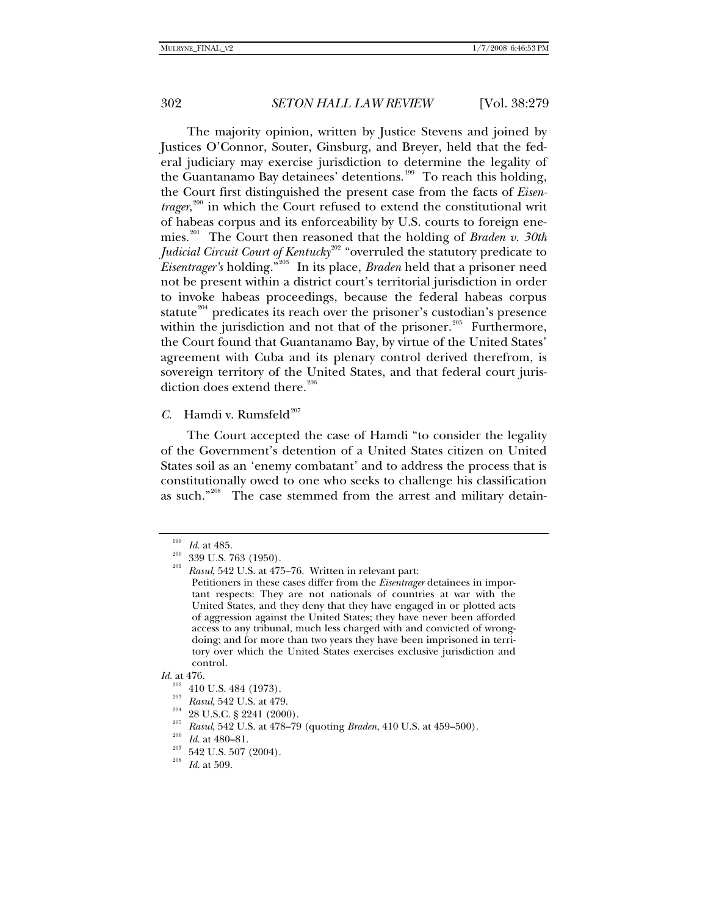The majority opinion, written by Justice Stevens and joined by Justices O'Connor, Souter, Ginsburg, and Breyer, held that the federal judiciary may exercise jurisdiction to determine the legality of the Guantanamo Bay detainees' detentions.[199] To reach this holding, the Court first distinguished the present case from the facts of *Eisentrager*,[200] in which the Court refused to extend the constitutional writ of habeas corpus and its enforceability by U.S. courts to foreign enemies.[201] The Court then reasoned that the holding of *Braden v. 30th Judicial Circuit Court of Kentucky*[202] "overruled the statutory predicate to *Eisentrager's* holding."[203] In its place, *Braden* held that a prisoner need not be present within a district court's territorial jurisdiction in order to invoke habeas proceedings, because the federal habeas corpus statute[204] predicates its reach over the prisoner's custodian's presence within the jurisdiction and not that of the prisoner.[205] Furthermore, the Court found that Guantanamo Bay, by virtue of the United States' agreement with Cuba and its plenary control derived therefrom, is sovereign territory of the United States, and that federal court jurisdiction does extend there.[206]

### *C.* Hamdi v. Rumsfeld[207]

The Court accepted the case of Hamdi "to consider the legality of the Government's detention of a United States citizen on United States soil as an 'enemy combatant' and to address the process that is constitutionally owed to one who seeks to challenge his classification as such."[208] The case stemmed from the arrest and military detain-

---

[199] *Id.* at 485.

[200] 339 U.S. 763 (1950).

[201] *Rasul*, 542 U.S. at 475–76. Written in relevant part:

> Petitioners in these cases differ from the *Eisentrager* detainees in important respects: They are not nationals of countries at war with the United States, and they deny that they have engaged in or plotted acts of aggression against the United States; they have never been afforded access to any tribunal, much less charged with and convicted of wrongdoing; and for more than two years they have been imprisoned in territory over which the United States exercises exclusive jurisdiction and control.

*Id.* at 476.

[202] 410 U.S. 484 (1973).

[203] *Rasul*, 542 U.S. at 479.

[204] 28 U.S.C. § 2241 (2000).

[205] *Rasul*, 542 U.S. at 478–79 (quoting *Braden*, 410 U.S. at 459–500).

[206] *Id.* at 480–81.

[207] 542 U.S. 507 (2004).

[208] *Id.* at 509.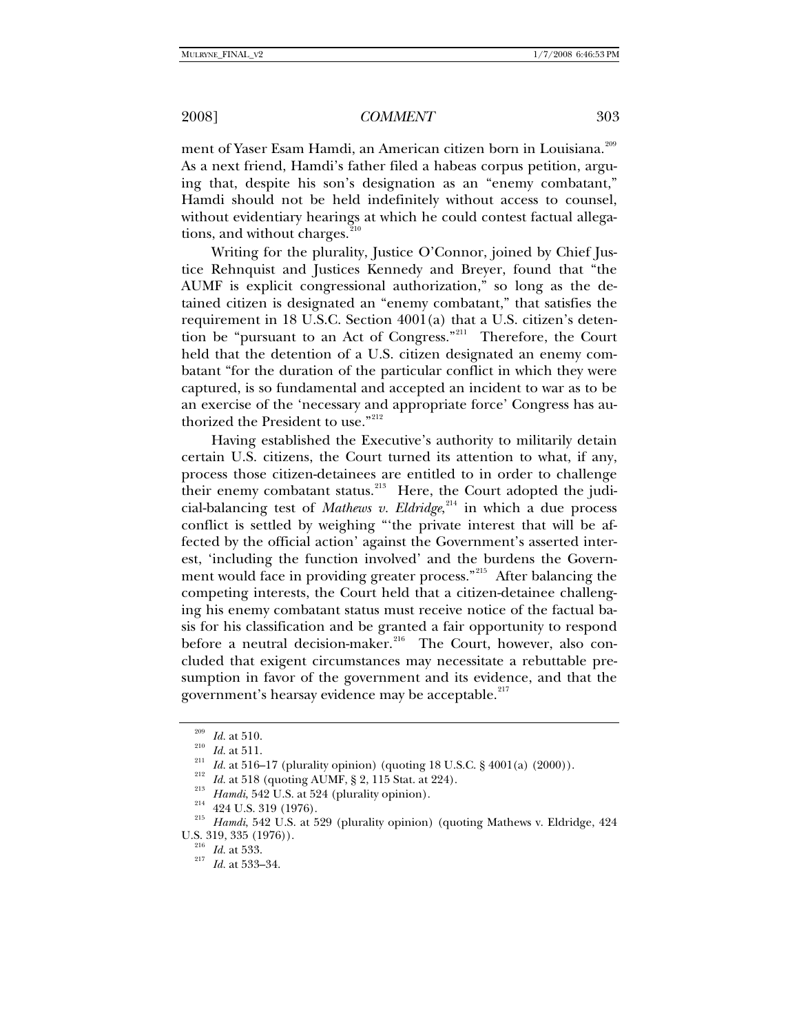ment of Yaser Esam Hamdi, an American citizen born in Louisiana.[209] As a next friend, Hamdi's father filed a habeas corpus petition, arguing that, despite his son's designation as an "enemy combatant," Hamdi should not be held indefinitely without access to counsel, without evidentiary hearings at which he could contest factual allegations, and without charges.[210]

Writing for the plurality, Justice O'Connor, joined by Chief Justice Rehnquist and Justices Kennedy and Breyer, found that "the AUMF is explicit congressional authorization," so long as the detained citizen is designated an "enemy combatant," that satisfies the requirement in 18 U.S.C. Section 4001(a) that a U.S. citizen's detention be "pursuant to an Act of Congress."[211] Therefore, the Court held that the detention of a U.S. citizen designated an enemy combatant "for the duration of the particular conflict in which they were captured, is so fundamental and accepted an incident to war as to be an exercise of the 'necessary and appropriate force' Congress has authorized the President to use."[212]

Having established the Executive's authority to militarily detain certain U.S. citizens, the Court turned its attention to what, if any, process those citizen-detainees are entitled to in order to challenge their enemy combatant status.[213] Here, the Court adopted the judicial-balancing test of *Mathews v. Eldridge*,[214] in which a due process conflict is settled by weighing "'the private interest that will be affected by the official action' against the Government's asserted interest, 'including the function involved' and the burdens the Government would face in providing greater process."[215] After balancing the competing interests, the Court held that a citizen-detainee challenging his enemy combatant status must receive notice of the factual basis for his classification and be granted a fair opportunity to respond before a neutral decision-maker.[216] The Court, however, also concluded that exigent circumstances may necessitate a rebuttable presumption in favor of the government and its evidence, and that the government's hearsay evidence may be acceptable.[217]

---

[209] *Id.* at 510.

[210] *Id.* at 511.

[211] *Id.* at 516–17 (plurality opinion) (quoting 18 U.S.C. § 4001(a) (2000)).

[212] *Id.* at 518 (quoting AUMF, § 2, 115 Stat. at 224).

[213] *Hamdi*, 542 U.S. at 524 (plurality opinion).

[214] 424 U.S. 319 (1976).

[215] *Hamdi*, 542 U.S. at 529 (plurality opinion) (quoting Mathews v. Eldridge, 424 U.S. 319, 335 (1976)).

[216] *Id.* at 533.

[217] *Id.* at 533–34.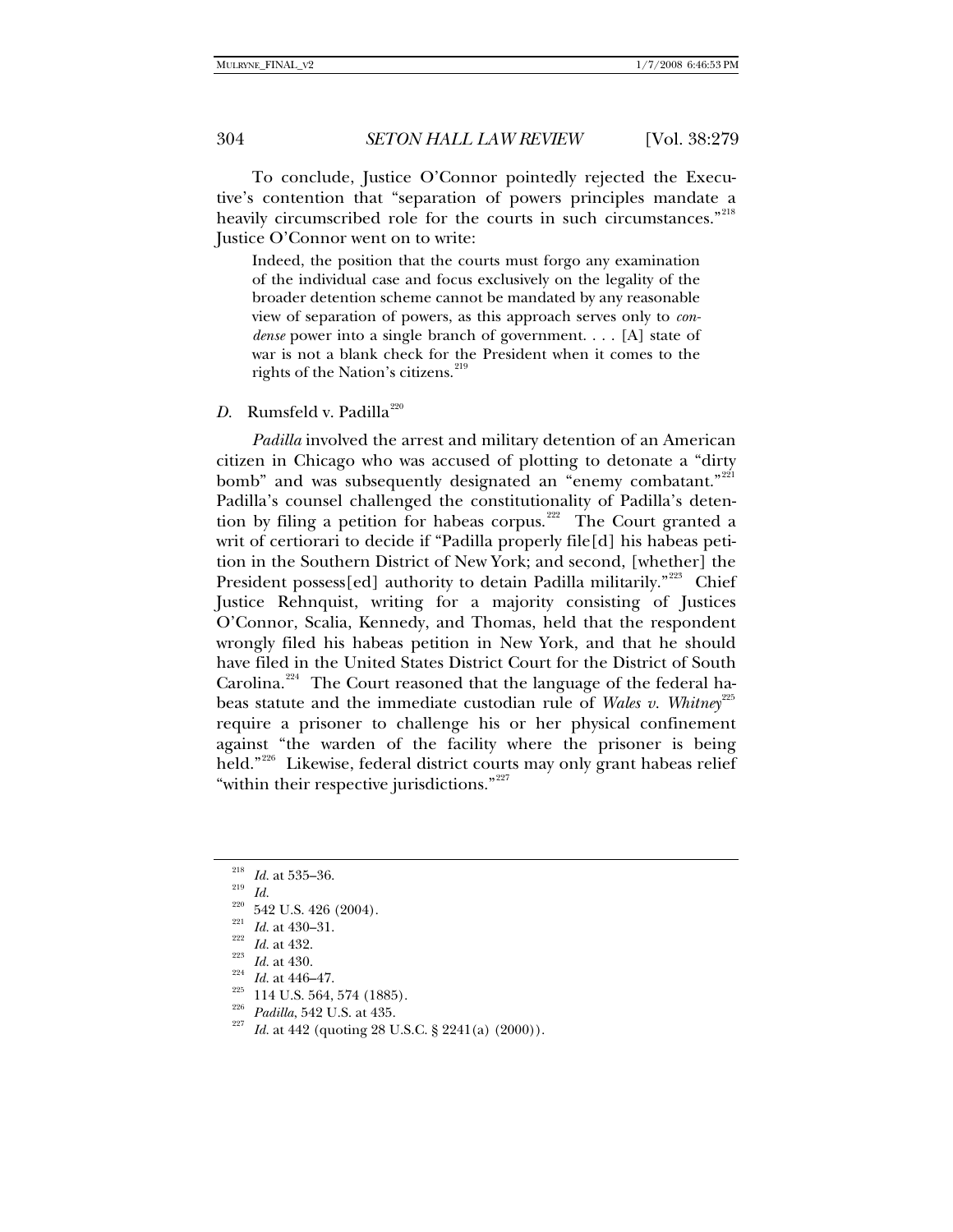To conclude, Justice O'Connor pointedly rejected the Executive's contention that "separation of powers principles mandate a heavily circumscribed role for the courts in such circumstances."[218] Justice O'Connor went on to write:

> Indeed, the position that the courts must forgo any examination of the individual case and focus exclusively on the legality of the broader detention scheme cannot be mandated by any reasonable view of separation of powers, as this approach serves only to *condense* power into a single branch of government. . . . [A] state of war is not a blank check for the President when it comes to the rights of the Nation's citizens.[219]

### *D.* Rumsfeld v. Padilla[220]

*Padilla* involved the arrest and military detention of an American citizen in Chicago who was accused of plotting to detonate a "dirty bomb" and was subsequently designated an "enemy combatant."[221] Padilla's counsel challenged the constitutionality of Padilla's detention by filing a petition for habeas corpus.[222] The Court granted a writ of certiorari to decide if "Padilla properly file[d] his habeas petition in the Southern District of New York; and second, [whether] the President possess[ed] authority to detain Padilla militarily."[223] Chief Justice Rehnquist, writing for a majority consisting of Justices O'Connor, Scalia, Kennedy, and Thomas, held that the respondent wrongly filed his habeas petition in New York, and that he should have filed in the United States District Court for the District of South Carolina.[224] The Court reasoned that the language of the federal habeas statute and the immediate custodian rule of *Wales v. Whitney*[225] require a prisoner to challenge his or her physical confinement against "the warden of the facility where the prisoner is being held."[226] Likewise, federal district courts may only grant habeas relief "within their respective jurisdictions."[227]

---

[218] *Id.* at 535–36.

[219] *Id.*

[220] 542 U.S. 426 (2004).

[221] *Id.* at 430–31.

[222] *Id.* at 432.

[223] *Id.* at 430.

[224] *Id.* at 446–47.

[225] 114 U.S. 564, 574 (1885).

[226] *Padilla*, 542 U.S. at 435.

[227] *Id.* at 442 (quoting 28 U.S.C. § 2241(a) (2000)).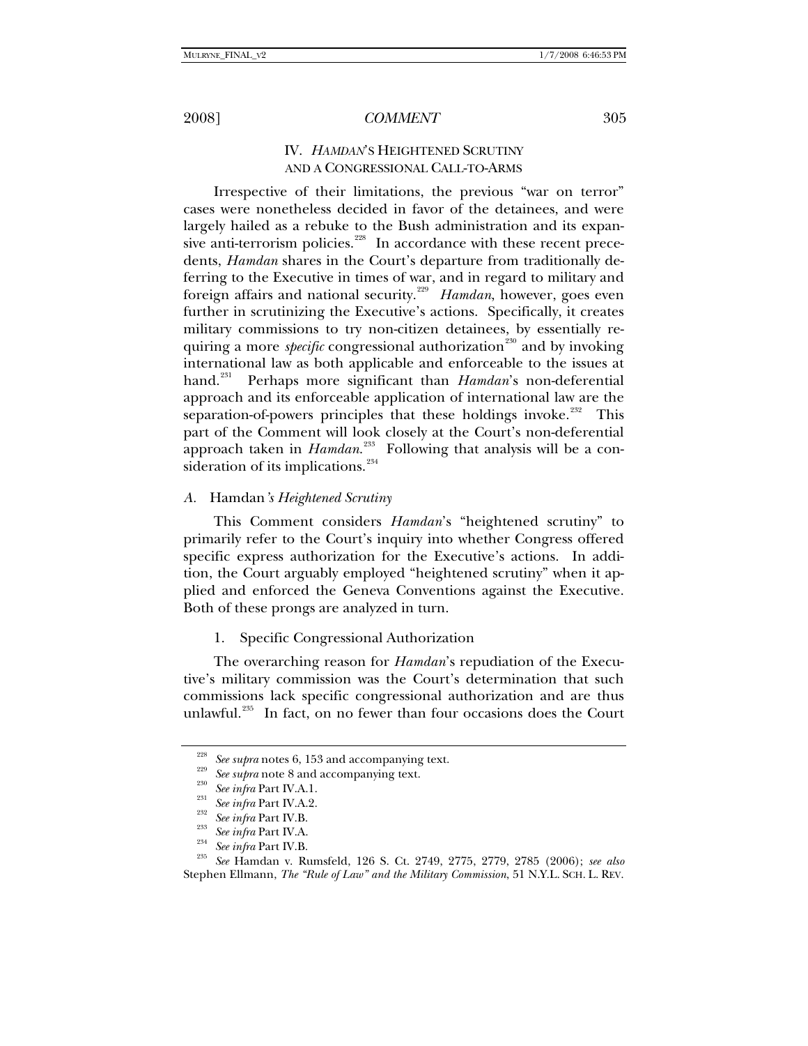## IV. *HAMDAN*'S HEIGHTENED SCRUTINY AND A CONGRESSIONAL CALL-TO-ARMS

Irrespective of their limitations, the previous "war on terror" cases were nonetheless decided in favor of the detainees, and were largely hailed as a rebuke to the Bush administration and its expansive anti-terrorism policies.[228] In accordance with these recent precedents, *Hamdan* shares in the Court's departure from traditionally deferring to the Executive in times of war, and in regard to military and foreign affairs and national security.[229] *Hamdan*, however, goes even further in scrutinizing the Executive's actions. Specifically, it creates military commissions to try non-citizen detainees, by essentially requiring a more *specific* congressional authorization[230] and by invoking international law as both applicable and enforceable to the issues at hand.[231] Perhaps more significant than *Hamdan*'s non-deferential approach and its enforceable application of international law are the separation-of-powers principles that these holdings invoke.[232] This part of the Comment will look closely at the Court's non-deferential approach taken in *Hamdan*.[233] Following that analysis will be a consideration of its implications.[234]

### *A.* Hamdan*'s Heightened Scrutiny*

This Comment considers *Hamdan*'s "heightened scrutiny" to primarily refer to the Court's inquiry into whether Congress offered specific express authorization for the Executive's actions. In addition, the Court arguably employed "heightened scrutiny" when it applied and enforced the Geneva Conventions against the Executive. Both of these prongs are analyzed in turn.

#### 1. Specific Congressional Authorization

The overarching reason for *Hamdan*'s repudiation of the Executive's military commission was the Court's determination that such commissions lack specific congressional authorization and are thus unlawful.[235] In fact, on no fewer than four occasions does the Court

---

[228] *See supra* notes 6, 153 and accompanying text.

[229] *See supra* note 8 and accompanying text.

[230] *See infra* Part IV.A.1.

[231] *See infra* Part IV.A.2.

[232] *See infra* Part IV.B.

[233] *See infra* Part IV.A.

[234] *See infra* Part IV.B.

[235] *See* Hamdan v. Rumsfeld, 126 S. Ct. 2749, 2775, 2779, 2785 (2006); *see also* Stephen Ellmann, *The "Rule of Law" and the Military Commission*, 51 N.Y.L. SCH. L. REV.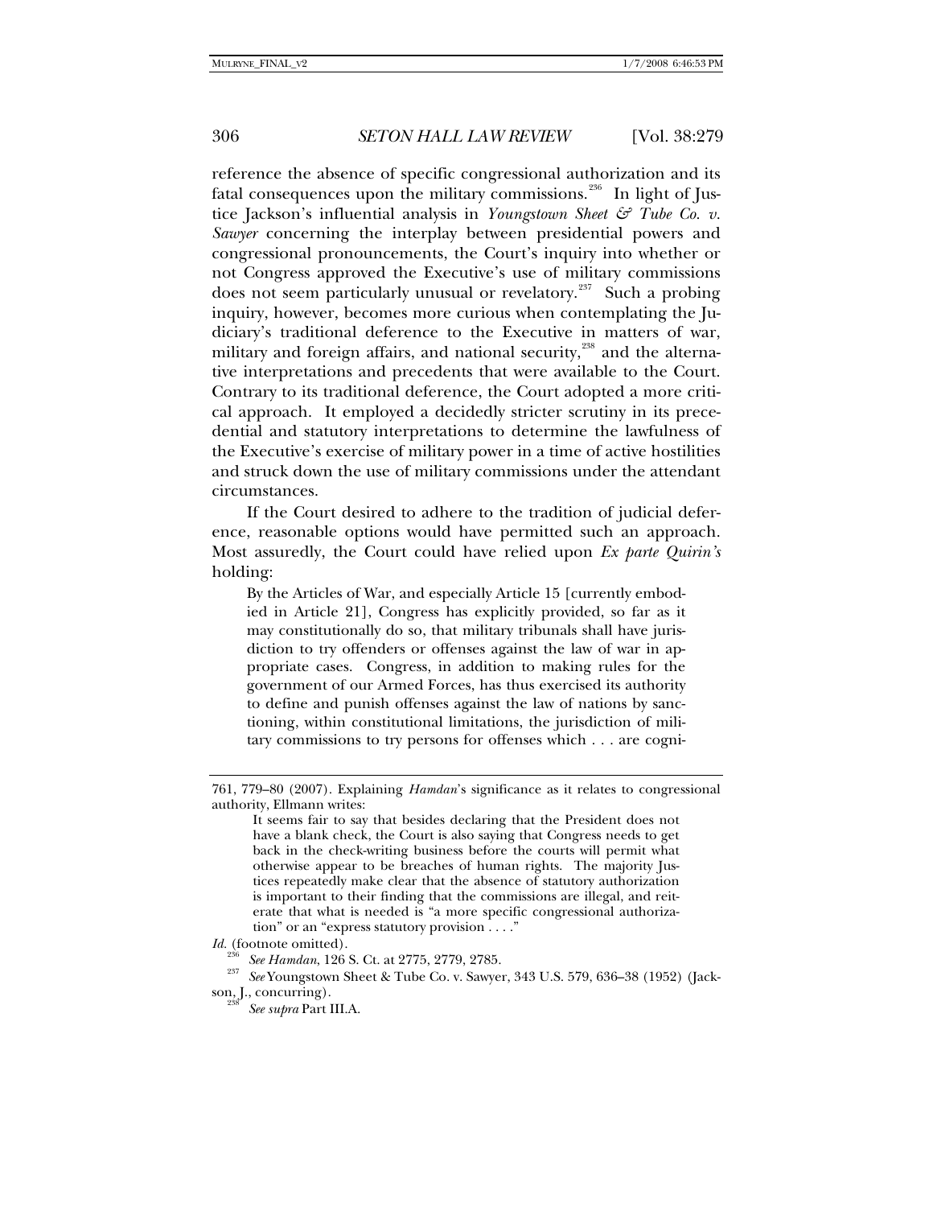reference the absence of specific congressional authorization and its fatal consequences upon the military commissions.[236] In light of Justice Jackson's influential analysis in *Youngstown Sheet & Tube Co. v. Sawyer* concerning the interplay between presidential powers and congressional pronouncements, the Court's inquiry into whether or not Congress approved the Executive's use of military commissions does not seem particularly unusual or revelatory.[237] Such a probing inquiry, however, becomes more curious when contemplating the Judiciary's traditional deference to the Executive in matters of war, military and foreign affairs, and national security,[238] and the alternative interpretations and precedents that were available to the Court. Contrary to its traditional deference, the Court adopted a more critical approach. It employed a decidedly stricter scrutiny in its precedential and statutory interpretations to determine the lawfulness of the Executive's exercise of military power in a time of active hostilities and struck down the use of military commissions under the attendant circumstances.

If the Court desired to adhere to the tradition of judicial deference, reasonable options would have permitted such an approach. Most assuredly, the Court could have relied upon *Ex parte Quirin's* holding:

> By the Articles of War, and especially Article 15 [currently embodied in Article 21], Congress has explicitly provided, so far as it may constitutionally do so, that military tribunals shall have jurisdiction to try offenders or offenses against the law of war in appropriate cases. Congress, in addition to making rules for the government of our Armed Forces, has thus exercised its authority to define and punish offenses against the law of nations by sanctioning, within constitutional limitations, the jurisdiction of military commissions to try persons for offenses which . . . are cogni-

---

761, 779–80 (2007). Explaining *Hamdan*'s significance as it relates to congressional authority, Ellmann writes:

> It seems fair to say that besides declaring that the President does not have a blank check, the Court is also saying that Congress needs to get back in the check-writing business before the courts will permit what otherwise appear to be breaches of human rights. The majority Justices repeatedly make clear that the absence of statutory authorization is important to their finding that the commissions are illegal, and reiterate that what is needed is "a more specific congressional authorization" or an "express statutory provision . . . ."

*Id.* (footnote omitted).

[236] *See Hamdan*, 126 S. Ct. at 2775, 2779, 2785.

[237] *See* Youngstown Sheet & Tube Co. v. Sawyer, 343 U.S. 579, 636–38 (1952) (Jackson, J., concurring).

[238] *See supra* Part III.A.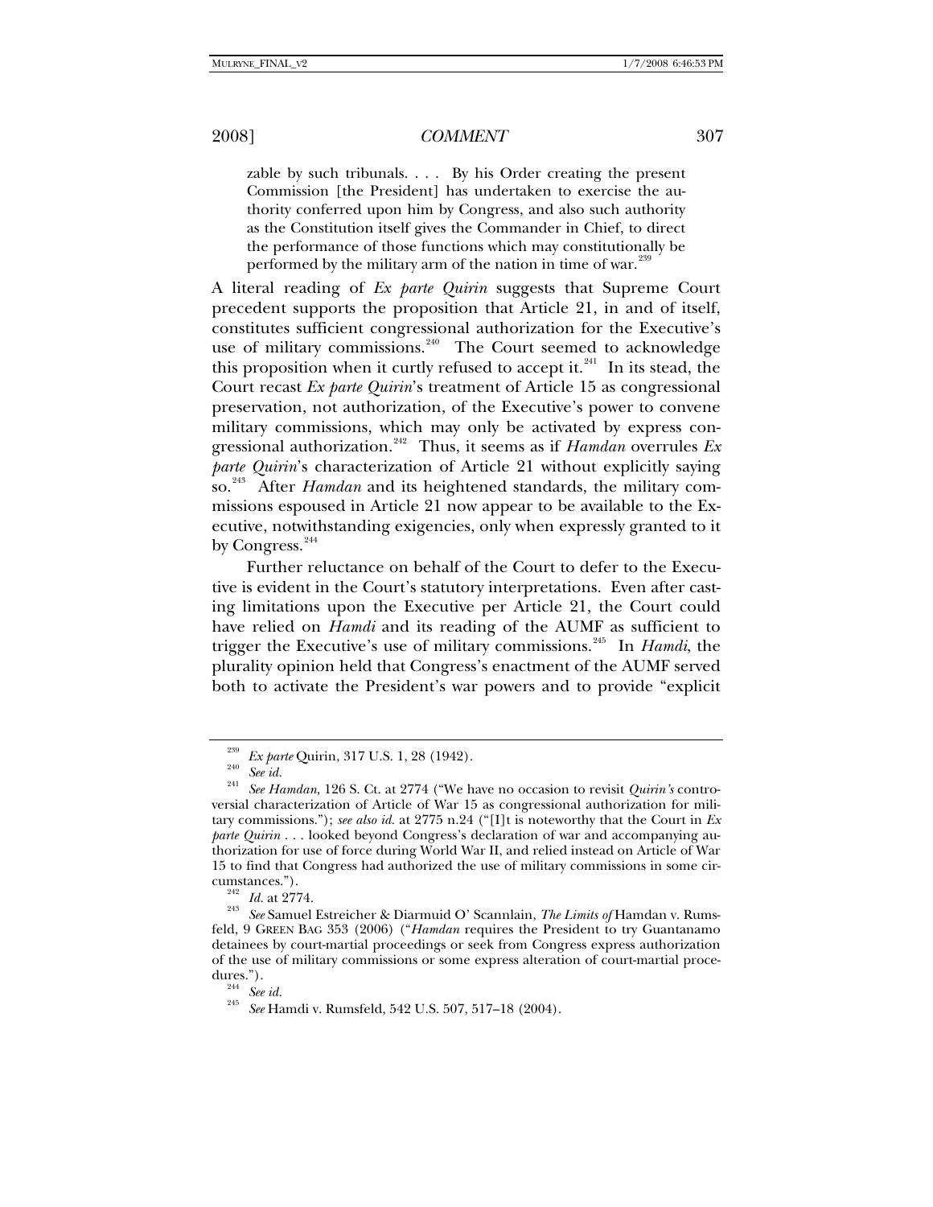> zable by such tribunals. . . . By his Order creating the present Commission [the President] has undertaken to exercise the authority conferred upon him by Congress, and also such authority as the Constitution itself gives the Commander in Chief, to direct the performance of those functions which may constitutionally be performed by the military arm of the nation in time of war.[239]

A literal reading of *Ex parte Quirin* suggests that Supreme Court precedent supports the proposition that Article 21, in and of itself, constitutes sufficient congressional authorization for the Executive's use of military commissions.[240] The Court seemed to acknowledge this proposition when it curtly refused to accept it.[241] In its stead, the Court recast *Ex parte Quirin*'s treatment of Article 15 as congressional preservation, not authorization, of the Executive's power to convene military commissions, which may only be activated by express congressional authorization.[242] Thus, it seems as if *Hamdan* overrules *Ex parte Quirin*'s characterization of Article 21 without explicitly saying so.[243] After *Hamdan* and its heightened standards, the military commissions espoused in Article 21 now appear to be available to the Executive, notwithstanding exigencies, only when expressly granted to it by Congress.[244]

Further reluctance on behalf of the Court to defer to the Executive is evident in the Court's statutory interpretations. Even after casting limitations upon the Executive per Article 21, the Court could have relied on *Hamdi* and its reading of the AUMF as sufficient to trigger the Executive's use of military commissions.[245] In *Hamdi*, the plurality opinion held that Congress's enactment of the AUMF served both to activate the President's war powers and to provide "explicit

---

[239] *Ex parte* Quirin, 317 U.S. 1, 28 (1942).

[240] *See id.*

[241] *See Hamdan*, 126 S. Ct. at 2774 ("We have no occasion to revisit *Quirin's* controversial characterization of Article of War 15 as congressional authorization for military commissions."); *see also id.* at 2775 n.24 ("[I]t is noteworthy that the Court in *Ex parte Quirin* . . . looked beyond Congress's declaration of war and accompanying authorization for use of force during World War II, and relied instead on Article of War 15 to find that Congress had authorized the use of military commissions in some circumstances.").

[242] *Id.* at 2774.

[243] *See* Samuel Estreicher & Diarmuid O' Scannlain, *The Limits of* Hamdan v. Rumsfeld, 9 GREEN BAG 353 (2006) ("*Hamdan* requires the President to try Guantanamo detainees by court-martial proceedings or seek from Congress express authorization of the use of military commissions or some express alteration of court-martial procedures.").

[244] *See id.*

[245] *See* Hamdi v. Rumsfeld, 542 U.S. 507, 517–18 (2004).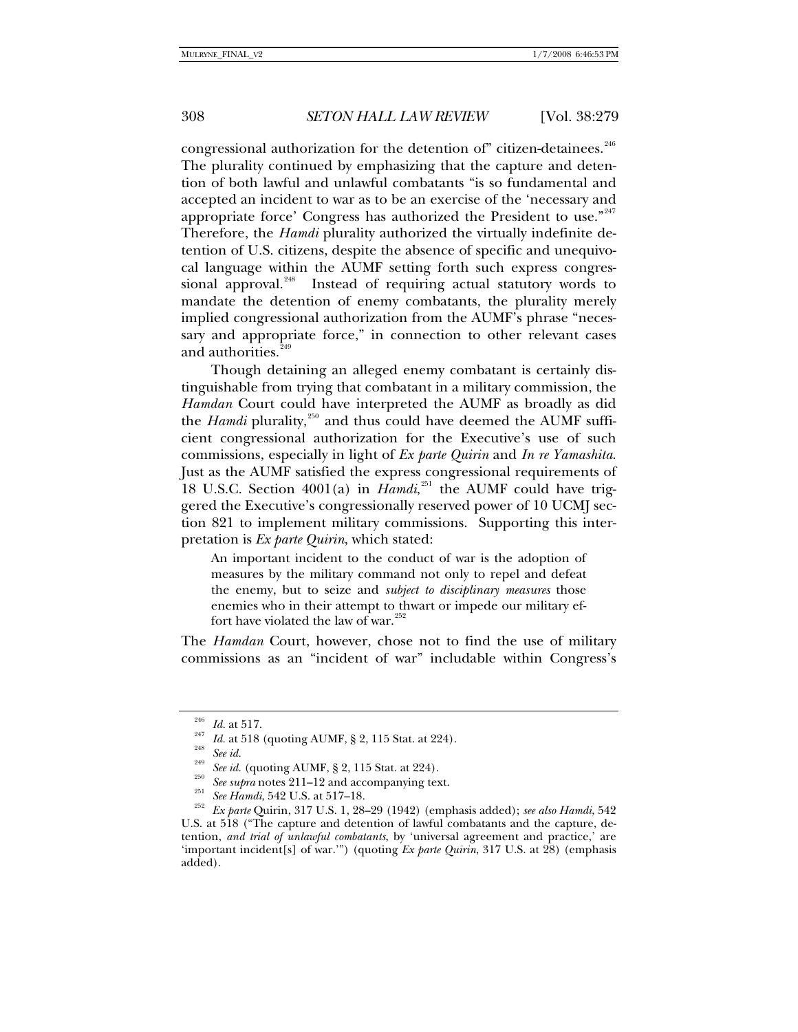congressional authorization for the detention of" citizen-detainees.[246] The plurality continued by emphasizing that the capture and detention of both lawful and unlawful combatants "is so fundamental and accepted an incident to war as to be an exercise of the 'necessary and appropriate force' Congress has authorized the President to use."[247] Therefore, the *Hamdi* plurality authorized the virtually indefinite detention of U.S. citizens, despite the absence of specific and unequivocal language within the AUMF setting forth such express congressional approval.[248] Instead of requiring actual statutory words to mandate the detention of enemy combatants, the plurality merely implied congressional authorization from the AUMF's phrase "necessary and appropriate force," in connection to other relevant cases and authorities.[249]

Though detaining an alleged enemy combatant is certainly distinguishable from trying that combatant in a military commission, the *Hamdan* Court could have interpreted the AUMF as broadly as did the *Hamdi* plurality,[250] and thus could have deemed the AUMF sufficient congressional authorization for the Executive's use of such commissions, especially in light of *Ex parte Quirin* and *In re Yamashita*. Just as the AUMF satisfied the express congressional requirements of 18 U.S.C. Section 4001(a) in *Hamdi*,[251] the AUMF could have triggered the Executive's congressionally reserved power of 10 UCMJ section 821 to implement military commissions. Supporting this interpretation is *Ex parte Quirin*, which stated:

> An important incident to the conduct of war is the adoption of measures by the military command not only to repel and defeat the enemy, but to seize and *subject to disciplinary measures* those enemies who in their attempt to thwart or impede our military effort have violated the law of war.[252]

The *Hamdan* Court, however, chose not to find the use of military commissions as an "incident of war" includable within Congress's

---

[246] *Id.* at 517.

[247] *Id.* at 518 (quoting AUMF, § 2, 115 Stat. at 224).

[248] *See id.*

[249] *See id.* (quoting AUMF, § 2, 115 Stat. at 224).

[250] *See supra* notes 211–12 and accompanying text.

[251] *See Hamdi*, 542 U.S. at 517–18.

[252] *Ex parte* Quirin, 317 U.S. 1, 28–29 (1942) (emphasis added); *see also Hamdi*, 542 U.S. at 518 ("The capture and detention of lawful combatants and the capture, detention, *and trial of unlawful combatants*, by 'universal agreement and practice,' are 'important incident[s] of war.'") (quoting *Ex parte Quirin*, 317 U.S. at 28) (emphasis added).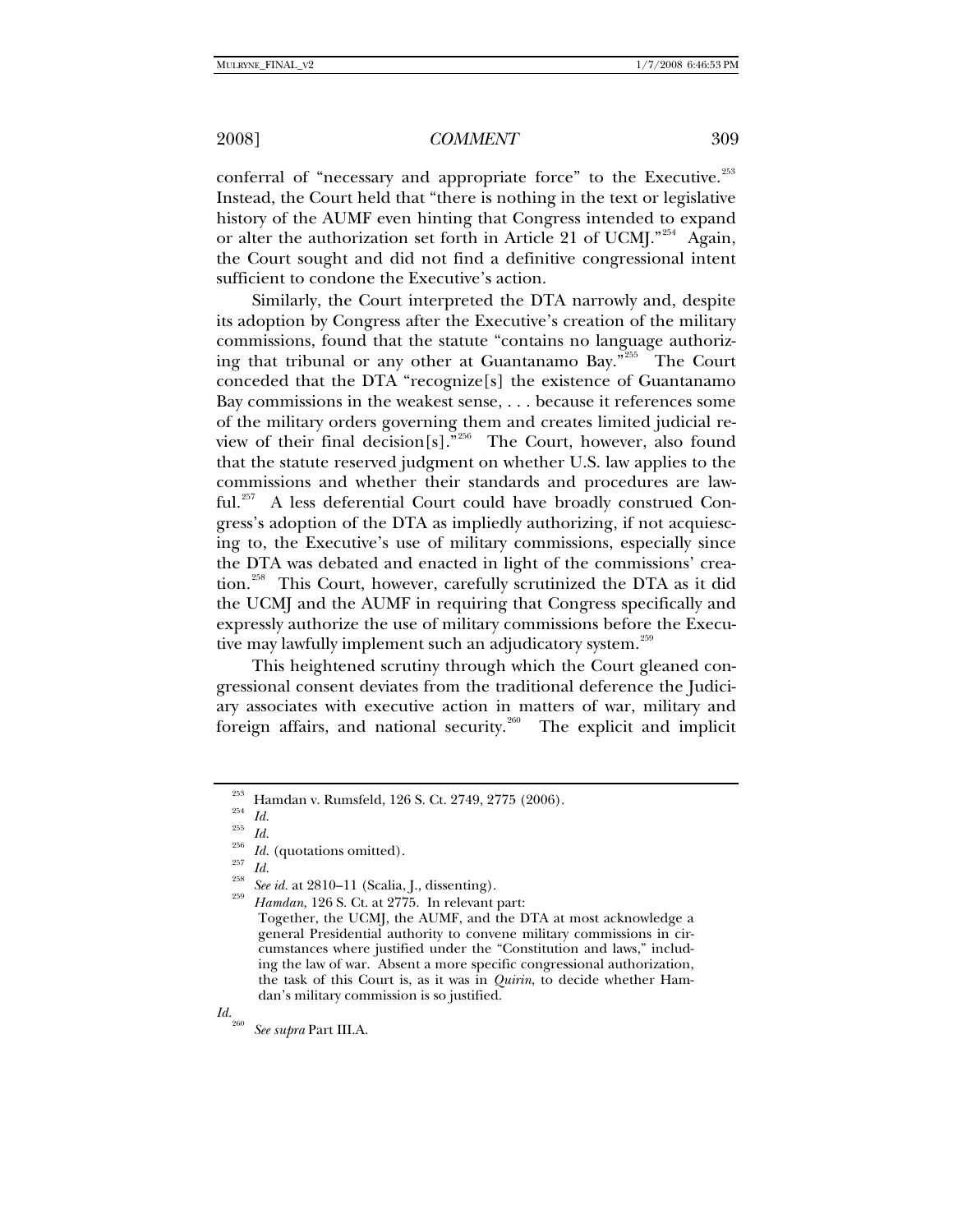conferral of "necessary and appropriate force" to the Executive.[253] Instead, the Court held that "there is nothing in the text or legislative history of the AUMF even hinting that Congress intended to expand or alter the authorization set forth in Article 21 of UCMJ."[254] Again, the Court sought and did not find a definitive congressional intent sufficient to condone the Executive's action.

Similarly, the Court interpreted the DTA narrowly and, despite its adoption by Congress after the Executive's creation of the military commissions, found that the statute "contains no language authorizing that tribunal or any other at Guantanamo Bay."[255] The Court conceded that the DTA "recognize[s] the existence of Guantanamo Bay commissions in the weakest sense, . . . because it references some of the military orders governing them and creates limited judicial review of their final decision[s]."[256] The Court, however, also found that the statute reserved judgment on whether U.S. law applies to the commissions and whether their standards and procedures are lawful.[257] A less deferential Court could have broadly construed Congress's adoption of the DTA as impliedly authorizing, if not acquiescing to, the Executive's use of military commissions, especially since the DTA was debated and enacted in light of the commissions' creation.[258] This Court, however, carefully scrutinized the DTA as it did the UCMJ and the AUMF in requiring that Congress specifically and expressly authorize the use of military commissions before the Executive may lawfully implement such an adjudicatory system.[259]

This heightened scrutiny through which the Court gleaned congressional consent deviates from the traditional deference the Judiciary associates with executive action in matters of war, military and foreign affairs, and national security.[260] The explicit and implicit

---

[253] Hamdan v. Rumsfeld, 126 S. Ct. 2749, 2775 (2006).

[254] *Id.*

[255] *Id.*

[256] *Id.* (quotations omitted).

[257] *Id.*

[258] *See id.* at 2810–11 (Scalia, J., dissenting).

[259] *Hamdan*, 126 S. Ct. at 2775. In relevant part:

> Together, the UCMJ, the AUMF, and the DTA at most acknowledge a general Presidential authority to convene military commissions in circumstances where justified under the "Constitution and laws," including the law of war. Absent a more specific congressional authorization, the task of this Court is, as it was in *Quirin*, to decide whether Hamdan's military commission is so justified.

*Id.*

[260] *See supra* Part III.A.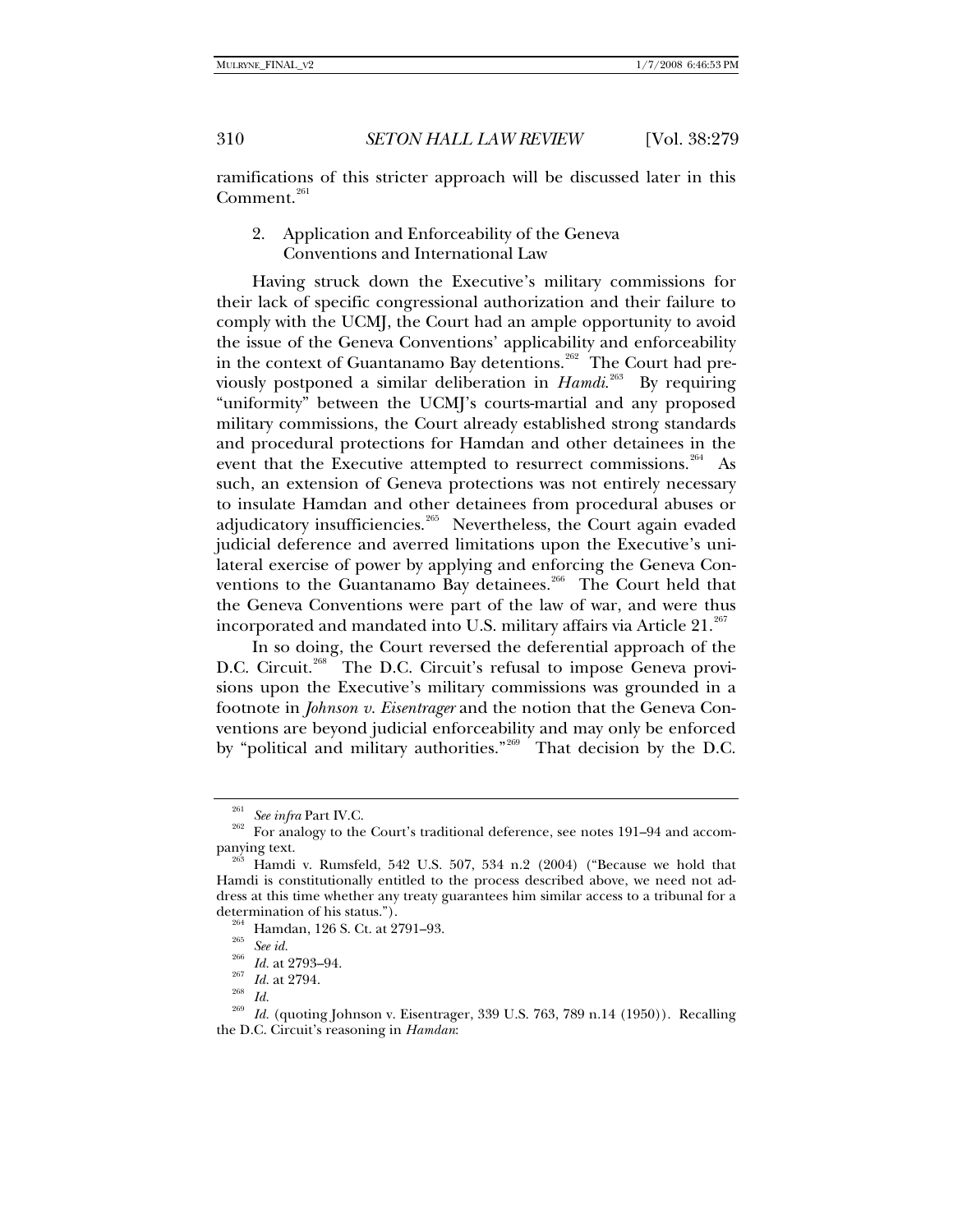ramifications of this stricter approach will be discussed later in this Comment.[261]

### 2. Application and Enforceability of the Geneva Conventions and International Law

Having struck down the Executive's military commissions for their lack of specific congressional authorization and their failure to comply with the UCMJ, the Court had an ample opportunity to avoid the issue of the Geneva Conventions' applicability and enforceability in the context of Guantanamo Bay detentions.[262] The Court had previously postponed a similar deliberation in *Hamdi*.[263] By requiring "uniformity" between the UCMJ's courts-martial and any proposed military commissions, the Court already established strong standards and procedural protections for Hamdan and other detainees in the event that the Executive attempted to resurrect commissions.[264] As such, an extension of Geneva protections was not entirely necessary to insulate Hamdan and other detainees from procedural abuses or adjudicatory insufficiencies.[265] Nevertheless, the Court again evaded judicial deference and averred limitations upon the Executive's unilateral exercise of power by applying and enforcing the Geneva Conventions to the Guantanamo Bay detainees.[266] The Court held that the Geneva Conventions were part of the law of war, and were thus incorporated and mandated into U.S. military affairs via Article 21.[267]

In so doing, the Court reversed the deferential approach of the D.C. Circuit.[268] The D.C. Circuit's refusal to impose Geneva provisions upon the Executive's military commissions was grounded in a footnote in *Johnson v. Eisentrager* and the notion that the Geneva Conventions are beyond judicial enforceability and may only be enforced by "political and military authorities."[269] That decision by the D.C.

---

[261] *See infra* Part IV.C.

[262] For analogy to the Court's traditional deference, see notes 191–94 and accompanying text.

[263] Hamdi v. Rumsfeld, 542 U.S. 507, 534 n.2 (2004) ("Because we hold that Hamdi is constitutionally entitled to the process described above, we need not address at this time whether any treaty guarantees him similar access to a tribunal for a determination of his status.").

[264] Hamdan, 126 S. Ct. at 2791–93.

[265] *See id.*

[266] *Id.* at 2793–94.

[267] *Id.* at 2794.

[268] *Id.*

[269] *Id.* (quoting Johnson v. Eisentrager, 339 U.S. 763, 789 n.14 (1950)). Recalling the D.C. Circuit's reasoning in *Hamdan*: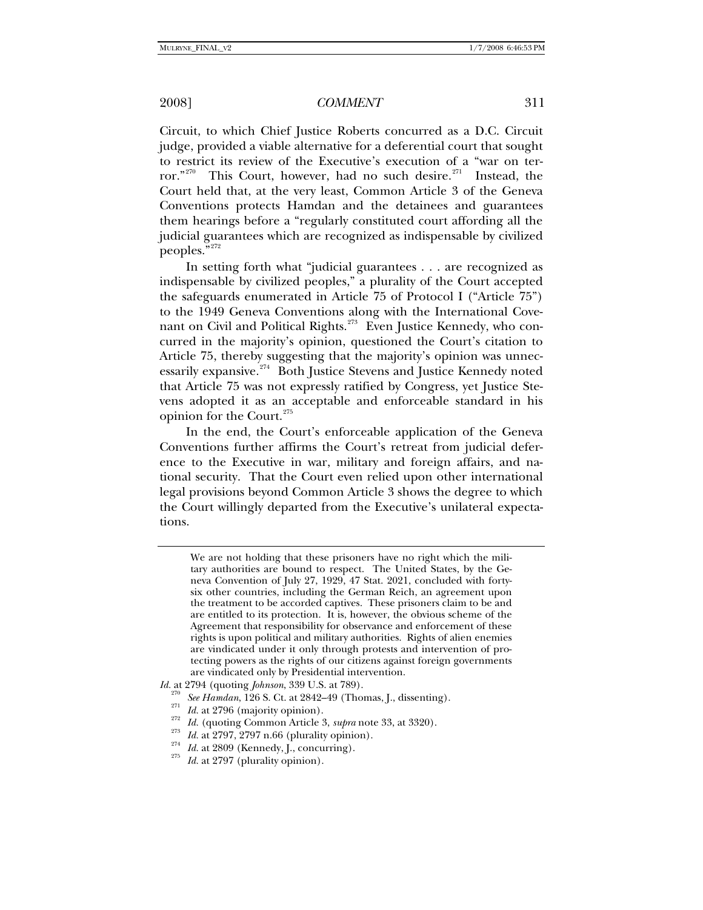Circuit, to which Chief Justice Roberts concurred as a D.C. Circuit judge, provided a viable alternative for a deferential court that sought to restrict its review of the Executive's execution of a "war on terror."[270] This Court, however, had no such desire.[271] Instead, the Court held that, at the very least, Common Article 3 of the Geneva Conventions protects Hamdan and the detainees and guarantees them hearings before a "regularly constituted court affording all the judicial guarantees which are recognized as indispensable by civilized peoples."[272]

In setting forth what "judicial guarantees . . . are recognized as indispensable by civilized peoples," a plurality of the Court accepted the safeguards enumerated in Article 75 of Protocol I ("Article 75") to the 1949 Geneva Conventions along with the International Covenant on Civil and Political Rights.[273] Even Justice Kennedy, who concurred in the majority's opinion, questioned the Court's citation to Article 75, thereby suggesting that the majority's opinion was unnecessarily expansive.[274] Both Justice Stevens and Justice Kennedy noted that Article 75 was not expressly ratified by Congress, yet Justice Stevens adopted it as an acceptable and enforceable standard in his opinion for the Court.[275]

In the end, the Court's enforceable application of the Geneva Conventions further affirms the Court's retreat from judicial deference to the Executive in war, military and foreign affairs, and national security. That the Court even relied upon other international legal provisions beyond Common Article 3 shows the degree to which the Court willingly departed from the Executive's unilateral expectations.

---

> We are not holding that these prisoners have no right which the military authorities are bound to respect. The United States, by the Geneva Convention of July 27, 1929, 47 Stat. 2021, concluded with forty-six other countries, including the German Reich, an agreement upon the treatment to be accorded captives. These prisoners claim to be and are entitled to its protection. It is, however, the obvious scheme of the Agreement that responsibility for observance and enforcement of these rights is upon political and military authorities. Rights of alien enemies are vindicated under it only through protests and intervention of protecting powers as the rights of our citizens against foreign governments are vindicated only by Presidential intervention.

*Id.* at 2794 (quoting *Johnson*, 339 U.S. at 789).

[270] *See Hamdan*, 126 S. Ct. at 2842–49 (Thomas, J., dissenting).

[271] *Id.* at 2796 (majority opinion).

[272] *Id.* (quoting Common Article 3, *supra* note 33, at 3320).

[273] *Id.* at 2797, 2797 n.66 (plurality opinion).

[274] *Id.* at 2809 (Kennedy, J., concurring).

[275] *Id.* at 2797 (plurality opinion).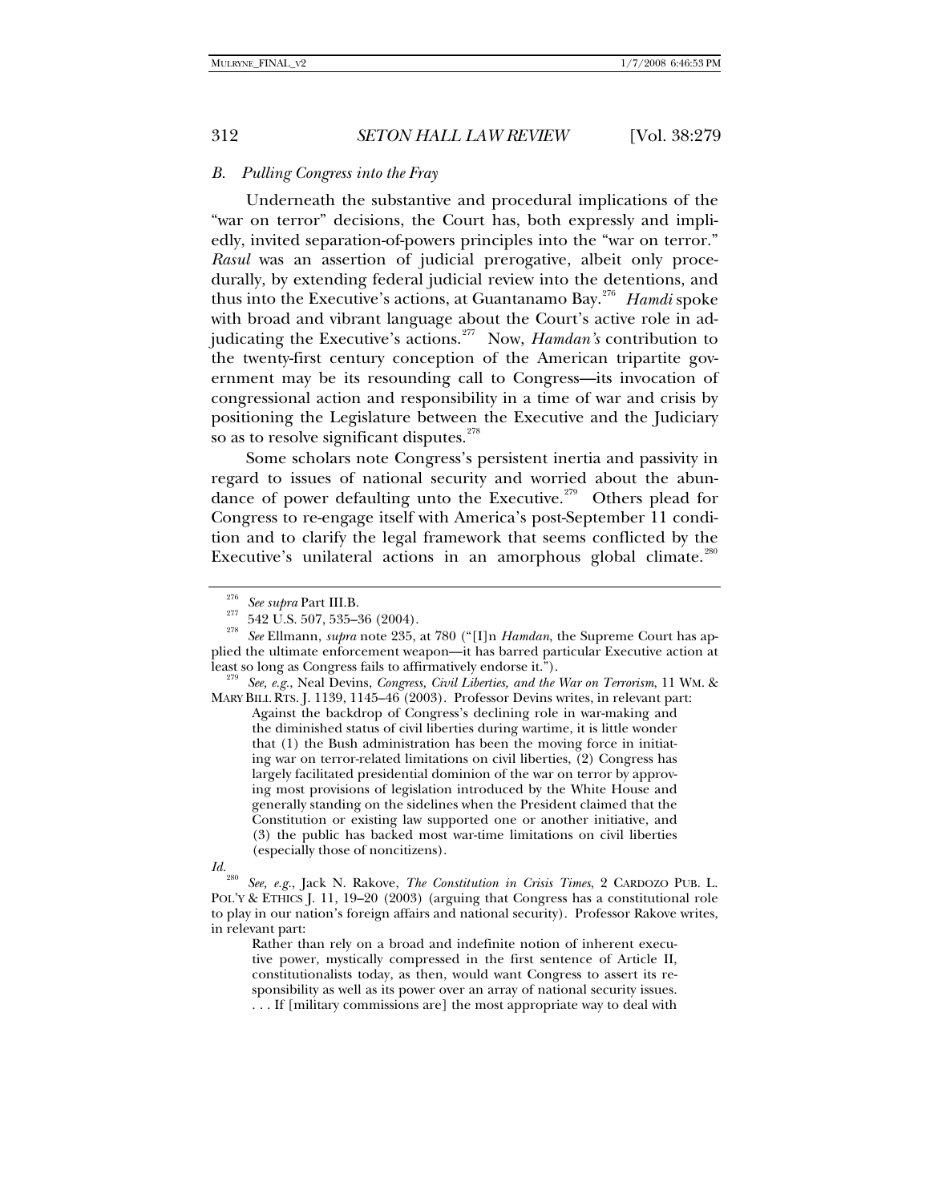### *B. Pulling Congress into the Fray*

Underneath the substantive and procedural implications of the "war on terror" decisions, the Court has, both expressly and impliedly, invited separation-of-powers principles into the "war on terror." *Rasul* was an assertion of judicial prerogative, albeit only procedurally, by extending federal judicial review into the detentions, and thus into the Executive's actions, at Guantanamo Bay.[276] *Hamdi* spoke with broad and vibrant language about the Court's active role in adjudicating the Executive's actions.[277] Now, *Hamdan's* contribution to the twenty-first century conception of the American tripartite government may be its resounding call to Congress—its invocation of congressional action and responsibility in a time of war and crisis by positioning the Legislature between the Executive and the Judiciary so as to resolve significant disputes.[278]

Some scholars note Congress's persistent inertia and passivity in regard to issues of national security and worried about the abundance of power defaulting unto the Executive.[279] Others plead for Congress to re-engage itself with America's post-September 11 condition and to clarify the legal framework that seems conflicted by the Executive's unilateral actions in an amorphous global climate.[280]

---

[276] *See supra* Part III.B.

[277] 542 U.S. 507, 535–36 (2004).

[278] *See* Ellmann, *supra* note 235, at 780 ("[I]n *Hamdan*, the Supreme Court has applied the ultimate enforcement weapon—it has barred particular Executive action at least so long as Congress fails to affirmatively endorse it.").

[279] *See, e.g.*, Neal Devins, *Congress, Civil Liberties, and the War on Terrorism*, 11 WM. & MARY BILL RTS. J. 1139, 1145–46 (2003). Professor Devins writes, in relevant part:

> Against the backdrop of Congress's declining role in war-making and the diminished status of civil liberties during wartime, it is little wonder that (1) the Bush administration has been the moving force in initiating war on terror-related limitations on civil liberties, (2) Congress has largely facilitated presidential dominion of the war on terror by approving most provisions of legislation introduced by the White House and generally standing on the sidelines when the President claimed that the Constitution or existing law supported one or another initiative, and (3) the public has backed most war-time limitations on civil liberties (especially those of noncitizens).

*Id.*

[280] *See, e.g.*, Jack N. Rakove, *The Constitution in Crisis Times*, 2 CARDOZO PUB. L. POL'Y & ETHICS J. 11, 19–20 (2003) (arguing that Congress has a constitutional role to play in our nation's foreign affairs and national security). Professor Rakove writes, in relevant part:

> Rather than rely on a broad and indefinite notion of inherent executive power, mystically compressed in the first sentence of Article II, constitutionalists today, as then, would want Congress to assert its responsibility as well as its power over an array of national security issues. . . . If [military commissions are] the most appropriate way to deal with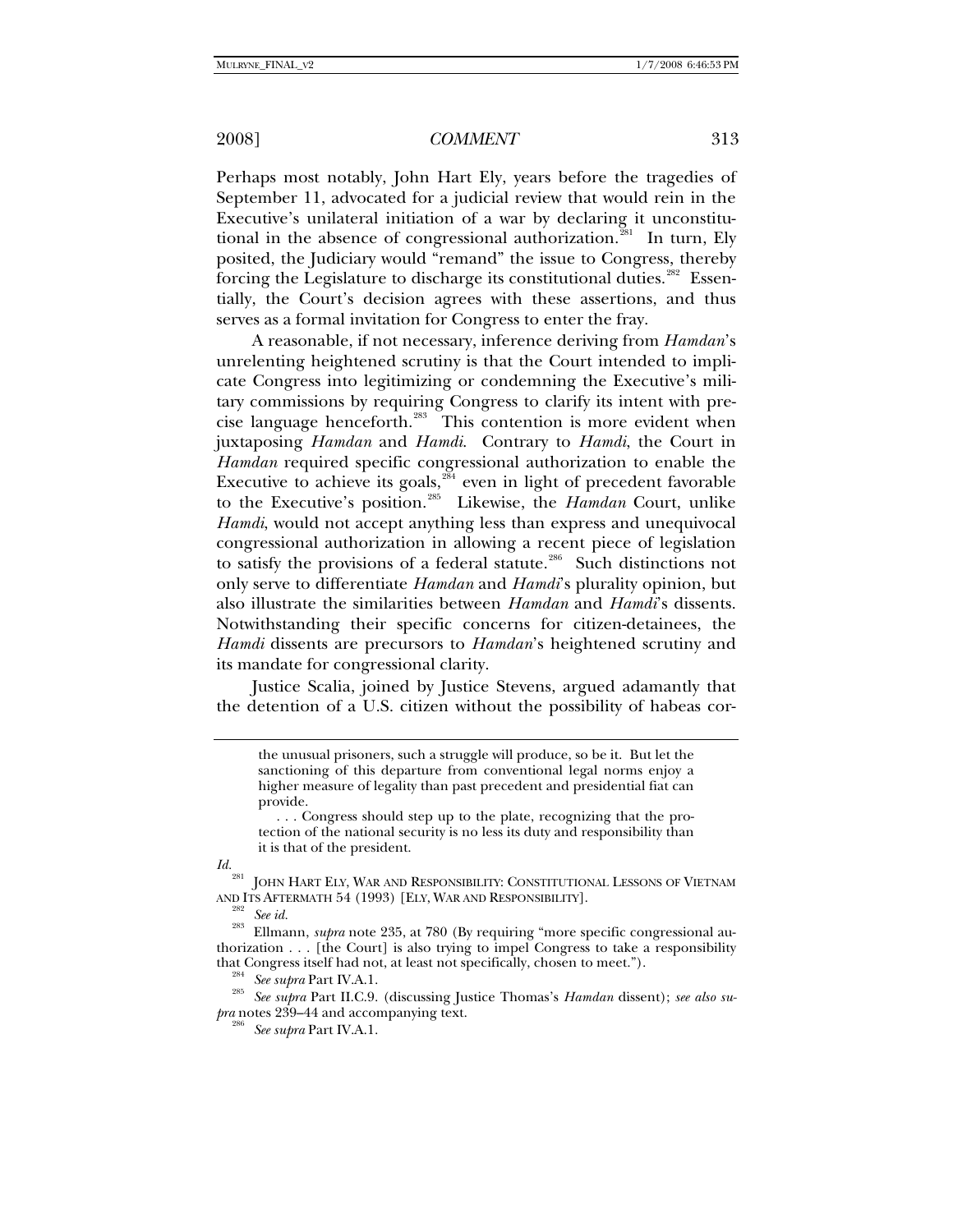Perhaps most notably, John Hart Ely, years before the tragedies of September 11, advocated for a judicial review that would rein in the Executive's unilateral initiation of a war by declaring it unconstitutional in the absence of congressional authorization.[281] In turn, Ely posited, the Judiciary would "remand" the issue to Congress, thereby forcing the Legislature to discharge its constitutional duties.[282] Essentially, the Court's decision agrees with these assertions, and thus serves as a formal invitation for Congress to enter the fray.

A reasonable, if not necessary, inference deriving from *Hamdan*'s unrelenting heightened scrutiny is that the Court intended to implicate Congress into legitimizing or condemning the Executive's military commissions by requiring Congress to clarify its intent with precise language henceforth.[283] This contention is more evident when juxtaposing *Hamdan* and *Hamdi*. Contrary to *Hamdi*, the Court in *Hamdan* required specific congressional authorization to enable the Executive to achieve its goals,[284] even in light of precedent favorable to the Executive's position.[285] Likewise, the *Hamdan* Court, unlike *Hamdi*, would not accept anything less than express and unequivocal congressional authorization in allowing a recent piece of legislation to satisfy the provisions of a federal statute.[286] Such distinctions not only serve to differentiate *Hamdan* and *Hamdi*'s plurality opinion, but also illustrate the similarities between *Hamdan* and *Hamdi*'s dissents. Notwithstanding their specific concerns for citizen-detainees, the *Hamdi* dissents are precursors to *Hamdan*'s heightened scrutiny and its mandate for congressional clarity.

Justice Scalia, joined by Justice Stevens, argued adamantly that the detention of a U.S. citizen without the possibility of habeas cor-

---

> the unusual prisoners, such a struggle will produce, so be it. But let the sanctioning of this departure from conventional legal norms enjoy a higher measure of legality than past precedent and presidential fiat can provide.
>
> . . . Congress should step up to the plate, recognizing that the protection of the national security is no less its duty and responsibility than it is that of the president.

*Id.*

[281] JOHN HART ELY, WAR AND RESPONSIBILITY: CONSTITUTIONAL LESSONS OF VIETNAM AND ITS AFTERMATH 54 (1993) [ELY, WAR AND RESPONSIBILITY].

[282] *See id.*

[283] Ellmann, *supra* note 235, at 780 (By requiring "more specific congressional authorization . . . [the Court] is also trying to impel Congress to take a responsibility that Congress itself had not, at least not specifically, chosen to meet.").

[284] *See supra* Part IV.A.1.

[285] *See supra* Part II.C.9. (discussing Justice Thomas's *Hamdan* dissent); *see also supra* notes 239–44 and accompanying text.

[286] *See supra* Part IV.A.1.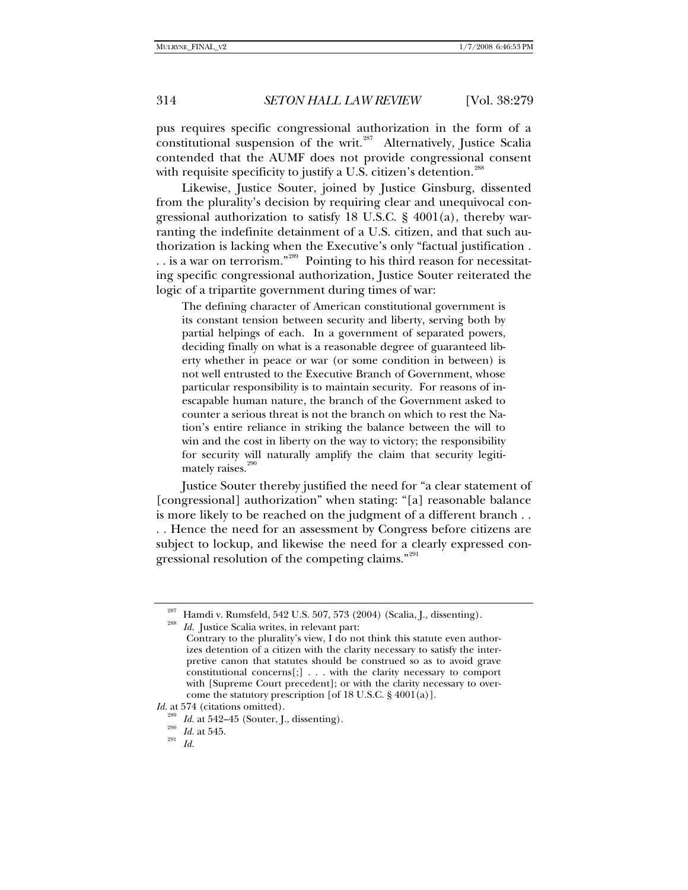pus requires specific congressional authorization in the form of a constitutional suspension of the writ.[287] Alternatively, Justice Scalia contended that the AUMF does not provide congressional consent with requisite specificity to justify a U.S. citizen's detention.[288]

Likewise, Justice Souter, joined by Justice Ginsburg, dissented from the plurality's decision by requiring clear and unequivocal congressional authorization to satisfy 18 U.S.C. § 4001(a), thereby warranting the indefinite detainment of a U.S. citizen, and that such authorization is lacking when the Executive's only "factual justification . . . is a war on terrorism."[289] Pointing to his third reason for necessitating specific congressional authorization, Justice Souter reiterated the logic of a tripartite government during times of war:

> The defining character of American constitutional government is its constant tension between security and liberty, serving both by partial helpings of each. In a government of separated powers, deciding finally on what is a reasonable degree of guaranteed liberty whether in peace or war (or some condition in between) is not well entrusted to the Executive Branch of Government, whose particular responsibility is to maintain security. For reasons of inescapable human nature, the branch of the Government asked to counter a serious threat is not the branch on which to rest the Nation's entire reliance in striking the balance between the will to win and the cost in liberty on the way to victory; the responsibility for security will naturally amplify the claim that security legitimately raises.[290]

Justice Souter thereby justified the need for "a clear statement of [congressional] authorization" when stating: "[a] reasonable balance is more likely to be reached on the judgment of a different branch . . . . Hence the need for an assessment by Congress before citizens are subject to lockup, and likewise the need for a clearly expressed congressional resolution of the competing claims."[291]

---

[287] Hamdi v. Rumsfeld, 542 U.S. 507, 573 (2004) (Scalia, J., dissenting).

[288] *Id.* Justice Scalia writes, in relevant part:

> Contrary to the plurality's view, I do not think this statute even authorizes detention of a citizen with the clarity necessary to satisfy the interpretive canon that statutes should be construed so as to avoid grave constitutional concerns[;] . . . with the clarity necessary to comport with [Supreme Court precedent]; or with the clarity necessary to overcome the statutory prescription [of 18 U.S.C. § 4001(a)].

*Id.* at 574 (citations omitted).

[289] *Id.* at 542–45 (Souter, J., dissenting).

[290] *Id.* at 545.

[291] *Id.*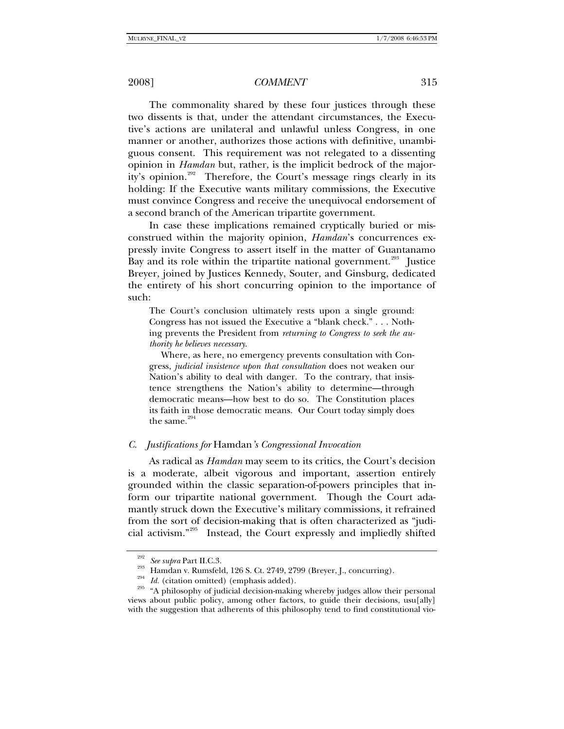The commonality shared by these four justices through these two dissents is that, under the attendant circumstances, the Executive's actions are unilateral and unlawful unless Congress, in one manner or another, authorizes those actions with definitive, unambiguous consent. This requirement was not relegated to a dissenting opinion in *Hamdan* but, rather, is the implicit bedrock of the majority's opinion.[292] Therefore, the Court's message rings clearly in its holding: If the Executive wants military commissions, the Executive must convince Congress and receive the unequivocal endorsement of a second branch of the American tripartite government.

In case these implications remained cryptically buried or misconstrued within the majority opinion, *Hamdan*'s concurrences expressly invite Congress to assert itself in the matter of Guantanamo Bay and its role within the tripartite national government.[293] Justice Breyer, joined by Justices Kennedy, Souter, and Ginsburg, dedicated the entirety of his short concurring opinion to the importance of such:

> The Court's conclusion ultimately rests upon a single ground: Congress has not issued the Executive a "blank check." . . . Nothing prevents the President from *returning to Congress to seek the authority he believes necessary*.
>
> Where, as here, no emergency prevents consultation with Congress, *judicial insistence upon that consultation* does not weaken our Nation's ability to deal with danger. To the contrary, that insistence strengthens the Nation's ability to determine—through democratic means—how best to do so. The Constitution places its faith in those democratic means. Our Court today simply does the same.[294]

### *C. Justifications for* Hamdan*'s Congressional Invocation*

As radical as *Hamdan* may seem to its critics, the Court's decision is a moderate, albeit vigorous and important, assertion entirely grounded within the classic separation-of-powers principles that inform our tripartite national government. Though the Court adamantly struck down the Executive's military commissions, it refrained from the sort of decision-making that is often characterized as "judicial activism."[295] Instead, the Court expressly and impliedly shifted

---

[292] *See supra* Part II.C.3.

[293] Hamdan v. Rumsfeld, 126 S. Ct. 2749, 2799 (Breyer, J., concurring).

[294] *Id.* (citation omitted) (emphasis added).

[295] "A philosophy of judicial decision-making whereby judges allow their personal views about public policy, among other factors, to guide their decisions, usu[ally] with the suggestion that adherents of this philosophy tend to find constitutional vio-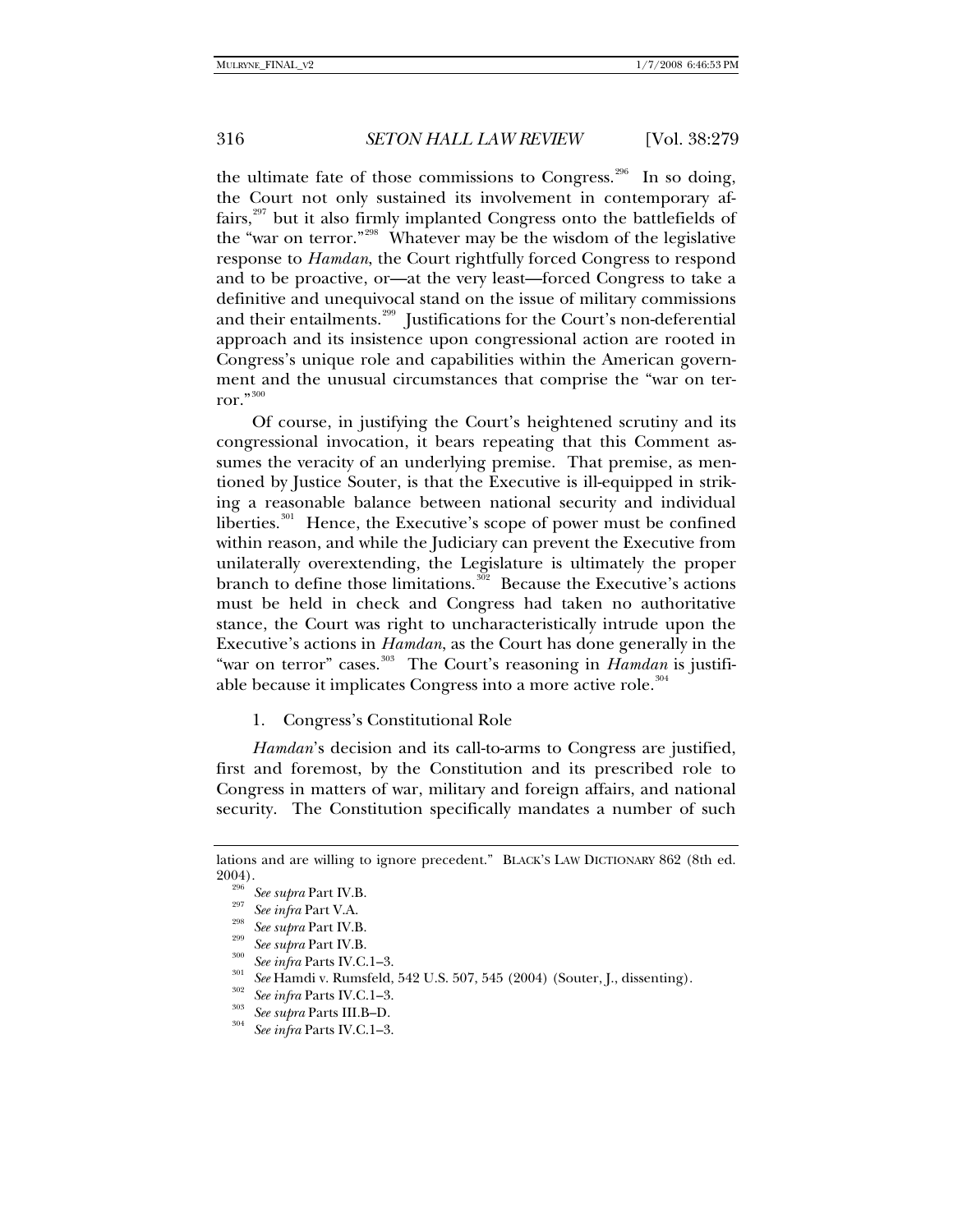the ultimate fate of those commissions to Congress.[296] In so doing, the Court not only sustained its involvement in contemporary affairs,[297] but it also firmly implanted Congress onto the battlefields of the "war on terror."[298] Whatever may be the wisdom of the legislative response to *Hamdan*, the Court rightfully forced Congress to respond and to be proactive, or—at the very least—forced Congress to take a definitive and unequivocal stand on the issue of military commissions and their entailments.[299] Justifications for the Court's non-deferential approach and its insistence upon congressional action are rooted in Congress's unique role and capabilities within the American government and the unusual circumstances that comprise the "war on terror."[300]

Of course, in justifying the Court's heightened scrutiny and its congressional invocation, it bears repeating that this Comment assumes the veracity of an underlying premise. That premise, as mentioned by Justice Souter, is that the Executive is ill-equipped in striking a reasonable balance between national security and individual liberties.[301] Hence, the Executive's scope of power must be confined within reason, and while the Judiciary can prevent the Executive from unilaterally overextending, the Legislature is ultimately the proper branch to define those limitations.[302] Because the Executive's actions must be held in check and Congress had taken no authoritative stance, the Court was right to uncharacteristically intrude upon the Executive's actions in *Hamdan*, as the Court has done generally in the "war on terror" cases.[303] The Court's reasoning in *Hamdan* is justifiable because it implicates Congress into a more active role.[304]

### 1. Congress's Constitutional Role

*Hamdan*'s decision and its call-to-arms to Congress are justified, first and foremost, by the Constitution and its prescribed role to Congress in matters of war, military and foreign affairs, and national security. The Constitution specifically mandates a number of such

---

lations and are willing to ignore precedent." BLACK'S LAW DICTIONARY 862 (8th ed. 2004).

[296] *See supra* Part IV.B.

[297] *See infra* Part V.A.

[298] *See supra* Part IV.B.

[299] *See supra* Part IV.B.

[300] *See infra* Parts IV.C.1–3.

[301] *See* Hamdi v. Rumsfeld, 542 U.S. 507, 545 (2004) (Souter, J., dissenting).

[302] *See infra* Parts IV.C.1–3.

[303] *See supra* Parts III.B–D.

[304] *See infra* Parts IV.C.1–3.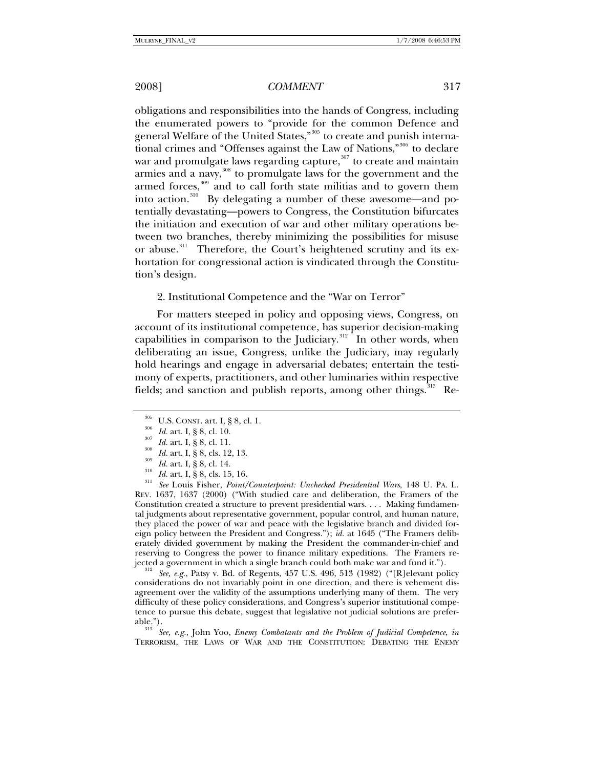obligations and responsibilities into the hands of Congress, including the enumerated powers to "provide for the common Defence and general Welfare of the United States,"[305] to create and punish international crimes and "Offenses against the Law of Nations,"[306] to declare war and promulgate laws regarding capture,[307] to create and maintain armies and a navy,[308] to promulgate laws for the government and the armed forces,[309] and to call forth state militias and to govern them into action.[310] By delegating a number of these awesome—and potentially devastating—powers to Congress, the Constitution bifurcates the initiation and execution of war and other military operations between two branches, thereby minimizing the possibilities for misuse or abuse.[311] Therefore, the Court's heightened scrutiny and its exhortation for congressional action is vindicated through the Constitution's design.

2. Institutional Competence and the "War on Terror"

For matters steeped in policy and opposing views, Congress, on account of its institutional competence, has superior decision-making capabilities in comparison to the Judiciary.[312] In other words, when deliberating an issue, Congress, unlike the Judiciary, may regularly hold hearings and engage in adversarial debates; entertain the testimony of experts, practitioners, and other luminaries within respective fields; and sanction and publish reports, among other things.[313] Re-

---

[305] U.S. CONST. art. I, § 8, cl. 1.

[306] *Id.* art. I, § 8, cl. 10.

[307] *Id.* art. I, § 8, cl. 11.

[308] *Id.* art. I, § 8, cls. 12, 13.

[309] *Id.* art. I, § 8, cl. 14.

[310] *Id.* art. I, § 8, cls. 15, 16.

[311] *See* Louis Fisher, *Point/Counterpoint: Unchecked Presidential Wars*, 148 U. PA. L. REV. 1637, 1637 (2000) ("With studied care and deliberation, the Framers of the Constitution created a structure to prevent presidential wars. . . . Making fundamental judgments about representative government, popular control, and human nature, they placed the power of war and peace with the legislative branch and divided foreign policy between the President and Congress."); *id.* at 1645 ("The Framers deliberately divided government by making the President the commander-in-chief and reserving to Congress the power to finance military expeditions. The Framers rejected a government in which a single branch could both make war and fund it.").

[312] *See, e.g.*, Patsy v. Bd. of Regents, 457 U.S. 496, 513 (1982) ("[R]elevant policy considerations do not invariably point in one direction, and there is vehement disagreement over the validity of the assumptions underlying many of them. The very difficulty of these policy considerations, and Congress's superior institutional competence to pursue this debate, suggest that legislative not judicial solutions are preferable.").

[313] *See, e.g.*, John Yoo, *Enemy Combatants and the Problem of Judicial Competence*, *in* TERRORISM, THE LAWS OF WAR AND THE CONSTITUTION: DEBATING THE ENEMY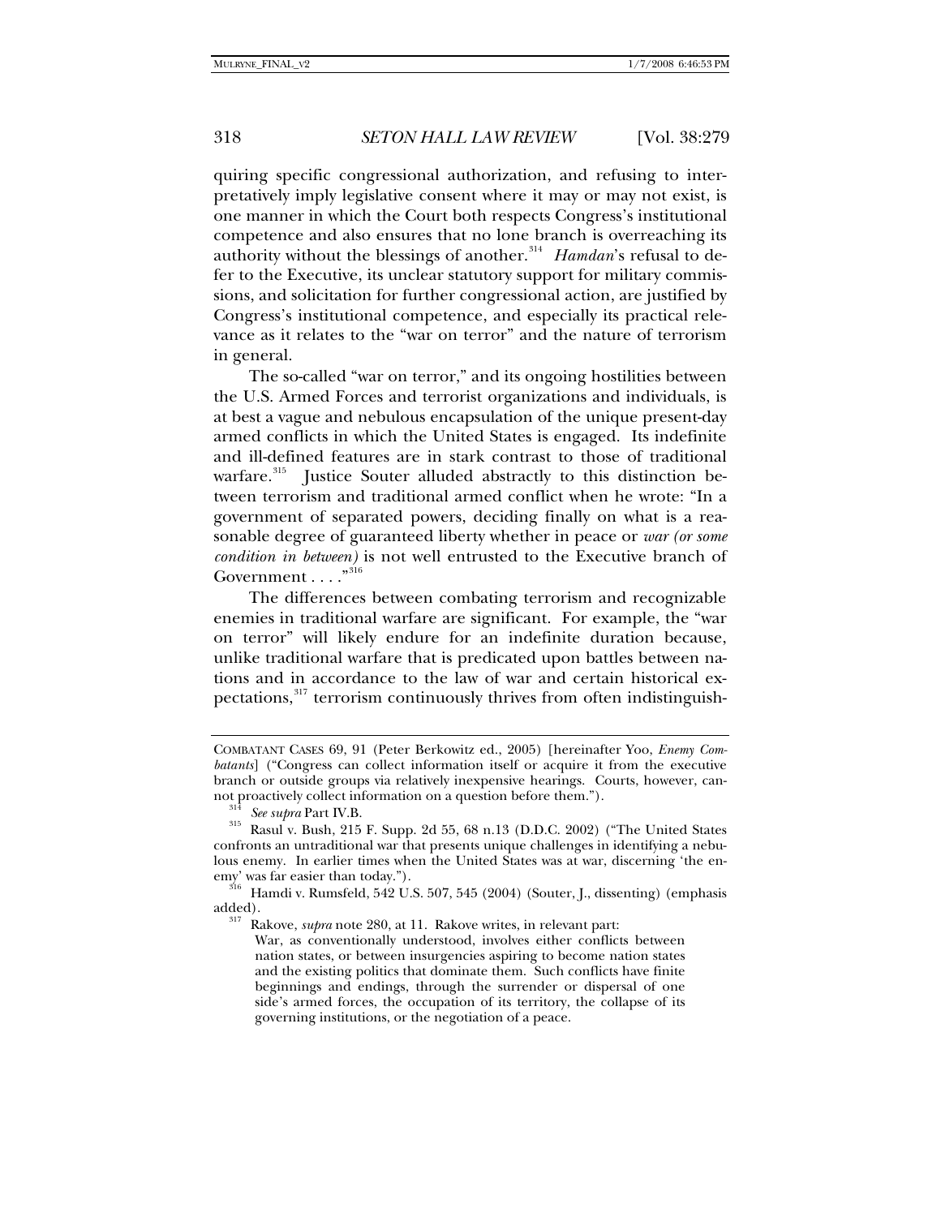quiring specific congressional authorization, and refusing to interpretatively imply legislative consent where it may or may not exist, is one manner in which the Court both respects Congress's institutional competence and also ensures that no lone branch is overreaching its authority without the blessings of another.[314] *Hamdan*'s refusal to defer to the Executive, its unclear statutory support for military commissions, and solicitation for further congressional action, are justified by Congress's institutional competence, and especially its practical relevance as it relates to the "war on terror" and the nature of terrorism in general.

The so-called "war on terror," and its ongoing hostilities between the U.S. Armed Forces and terrorist organizations and individuals, is at best a vague and nebulous encapsulation of the unique present-day armed conflicts in which the United States is engaged. Its indefinite and ill-defined features are in stark contrast to those of traditional warfare.[315] Justice Souter alluded abstractly to this distinction between terrorism and traditional armed conflict when he wrote: "In a government of separated powers, deciding finally on what is a reasonable degree of guaranteed liberty whether in peace or *war (or some condition in between)* is not well entrusted to the Executive branch of Government . . . ."[316]

The differences between combating terrorism and recognizable enemies in traditional warfare are significant. For example, the "war on terror" will likely endure for an indefinite duration because, unlike traditional warfare that is predicated upon battles between nations and in accordance to the law of war and certain historical expectations,[317] terrorism continuously thrives from often indistinguish-

---

COMBATANT CASES 69, 91 (Peter Berkowitz ed., 2005) [hereinafter Yoo, *Enemy Combatants*] ("Congress can collect information itself or acquire it from the executive branch or outside groups via relatively inexpensive hearings. Courts, however, cannot proactively collect information on a question before them.").

[314] *See supra* Part IV.B.

[315] Rasul v. Bush, 215 F. Supp. 2d 55, 68 n.13 (D.D.C. 2002) ("The United States confronts an untraditional war that presents unique challenges in identifying a nebulous enemy. In earlier times when the United States was at war, discerning 'the enemy' was far easier than today.").

[316] Hamdi v. Rumsfeld, 542 U.S. 507, 545 (2004) (Souter, J., dissenting) (emphasis added).

[317] Rakove, *supra* note 280, at 11. Rakove writes, in relevant part:

> War, as conventionally understood, involves either conflicts between nation states, or between insurgencies aspiring to become nation states and the existing politics that dominate them. Such conflicts have finite beginnings and endings, through the surrender or dispersal of one side's armed forces, the occupation of its territory, the collapse of its governing institutions, or the negotiation of a peace.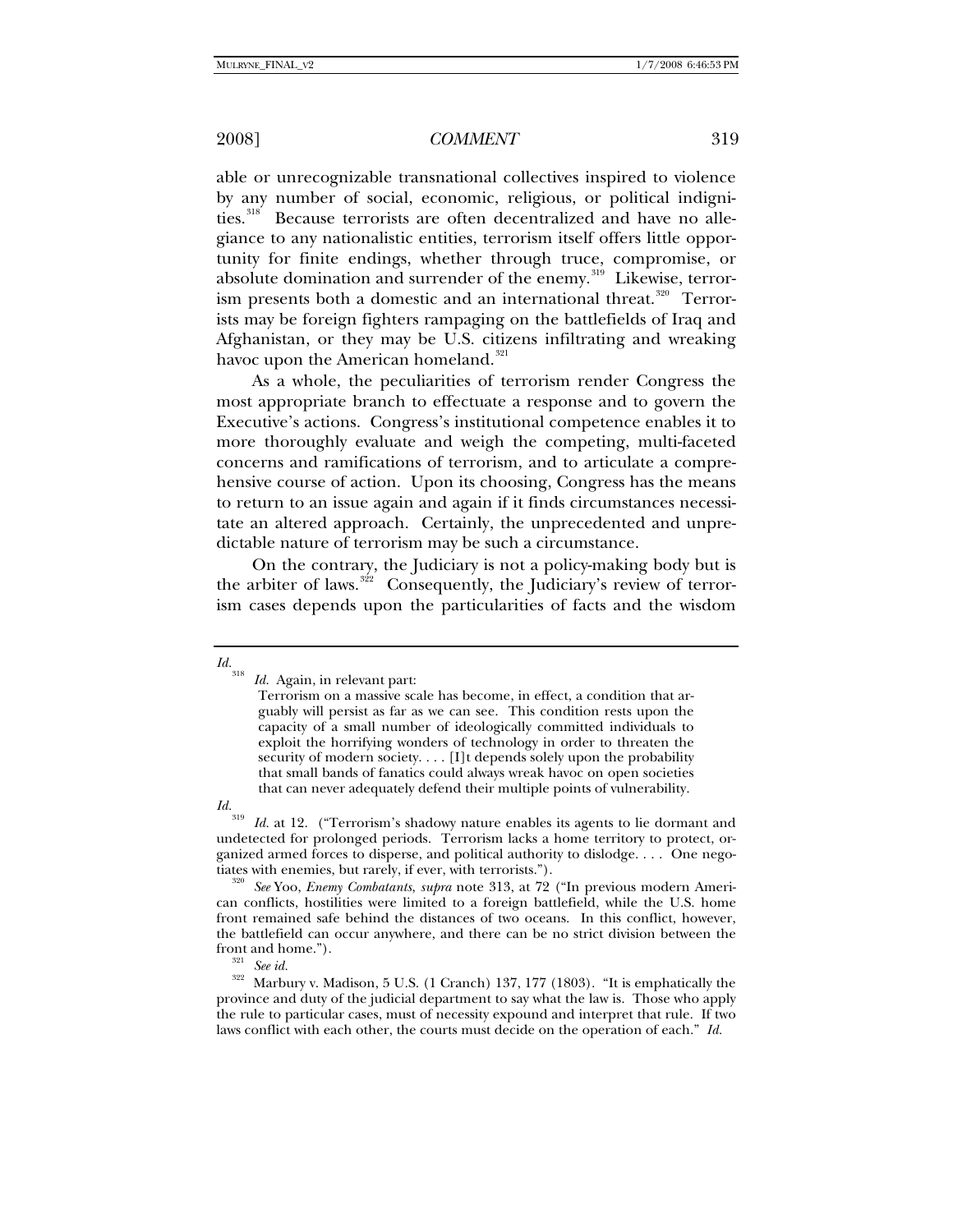able or unrecognizable transnational collectives inspired to violence by any number of social, economic, religious, or political indignities.[318] Because terrorists are often decentralized and have no allegiance to any nationalistic entities, terrorism itself offers little opportunity for finite endings, whether through truce, compromise, or absolute domination and surrender of the enemy.[319] Likewise, terrorism presents both a domestic and an international threat.[320] Terrorists may be foreign fighters rampaging on the battlefields of Iraq and Afghanistan, or they may be U.S. citizens infiltrating and wreaking havoc upon the American homeland.[321]

As a whole, the peculiarities of terrorism render Congress the most appropriate branch to effectuate a response and to govern the Executive's actions. Congress's institutional competence enables it to more thoroughly evaluate and weigh the competing, multi-faceted concerns and ramifications of terrorism, and to articulate a comprehensive course of action. Upon its choosing, Congress has the means to return to an issue again and again if it finds circumstances necessitate an altered approach. Certainly, the unprecedented and unpredictable nature of terrorism may be such a circumstance.

On the contrary, the Judiciary is not a policy-making body but is the arbiter of laws.[322] Consequently, the Judiciary's review of terrorism cases depends upon the particularities of facts and the wisdom

---

*Id.*

[318] *Id.* Again, in relevant part:

> Terrorism on a massive scale has become, in effect, a condition that arguably will persist as far as we can see. This condition rests upon the capacity of a small number of ideologically committed individuals to exploit the horrifying wonders of technology in order to threaten the security of modern society. . . . [I]t depends solely upon the probability that small bands of fanatics could always wreak havoc on open societies that can never adequately defend their multiple points of vulnerability.

*Id.*

[319] *Id.* at 12. ("Terrorism's shadowy nature enables its agents to lie dormant and undetected for prolonged periods. Terrorism lacks a home territory to protect, organized armed forces to disperse, and political authority to dislodge. . . . One negotiates with enemies, but rarely, if ever, with terrorists.").

[320] *See* Yoo, *Enemy Combatants*, *supra* note 313, at 72 ("In previous modern American conflicts, hostilities were limited to a foreign battlefield, while the U.S. home front remained safe behind the distances of two oceans. In this conflict, however, the battlefield can occur anywhere, and there can be no strict division between the front and home.").

[321] *See id.*

[322] Marbury v. Madison, 5 U.S. (1 Cranch) 137, 177 (1803). "It is emphatically the province and duty of the judicial department to say what the law is. Those who apply the rule to particular cases, must of necessity expound and interpret that rule. If two laws conflict with each other, the courts must decide on the operation of each." *Id.*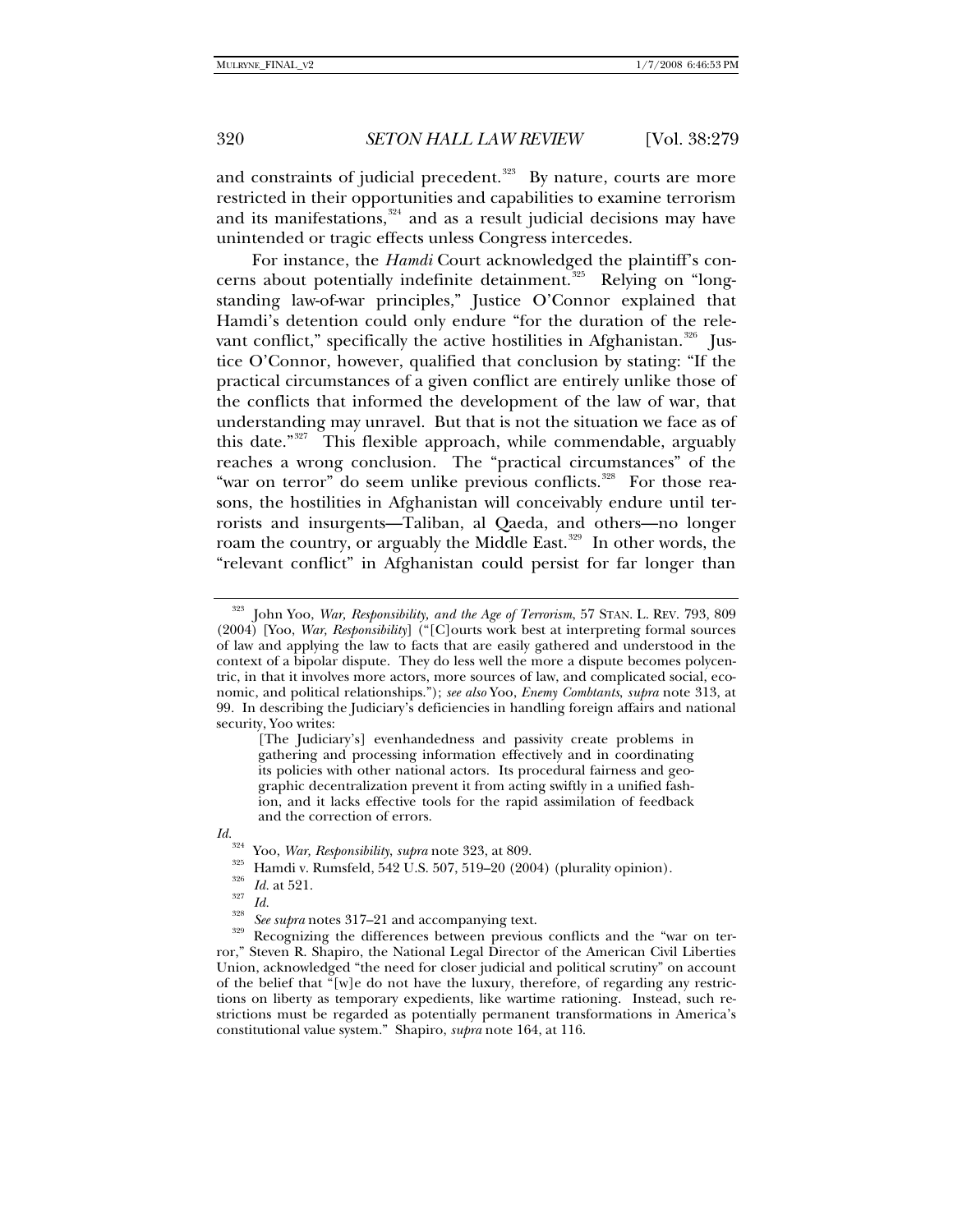and constraints of judicial precedent.[323] By nature, courts are more restricted in their opportunities and capabilities to examine terrorism and its manifestations,[324] and as a result judicial decisions may have unintended or tragic effects unless Congress intercedes.

For instance, the *Hamdi* Court acknowledged the plaintiff's concerns about potentially indefinite detainment.[325] Relying on "longstanding law-of-war principles," Justice O'Connor explained that Hamdi's detention could only endure "for the duration of the relevant conflict," specifically the active hostilities in Afghanistan.[326] Justice O'Connor, however, qualified that conclusion by stating: "If the practical circumstances of a given conflict are entirely unlike those of the conflicts that informed the development of the law of war, that understanding may unravel. But that is not the situation we face as of this date."[327] This flexible approach, while commendable, arguably reaches a wrong conclusion. The "practical circumstances" of the "war on terror" do seem unlike previous conflicts.[328] For those reasons, the hostilities in Afghanistan will conceivably endure until terrorists and insurgents—Taliban, al Qaeda, and others—no longer roam the country, or arguably the Middle East.[329] In other words, the "relevant conflict" in Afghanistan could persist for far longer than

---

[323] John Yoo, *War, Responsibility, and the Age of Terrorism*, 57 STAN. L. REV. 793, 809 (2004) [Yoo, *War, Responsibility*] ("[C]ourts work best at interpreting formal sources of law and applying the law to facts that are easily gathered and understood in the context of a bipolar dispute. They do less well the more a dispute becomes polycentric, in that it involves more actors, more sources of law, and complicated social, economic, and political relationships."); *see also* Yoo, *Enemy Combtants*, *supra* note 313, at 99. In describing the Judiciary's deficiencies in handling foreign affairs and national security, Yoo writes:

> [The Judiciary's] evenhandedness and passivity create problems in gathering and processing information effectively and in coordinating its policies with other national actors. Its procedural fairness and geographic decentralization prevent it from acting swiftly in a unified fashion, and it lacks effective tools for the rapid assimilation of feedback and the correction of errors.

*Id.*

[324] Yoo, *War, Responsibility*, *supra* note 323, at 809.

[325] Hamdi v. Rumsfeld, 542 U.S. 507, 519–20 (2004) (plurality opinion).

[326] *Id.* at 521.

[327] *Id.*

[328] *See supra* notes 317–21 and accompanying text.

[329] Recognizing the differences between previous conflicts and the "war on terror," Steven R. Shapiro, the National Legal Director of the American Civil Liberties Union, acknowledged "the need for closer judicial and political scrutiny" on account of the belief that "[w]e do not have the luxury, therefore, of regarding any restrictions on liberty as temporary expedients, like wartime rationing. Instead, such restrictions must be regarded as potentially permanent transformations in America's constitutional value system." Shapiro, *supra* note 164, at 116.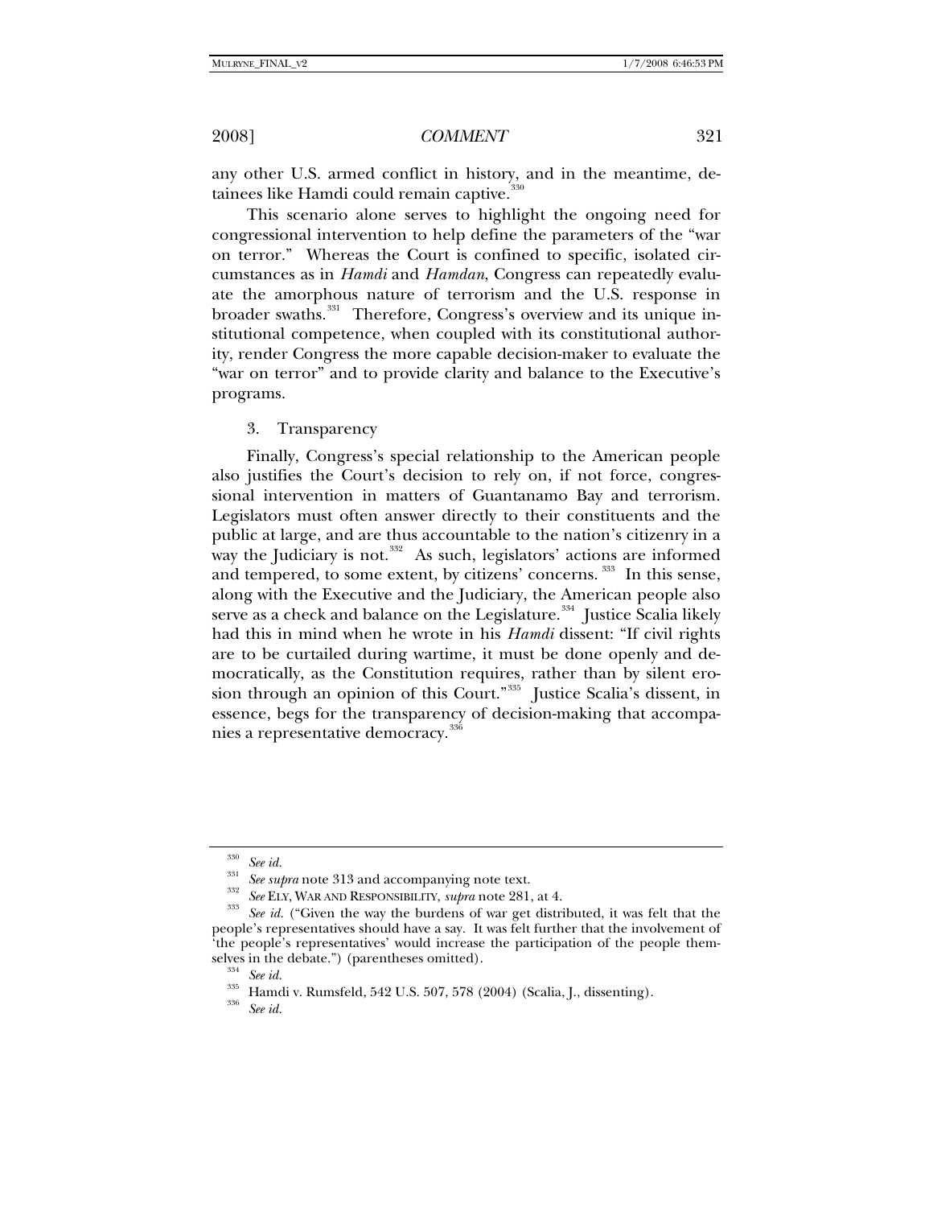any other U.S. armed conflict in history, and in the meantime, detainees like Hamdi could remain captive.[330]

This scenario alone serves to highlight the ongoing need for congressional intervention to help define the parameters of the "war on terror." Whereas the Court is confined to specific, isolated circumstances as in *Hamdi* and *Hamdan*, Congress can repeatedly evaluate the amorphous nature of terrorism and the U.S. response in broader swaths.[331] Therefore, Congress's overview and its unique institutional competence, when coupled with its constitutional authority, render Congress the more capable decision-maker to evaluate the "war on terror" and to provide clarity and balance to the Executive's programs.

3. Transparency

Finally, Congress's special relationship to the American people also justifies the Court's decision to rely on, if not force, congressional intervention in matters of Guantanamo Bay and terrorism. Legislators must often answer directly to their constituents and the public at large, and are thus accountable to the nation's citizenry in a way the Judiciary is not.[332] As such, legislators' actions are informed and tempered, to some extent, by citizens' concerns.[333] In this sense, along with the Executive and the Judiciary, the American people also serve as a check and balance on the Legislature.[334] Justice Scalia likely had this in mind when he wrote in his *Hamdi* dissent: "If civil rights are to be curtailed during wartime, it must be done openly and democratically, as the Constitution requires, rather than by silent erosion through an opinion of this Court."[335] Justice Scalia's dissent, in essence, begs for the transparency of decision-making that accompanies a representative democracy.[336]

---

[330] *See id.*

[331] *See supra* note 313 and accompanying note text.

[332] *See* ELY, WAR AND RESPONSIBILITY, *supra* note 281, at 4.

[333] *See id.* ("Given the way the burdens of war get distributed, it was felt that the people's representatives should have a say. It was felt further that the involvement of 'the people's representatives' would increase the participation of the people themselves in the debate.") (parentheses omitted).

[334] *See id.*

[335] Hamdi v. Rumsfeld, 542 U.S. 507, 578 (2004) (Scalia, J., dissenting).

[336] *See id.*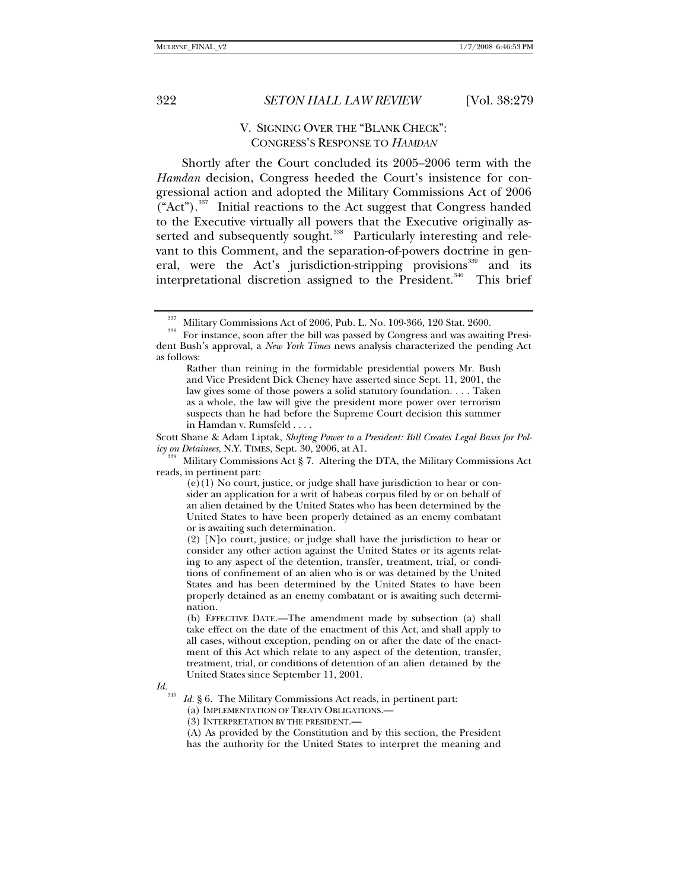## V. SIGNING OVER THE "BLANK CHECK": CONGRESS'S RESPONSE TO *HAMDAN*

Shortly after the Court concluded its 2005–2006 term with the *Hamdan* decision, Congress heeded the Court's insistence for congressional action and adopted the Military Commissions Act of 2006 ("Act").[337] Initial reactions to the Act suggest that Congress handed to the Executive virtually all powers that the Executive originally asserted and subsequently sought.[338] Particularly interesting and relevant to this Comment, and the separation-of-powers doctrine in general, were the Act's jurisdiction-stripping provisions[339] and its interpretational discretion assigned to the President.[340] This brief

---

[337] Military Commissions Act of 2006, Pub. L. No. 109-366, 120 Stat. 2600.

[338] For instance, soon after the bill was passed by Congress and was awaiting President Bush's approval, a *New York Times* news analysis characterized the pending Act as follows:

> Rather than reining in the formidable presidential powers Mr. Bush and Vice President Dick Cheney have asserted since Sept. 11, 2001, the law gives some of those powers a solid statutory foundation. . . . Taken as a whole, the law will give the president more power over terrorism suspects than he had before the Supreme Court decision this summer in Hamdan v. Rumsfeld . . . .

Scott Shane & Adam Liptak, *Shifting Power to a President: Bill Creates Legal Basis for Policy on Detainees*, N.Y. TIMES, Sept. 30, 2006, at A1.

[339] Military Commissions Act § 7. Altering the DTA, the Military Commissions Act reads, in pertinent part:

> (e)(1) No court, justice, or judge shall have jurisdiction to hear or consider an application for a writ of habeas corpus filed by or on behalf of an alien detained by the United States who has been determined by the United States to have been properly detained as an enemy combatant or is awaiting such determination.
>
> (2) [N]o court, justice, or judge shall have the jurisdiction to hear or consider any other action against the United States or its agents relating to any aspect of the detention, transfer, treatment, trial, or conditions of confinement of an alien who is or was detained by the United States and has been determined by the United States to have been properly detained as an enemy combatant or is awaiting such determination.
>
> (b) EFFECTIVE DATE.—The amendment made by subsection (a) shall take effect on the date of the enactment of this Act, and shall apply to all cases, without exception, pending on or after the date of the enactment of this Act which relate to any aspect of the detention, transfer, treatment, trial, or conditions of detention of an alien detained by the United States since September 11, 2001.

*Id.*

[340] *Id.* § 6. The Military Commissions Act reads, in pertinent part:

> (a) IMPLEMENTATION OF TREATY OBLIGATIONS.—
>
> (3) INTERPRETATION BY THE PRESIDENT.—
>
> (A) As provided by the Constitution and by this section, the President has the authority for the United States to interpret the meaning and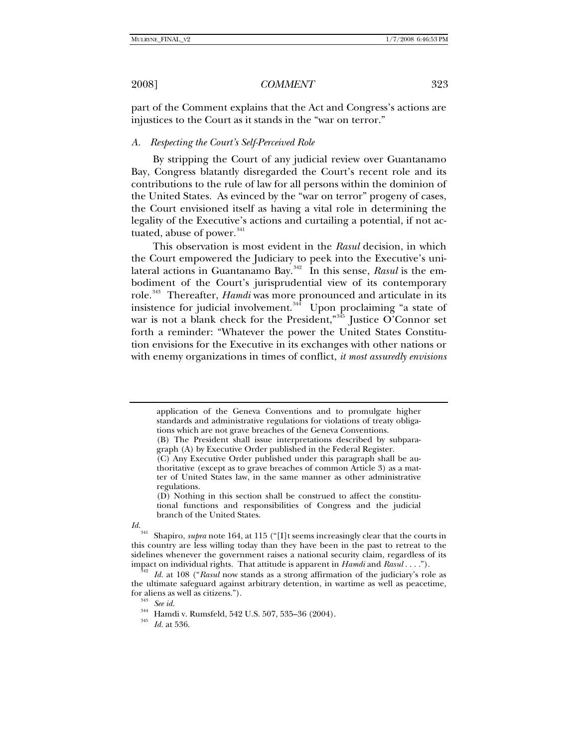part of the Comment explains that the Act and Congress's actions are injustices to the Court as it stands in the "war on terror."

### *A. Respecting the Court's Self-Perceived Role*

By stripping the Court of any judicial review over Guantanamo Bay, Congress blatantly disregarded the Court's recent role and its contributions to the rule of law for all persons within the dominion of the United States. As evinced by the "war on terror" progeny of cases, the Court envisioned itself as having a vital role in determining the legality of the Executive's actions and curtailing a potential, if not actuated, abuse of power.[341]

This observation is most evident in the *Rasul* decision, in which the Court empowered the Judiciary to peek into the Executive's unilateral actions in Guantanamo Bay.[342] In this sense, *Rasul* is the embodiment of the Court's jurisprudential view of its contemporary role.[343] Thereafter, *Hamdi* was more pronounced and articulate in its insistence for judicial involvement.[344] Upon proclaiming "a state of war is not a blank check for the President,"[345] Justice O'Connor set forth a reminder: "Whatever the power the United States Constitution envisions for the Executive in its exchanges with other nations or with enemy organizations in times of conflict, *it most assuredly envisions*

---

> application of the Geneva Conventions and to promulgate higher standards and administrative regulations for violations of treaty obligations which are not grave breaches of the Geneva Conventions.
>
> (B) The President shall issue interpretations described by subparagraph (A) by Executive Order published in the Federal Register.
>
> (C) Any Executive Order published under this paragraph shall be authoritative (except as to grave breaches of common Article 3) as a matter of United States law, in the same manner as other administrative regulations.
>
> (D) Nothing in this section shall be construed to affect the constitutional functions and responsibilities of Congress and the judicial branch of the United States.

*Id.*

[341] Shapiro, *supra* note 164, at 115 ("[I]t seems increasingly clear that the courts in this country are less willing today than they have been in the past to retreat to the sidelines whenever the government raises a national security claim, regardless of its impact on individual rights. That attitude is apparent in *Hamdi* and *Rasul* . . . .").

[342] *Id.* at 108 ("*Rasul* now stands as a strong affirmation of the judiciary's role as the ultimate safeguard against arbitrary detention, in wartime as well as peacetime, for aliens as well as citizens.").

[343] *See id.*

[344] Hamdi v. Rumsfeld, 542 U.S. 507, 535–36 (2004).

[345] *Id.* at 536.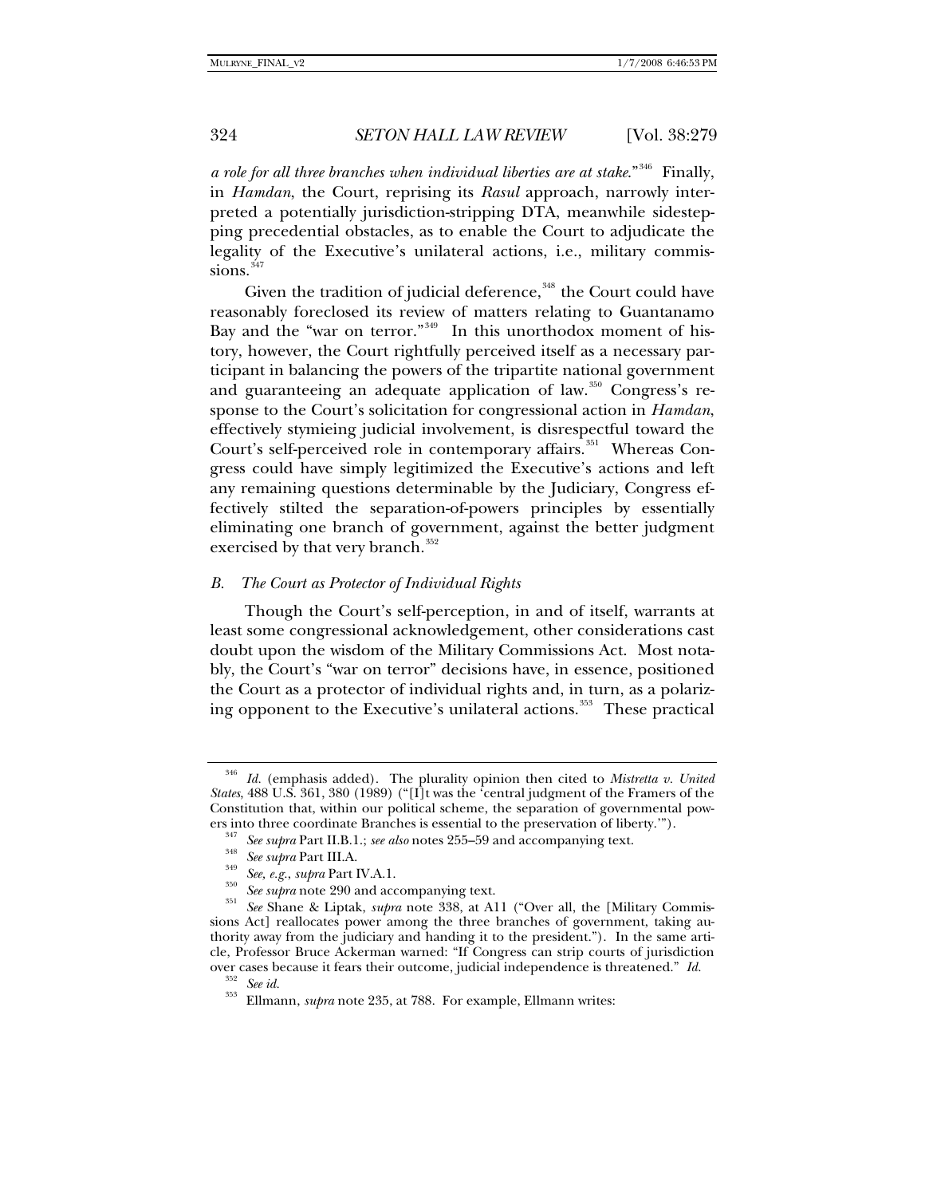*a role for all three branches when individual liberties are at stake*."[346] Finally, in *Hamdan*, the Court, reprising its *Rasul* approach, narrowly interpreted a potentially jurisdiction-stripping DTA, meanwhile sidestepping precedential obstacles, as to enable the Court to adjudicate the legality of the Executive's unilateral actions, i.e., military commissions.[347]

Given the tradition of judicial deference,[348] the Court could have reasonably foreclosed its review of matters relating to Guantanamo Bay and the "war on terror."[349] In this unorthodox moment of history, however, the Court rightfully perceived itself as a necessary participant in balancing the powers of the tripartite national government and guaranteeing an adequate application of law.[350] Congress's response to the Court's solicitation for congressional action in *Hamdan*, effectively stymieing judicial involvement, is disrespectful toward the Court's self-perceived role in contemporary affairs.[351] Whereas Congress could have simply legitimized the Executive's actions and left any remaining questions determinable by the Judiciary, Congress effectively stilted the separation-of-powers principles by essentially eliminating one branch of government, against the better judgment exercised by that very branch.[352]

### *B. The Court as Protector of Individual Rights*

Though the Court's self-perception, in and of itself, warrants at least some congressional acknowledgement, other considerations cast doubt upon the wisdom of the Military Commissions Act. Most notably, the Court's "war on terror" decisions have, in essence, positioned the Court as a protector of individual rights and, in turn, as a polarizing opponent to the Executive's unilateral actions.[353] These practical

---

[346] *Id.* (emphasis added). The plurality opinion then cited to *Mistretta v. United States*, 488 U.S. 361, 380 (1989) ("[I]t was the 'central judgment of the Framers of the Constitution that, within our political scheme, the separation of governmental powers into three coordinate Branches is essential to the preservation of liberty.'").

[347] *See supra* Part II.B.1.; *see also* notes 255–59 and accompanying text.

[348] *See supra* Part III.A.

[349] *See, e.g.*, *supra* Part IV.A.1.

[350] *See supra* note 290 and accompanying text.

[351] *See* Shane & Liptak, *supra* note 338, at A11 ("Over all, the [Military Commissions Act] reallocates power among the three branches of government, taking authority away from the judiciary and handing it to the president."). In the same article, Professor Bruce Ackerman warned: "If Congress can strip courts of jurisdiction over cases because it fears their outcome, judicial independence is threatened." *Id.*

[352] *See id.*

[353] Ellmann, *supra* note 235, at 788. For example, Ellmann writes: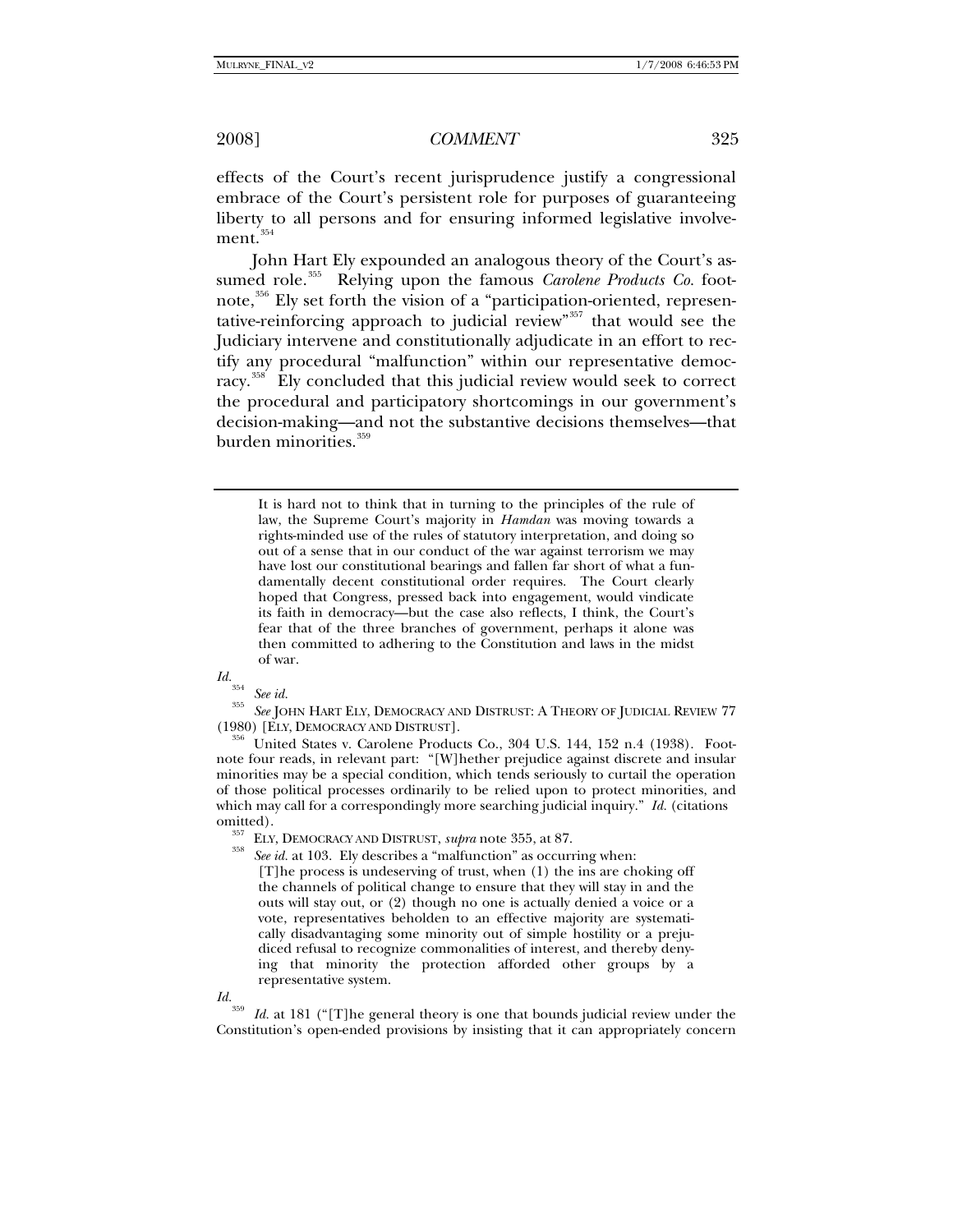effects of the Court's recent jurisprudence justify a congressional embrace of the Court's persistent role for purposes of guaranteeing liberty to all persons and for ensuring informed legislative involvement.[354]

John Hart Ely expounded an analogous theory of the Court's assumed role.[355] Relying upon the famous *Carolene Products Co.* footnote,[356] Ely set forth the vision of a "participation-oriented, representative-reinforcing approach to judicial review"[357] that would see the Judiciary intervene and constitutionally adjudicate in an effort to rectify any procedural "malfunction" within our representative democracy.[358] Ely concluded that this judicial review would seek to correct the procedural and participatory shortcomings in our government's decision-making—and not the substantive decisions themselves—that burden minorities.[359]

---

> It is hard not to think that in turning to the principles of the rule of law, the Supreme Court's majority in *Hamdan* was moving towards a rights-minded use of the rules of statutory interpretation, and doing so out of a sense that in our conduct of the war against terrorism we may have lost our constitutional bearings and fallen far short of what a fundamentally decent constitutional order requires. The Court clearly hoped that Congress, pressed back into engagement, would vindicate its faith in democracy—but the case also reflects, I think, the Court's fear that of the three branches of government, perhaps it alone was then committed to adhering to the Constitution and laws in the midst of war.

*Id.*

[354] *See id.*

[355] *See* JOHN HART ELY, DEMOCRACY AND DISTRUST: A THEORY OF JUDICIAL REVIEW 77 (1980) [ELY, DEMOCRACY AND DISTRUST].

[356] United States v. Carolene Products Co., 304 U.S. 144, 152 n.4 (1938). Footnote four reads, in relevant part: "[W]hether prejudice against discrete and insular minorities may be a special condition, which tends seriously to curtail the operation of those political processes ordinarily to be relied upon to protect minorities, and which may call for a correspondingly more searching judicial inquiry." *Id.* (citations omitted).

[357] ELY, DEMOCRACY AND DISTRUST, *supra* note 355, at 87.

[358] *See id.* at 103. Ely describes a "malfunction" as occurring when:

> [T]he process is undeserving of trust, when (1) the ins are choking off the channels of political change to ensure that they will stay in and the outs will stay out, or (2) though no one is actually denied a voice or a vote, representatives beholden to an effective majority are systematically disadvantaging some minority out of simple hostility or a prejudiced refusal to recognize commonalities of interest, and thereby denying that minority the protection afforded other groups by a representative system.

*Id.*

[359] *Id.* at 181 ("[T]he general theory is one that bounds judicial review under the Constitution's open-ended provisions by insisting that it can appropriately concern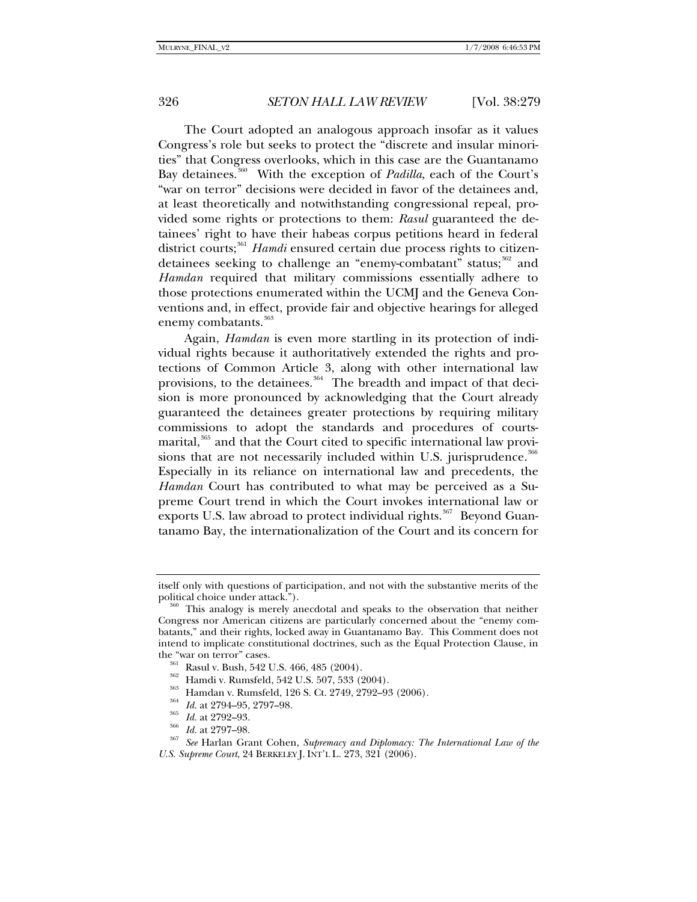The Court adopted an analogous approach insofar as it values Congress's role but seeks to protect the "discrete and insular minorities" that Congress overlooks, which in this case are the Guantanamo Bay detainees.[360] With the exception of *Padilla*, each of the Court's "war on terror" decisions were decided in favor of the detainees and, at least theoretically and notwithstanding congressional repeal, provided some rights or protections to them: *Rasul* guaranteed the detainees' right to have their habeas corpus petitions heard in federal district courts;[361] *Hamdi* ensured certain due process rights to citizen-detainees seeking to challenge an "enemy-combatant" status;[362] and *Hamdan* required that military commissions essentially adhere to those protections enumerated within the UCMJ and the Geneva Conventions and, in effect, provide fair and objective hearings for alleged enemy combatants.[363]

Again, *Hamdan* is even more startling in its protection of individual rights because it authoritatively extended the rights and protections of Common Article 3, along with other international law provisions, to the detainees.[364] The breadth and impact of that decision is more pronounced by acknowledging that the Court already guaranteed the detainees greater protections by requiring military commissions to adopt the standards and procedures of courts-marital,[365] and that the Court cited to specific international law provisions that are not necessarily included within U.S. jurisprudence.[366] Especially in its reliance on international law and precedents, the *Hamdan* Court has contributed to what may be perceived as a Supreme Court trend in which the Court invokes international law or exports U.S. law abroad to protect individual rights.[367] Beyond Guantanamo Bay, the internationalization of the Court and its concern for

---

itself only with questions of participation, and not with the substantive merits of the political choice under attack.").

[360] This analogy is merely anecdotal and speaks to the observation that neither Congress nor American citizens are particularly concerned about the "enemy combatants," and their rights, locked away in Guantanamo Bay. This Comment does not intend to implicate constitutional doctrines, such as the Equal Protection Clause, in the "war on terror" cases.

[361] Rasul v. Bush, 542 U.S. 466, 485 (2004).

[362] Hamdi v. Rumsfeld, 542 U.S. 507, 533 (2004).

[363] Hamdan v. Rumsfeld, 126 S. Ct. 2749, 2792–93 (2006).

[364] *Id.* at 2794–95, 2797–98.

[365] *Id.* at 2792–93.

[366] *Id.* at 2797–98.

[367] *See* Harlan Grant Cohen, *Supremacy and Diplomacy: The International Law of the U.S. Supreme Court*, 24 BERKELEY J. INT'L L. 273, 321 (2006).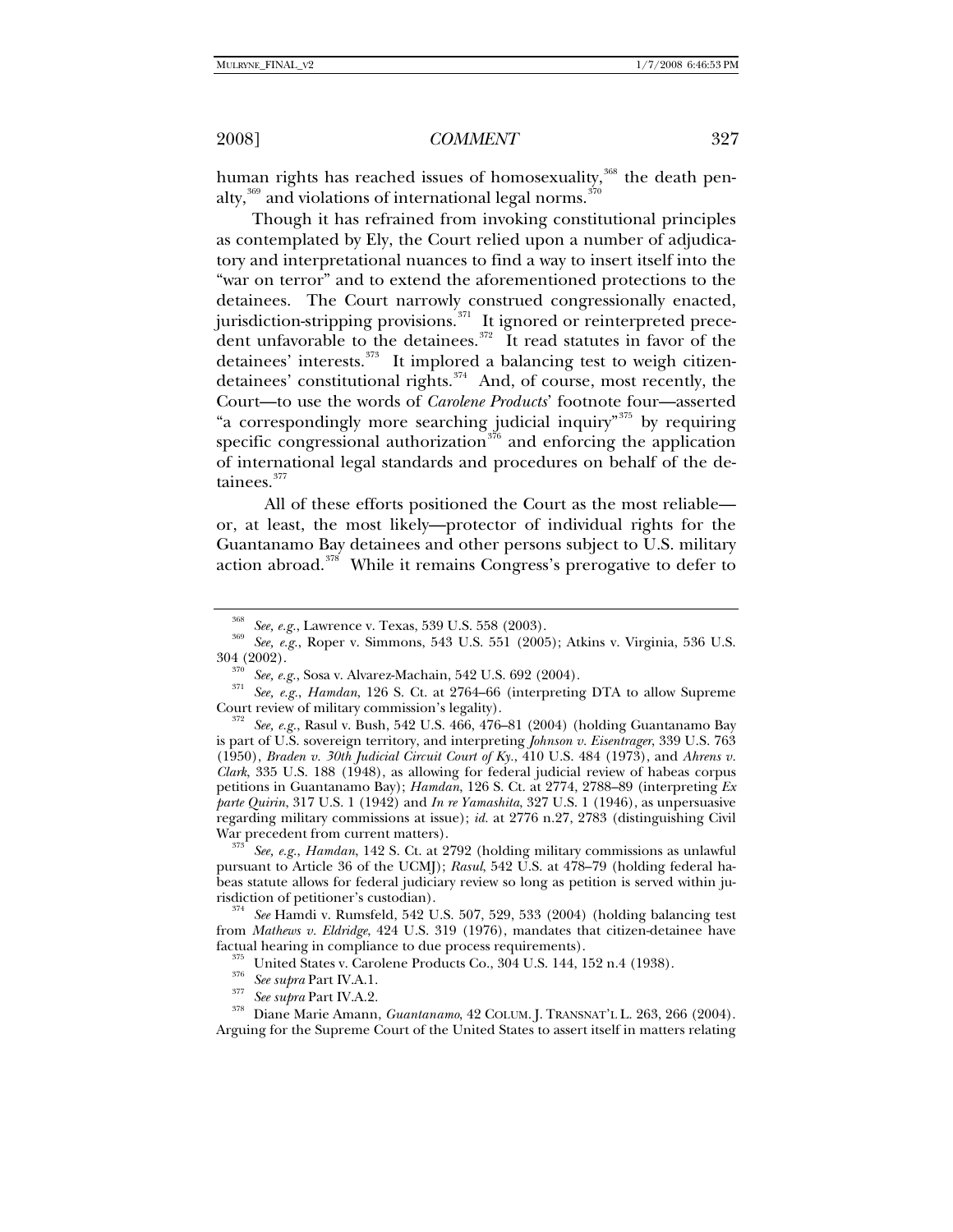human rights has reached issues of homosexuality,[368] the death penalty,[369] and violations of international legal norms.[370]

Though it has refrained from invoking constitutional principles as contemplated by Ely, the Court relied upon a number of adjudicatory and interpretational nuances to find a way to insert itself into the "war on terror" and to extend the aforementioned protections to the detainees. The Court narrowly construed congressionally enacted, jurisdiction-stripping provisions.[371] It ignored or reinterpreted precedent unfavorable to the detainees.[372] It read statutes in favor of the detainees' interests.[373] It implored a balancing test to weigh citizen-detainees' constitutional rights.[374] And, of course, most recently, the Court—to use the words of *Carolene Products*' footnote four—asserted "a correspondingly more searching judicial inquiry"[375] by requiring specific congressional authorization[376] and enforcing the application of international legal standards and procedures on behalf of the detainees.[377]

All of these efforts positioned the Court as the most reliable—or, at least, the most likely—protector of individual rights for the Guantanamo Bay detainees and other persons subject to U.S. military action abroad.[378] While it remains Congress's prerogative to defer to

---

[368] *See, e.g.*, Lawrence v. Texas, 539 U.S. 558 (2003).

[369] *See, e.g.*, Roper v. Simmons, 543 U.S. 551 (2005); Atkins v. Virginia, 536 U.S. 304 (2002).

[370] *See, e.g.*, Sosa v. Alvarez-Machain, 542 U.S. 692 (2004).

[371] *See, e.g.*, *Hamdan*, 126 S. Ct. at 2764–66 (interpreting DTA to allow Supreme Court review of military commission's legality).

[372] *See, e.g.*, Rasul v. Bush, 542 U.S. 466, 476–81 (2004) (holding Guantanamo Bay is part of U.S. sovereign territory, and interpreting *Johnson v. Eisentrager*, 339 U.S. 763 (1950), *Braden v. 30th Judicial Circuit Court of Ky.*, 410 U.S. 484 (1973), and *Ahrens v. Clark*, 335 U.S. 188 (1948), as allowing for federal judicial review of habeas corpus petitions in Guantanamo Bay); *Hamdan*, 126 S. Ct. at 2774, 2788–89 (interpreting *Ex parte Quirin*, 317 U.S. 1 (1942) and *In re Yamashita*, 327 U.S. 1 (1946), as unpersuasive regarding military commissions at issue); *id.* at 2776 n.27, 2783 (distinguishing Civil War precedent from current matters).

[373] *See, e.g.*, *Hamdan*, 142 S. Ct. at 2792 (holding military commissions as unlawful pursuant to Article 36 of the UCMJ); *Rasul*, 542 U.S. at 478–79 (holding federal habeas statute allows for federal judiciary review so long as petition is served within jurisdiction of petitioner's custodian).

[374] *See* Hamdi v. Rumsfeld, 542 U.S. 507, 529, 533 (2004) (holding balancing test from *Mathews v. Eldridge*, 424 U.S. 319 (1976), mandates that citizen-detainee have factual hearing in compliance to due process requirements).

[375] United States v. Carolene Products Co., 304 U.S. 144, 152 n.4 (1938).

[376] *See supra* Part IV.A.1.

[377] *See supra* Part IV.A.2.

[378] Diane Marie Amann, *Guantanamo*, 42 COLUM. J. TRANSNAT'L L. 263, 266 (2004). Arguing for the Supreme Court of the United States to assert itself in matters relating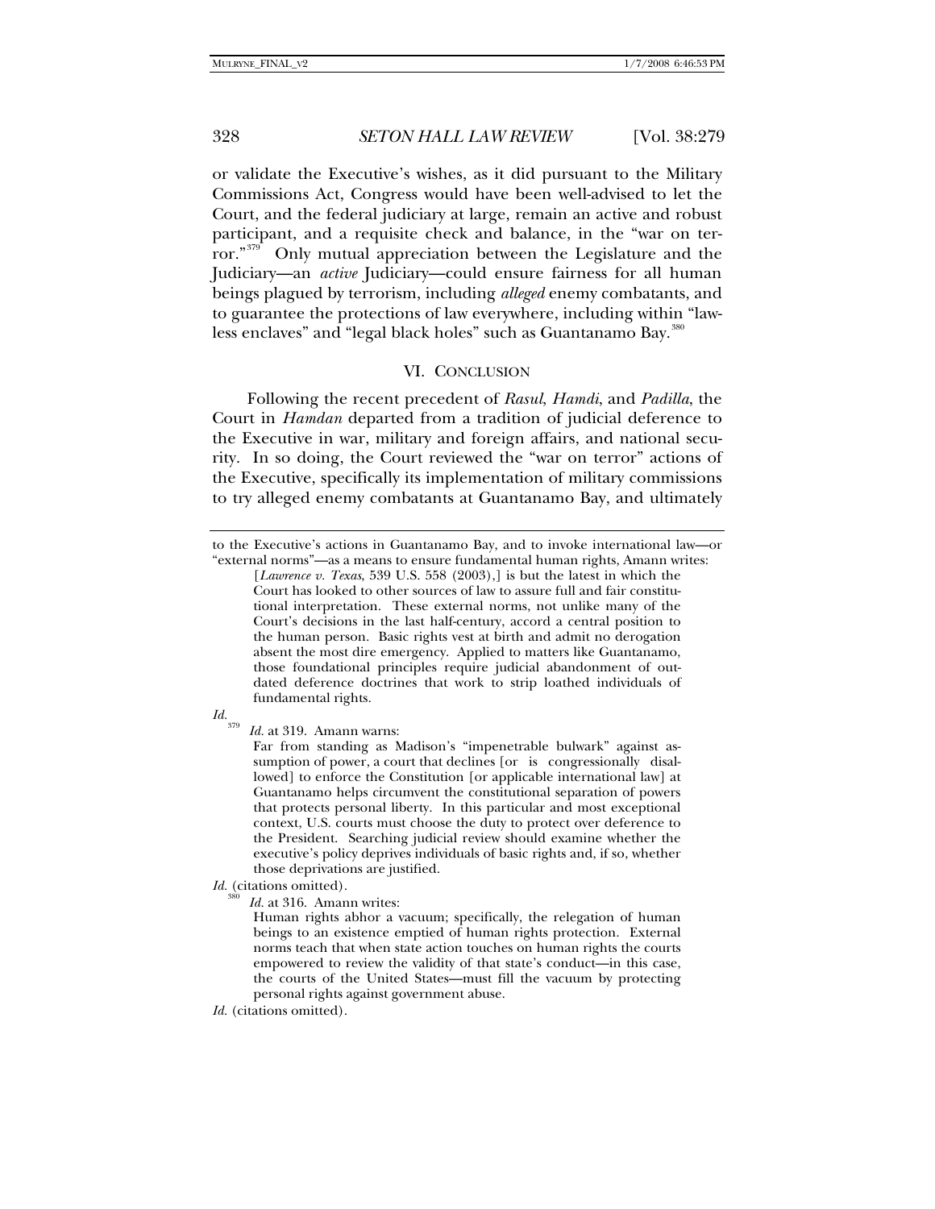or validate the Executive's wishes, as it did pursuant to the Military Commissions Act, Congress would have been well-advised to let the Court, and the federal judiciary at large, remain an active and robust participant, and a requisite check and balance, in the "war on terror."[379] Only mutual appreciation between the Legislature and the Judiciary—an *active* Judiciary—could ensure fairness for all human beings plagued by terrorism, including *alleged* enemy combatants, and to guarantee the protections of law everywhere, including within "lawless enclaves" and "legal black holes" such as Guantanamo Bay.[380]

## VI. CONCLUSION

Following the recent precedent of *Rasul*, *Hamdi*, and *Padilla*, the Court in *Hamdan* departed from a tradition of judicial deference to the Executive in war, military and foreign affairs, and national security. In so doing, the Court reviewed the "war on terror" actions of the Executive, specifically its implementation of military commissions to try alleged enemy combatants at Guantanamo Bay, and ultimately

---

to the Executive's actions in Guantanamo Bay, and to invoke international law—or "external norms"—as a means to ensure fundamental human rights, Amann writes:

> [*Lawrence v. Texas*, 539 U.S. 558 (2003),] is but the latest in which the Court has looked to other sources of law to assure full and fair constitutional interpretation. These external norms, not unlike many of the Court's decisions in the last half-century, accord a central position to the human person. Basic rights vest at birth and admit no derogation absent the most dire emergency. Applied to matters like Guantanamo, those foundational principles require judicial abandonment of outdated deference doctrines that work to strip loathed individuals of fundamental rights.

*Id.*

[379] *Id.* at 319. Amann warns:

> Far from standing as Madison's "impenetrable bulwark" against assumption of power, a court that declines [or is congressionally disallowed] to enforce the Constitution [or applicable international law] at Guantanamo helps circumvent the constitutional separation of powers that protects personal liberty. In this particular and most exceptional context, U.S. courts must choose the duty to protect over deference to the President. Searching judicial review should examine whether the executive's policy deprives individuals of basic rights and, if so, whether those deprivations are justified.

*Id.* (citations omitted).

[380] *Id.* at 316. Amann writes:

> Human rights abhor a vacuum; specifically, the relegation of human beings to an existence emptied of human rights protection. External norms teach that when state action touches on human rights the courts empowered to review the validity of that state's conduct—in this case, the courts of the United States—must fill the vacuum by protecting personal rights against government abuse.

*Id.* (citations omitted).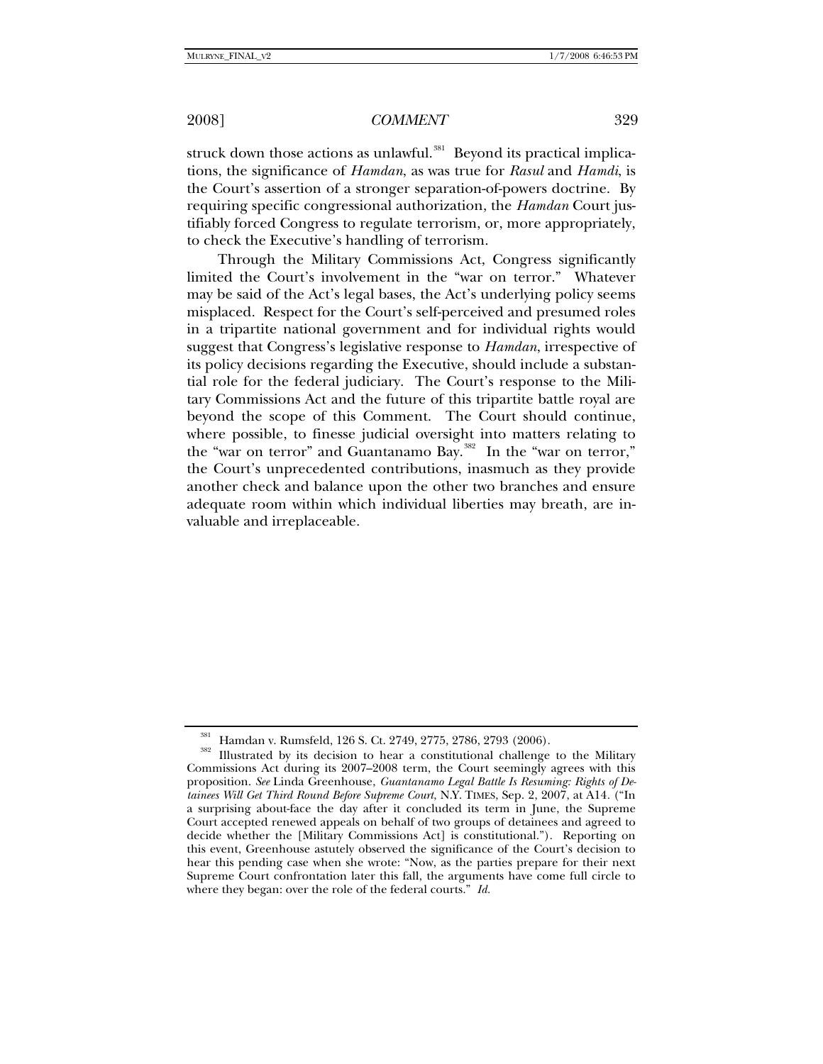struck down those actions as unlawful.[381] Beyond its practical implications, the significance of *Hamdan*, as was true for *Rasul* and *Hamdi*, is the Court's assertion of a stronger separation-of-powers doctrine. By requiring specific congressional authorization, the *Hamdan* Court justifiably forced Congress to regulate terrorism, or, more appropriately, to check the Executive's handling of terrorism.

Through the Military Commissions Act, Congress significantly limited the Court's involvement in the "war on terror." Whatever may be said of the Act's legal bases, the Act's underlying policy seems misplaced. Respect for the Court's self-perceived and presumed roles in a tripartite national government and for individual rights would suggest that Congress's legislative response to *Hamdan*, irrespective of its policy decisions regarding the Executive, should include a substantial role for the federal judiciary. The Court's response to the Military Commissions Act and the future of this tripartite battle royal are beyond the scope of this Comment. The Court should continue, where possible, to finesse judicial oversight into matters relating to the "war on terror" and Guantanamo Bay.[382] In the "war on terror," the Court's unprecedented contributions, inasmuch as they provide another check and balance upon the other two branches and ensure adequate room within which individual liberties may breath, are invaluable and irreplaceable.

---

[381] Hamdan v. Rumsfeld, 126 S. Ct. 2749, 2775, 2786, 2793 (2006).

[382] Illustrated by its decision to hear a constitutional challenge to the Military Commissions Act during its 2007–2008 term, the Court seemingly agrees with this proposition. *See* Linda Greenhouse, *Guantanamo Legal Battle Is Resuming: Rights of Detainees Will Get Third Round Before Supreme Court*, N.Y. TIMES, Sep. 2, 2007, at A14. ("In a surprising about-face the day after it concluded its term in June, the Supreme Court accepted renewed appeals on behalf of two groups of detainees and agreed to decide whether the [Military Commissions Act] is constitutional."). Reporting on this event, Greenhouse astutely observed the significance of the Court's decision to hear this pending case when she wrote: "Now, as the parties prepare for their next Supreme Court confrontation later this fall, the arguments have come full circle to where they began: over the role of the federal courts." *Id.*